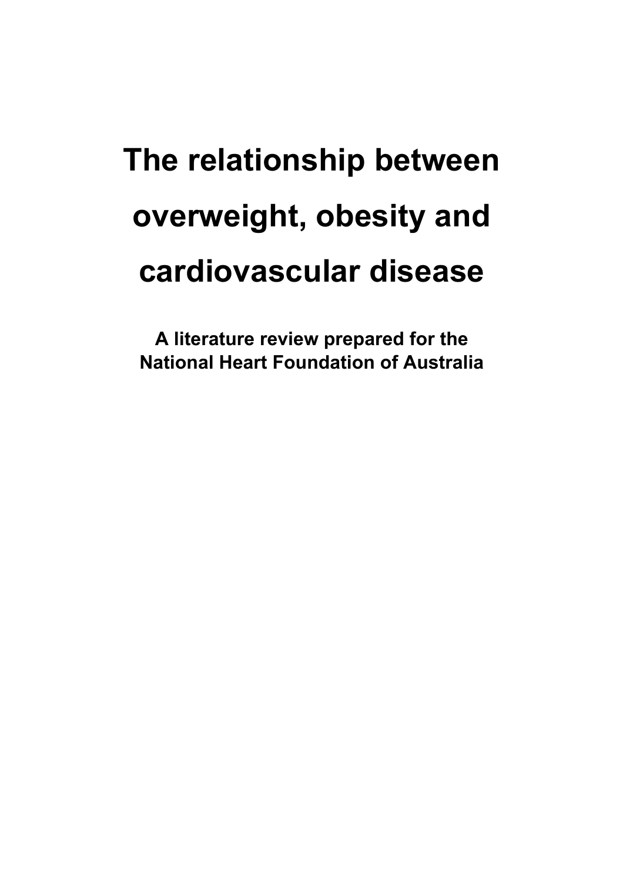# The relationship between overweight, obesity and cardiovascular disease

**A literature review prepared for the National Heart Foundation of Australia**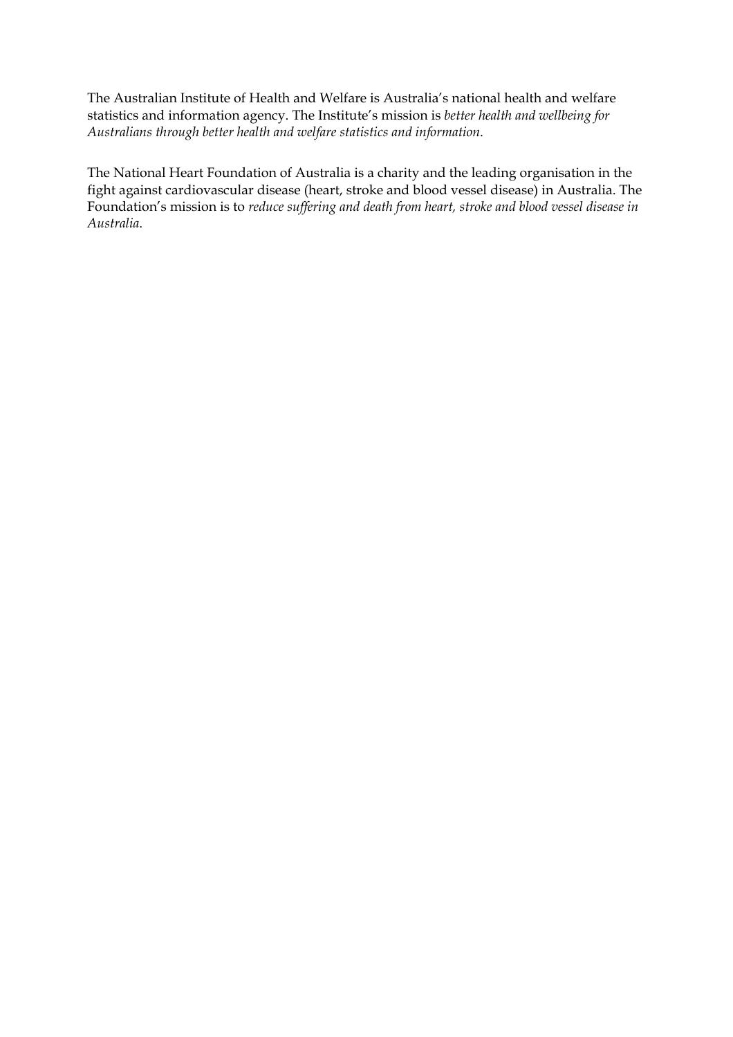The Australian Institute of Health and Welfare is Australia's national health and welfare statistics and information agency. The Institute's mission is *better health and wellbeing for Australians through better health and welfare statistics and information*.

The National Heart Foundation of Australia is a charity and the leading organisation in the fight against cardiovascular disease (heart, stroke and blood vessel disease) in Australia. The Foundation's mission is to *reduce suffering and death from heart, stroke and blood vessel disease in Australia*.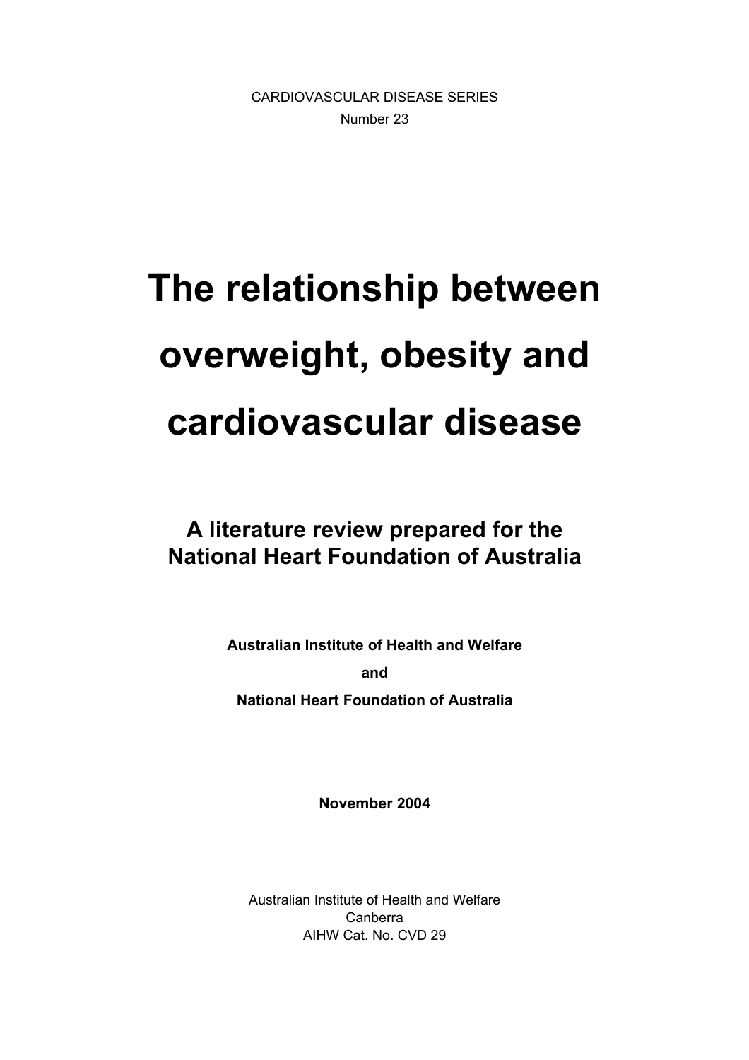CARDIOVASCULAR DISEASE SERIES
Number 23

# The relationship between overweight, obesity and cardiovascular disease

## A literature review prepared for the National Heart Foundation of Australia

**Australian Institute of Health and Welfare**

**and**

**National Heart Foundation of Australia**

**November 2004**

Australian Institute of Health and Welfare
Canberra
AIHW Cat. No. CVD 29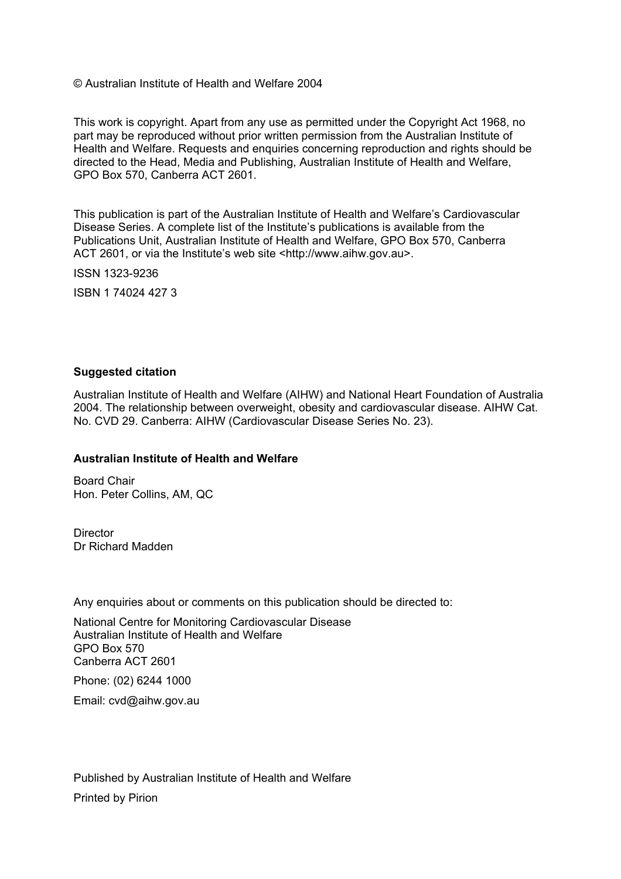© Australian Institute of Health and Welfare 2004

This work is copyright. Apart from any use as permitted under the Copyright Act 1968, no part may be reproduced without prior written permission from the Australian Institute of Health and Welfare. Requests and enquiries concerning reproduction and rights should be directed to the Head, Media and Publishing, Australian Institute of Health and Welfare, GPO Box 570, Canberra ACT 2601.

This publication is part of the Australian Institute of Health and Welfare's Cardiovascular Disease Series. A complete list of the Institute's publications is available from the Publications Unit, Australian Institute of Health and Welfare, GPO Box 570, Canberra ACT 2601, or via the Institute's web site <http://www.aihw.gov.au>.

ISSN 1323-9236

ISBN 1 74024 427 3

**Suggested citation**

Australian Institute of Health and Welfare (AIHW) and National Heart Foundation of Australia 2004. The relationship between overweight, obesity and cardiovascular disease. AIHW Cat. No. CVD 29. Canberra: AIHW (Cardiovascular Disease Series No. 23).

**Australian Institute of Health and Welfare**

Board Chair
Hon. Peter Collins, AM, QC

Director
Dr Richard Madden

Any enquiries about or comments on this publication should be directed to:

National Centre for Monitoring Cardiovascular Disease
Australian Institute of Health and Welfare
GPO Box 570
Canberra ACT 2601

Phone: (02) 6244 1000

Email: cvd@aihw.gov.au

Published by Australian Institute of Health and Welfare

Printed by Pirion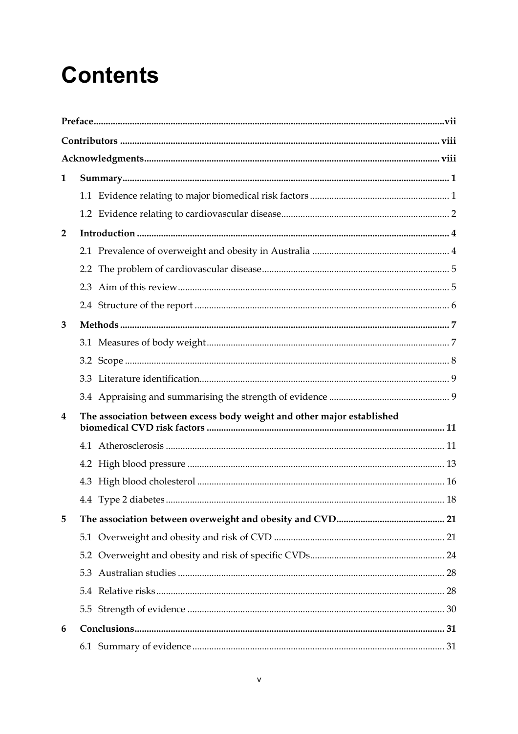# Contents

**Preface** ....... vii

**Contributors** ....... viii

**Acknowledgments** ....... viii

**1 Summary** ....... 1

- 1.1 Evidence relating to major biomedical risk factors ....... 1
- 1.2 Evidence relating to cardiovascular disease ....... 2

**2 Introduction** ....... 4

- 2.1 Prevalence of overweight and obesity in Australia ....... 4
- 2.2 The problem of cardiovascular disease ....... 5
- 2.3 Aim of this review ....... 5
- 2.4 Structure of the report ....... 6

**3 Methods** ....... 7

- 3.1 Measures of body weight ....... 7
- 3.2 Scope ....... 8
- 3.3 Literature identification ....... 9
- 3.4 Appraising and summarising the strength of evidence ....... 9

**4 The association between excess body weight and other major established biomedical CVD risk factors** ....... 11

- 4.1 Atherosclerosis ....... 11
- 4.2 High blood pressure ....... 13
- 4.3 High blood cholesterol ....... 16
- 4.4 Type 2 diabetes ....... 18

**5 The association between overweight and obesity and CVD** ....... 21

- 5.1 Overweight and obesity and risk of CVD ....... 21
- 5.2 Overweight and obesity and risk of specific CVDs ....... 24
- 5.3 Australian studies ....... 28
- 5.4 Relative risks ....... 28
- 5.5 Strength of evidence ....... 30

**6 Conclusions** ....... 31

- 6.1 Summary of evidence ....... 31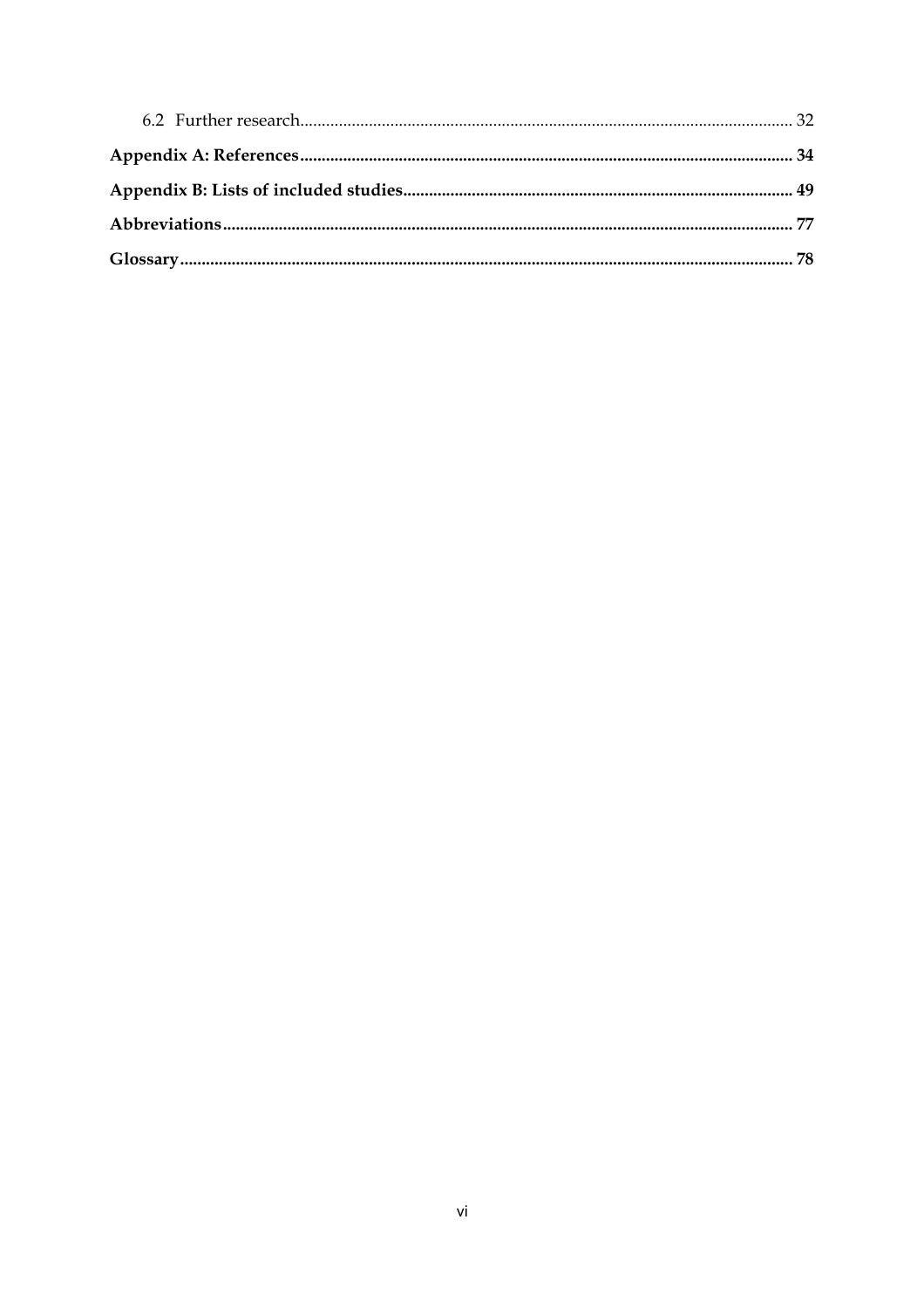6.2 Further research ........................................................................................................ 32

**Appendix A: References** ................................................................................................. 34

**Appendix B: Lists of included studies** ........................................................................... 49

**Abbreviations** .................................................................................................................. 77

**Glossary** .......................................................................................................................... 78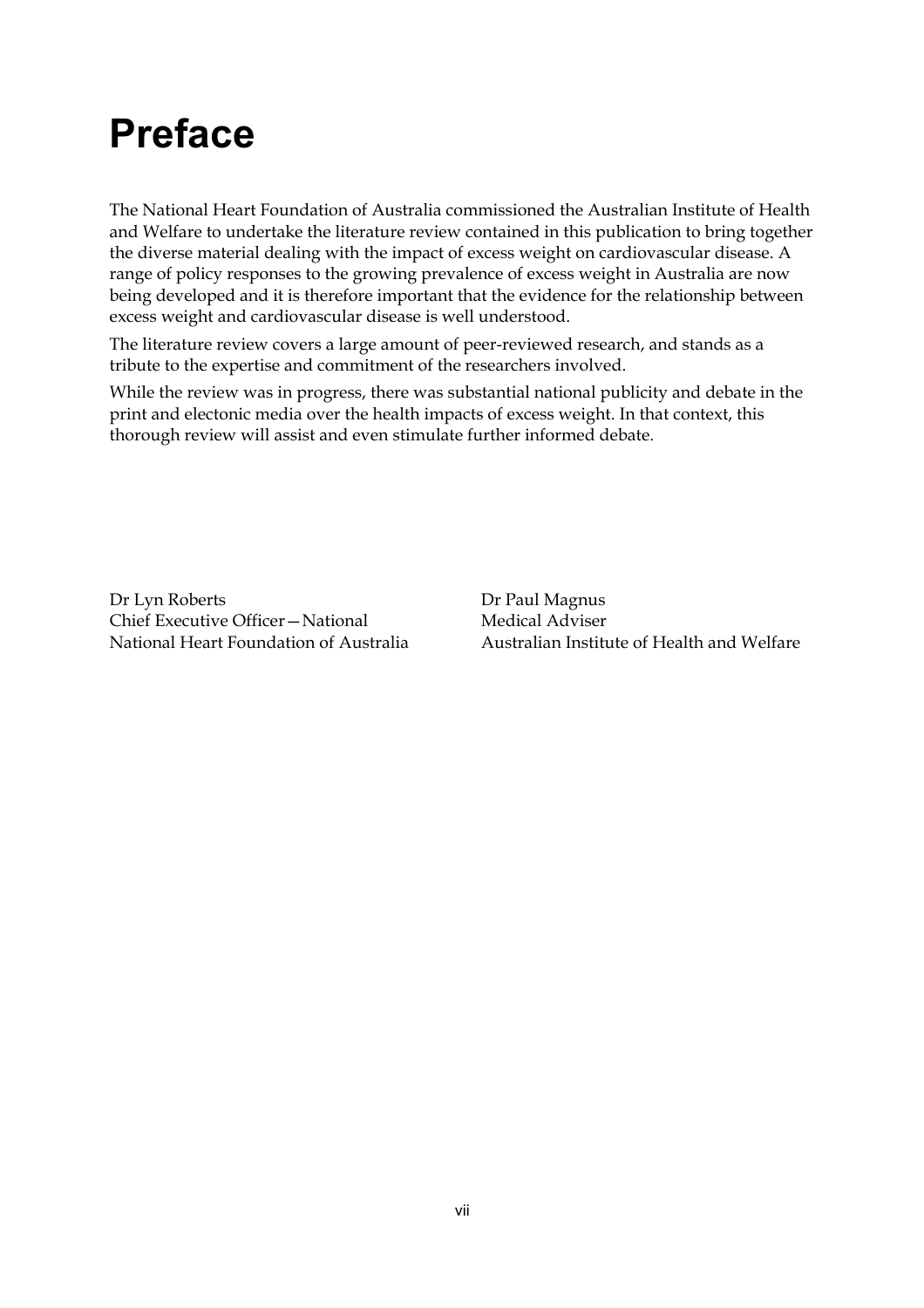# Preface

The National Heart Foundation of Australia commissioned the Australian Institute of Health and Welfare to undertake the literature review contained in this publication to bring together the diverse material dealing with the impact of excess weight on cardiovascular disease. A range of policy responses to the growing prevalence of excess weight in Australia are now being developed and it is therefore important that the evidence for the relationship between excess weight and cardiovascular disease is well understood.

The literature review covers a large amount of peer-reviewed research, and stands as a tribute to the expertise and commitment of the researchers involved.

While the review was in progress, there was substantial national publicity and debate in the print and electonic media over the health impacts of excess weight. In that context, this thorough review will assist and even stimulate further informed debate.

Dr Lyn Roberts
Chief Executive Officer—National
National Heart Foundation of Australia

Dr Paul Magnus
Medical Adviser
Australian Institute of Health and Welfare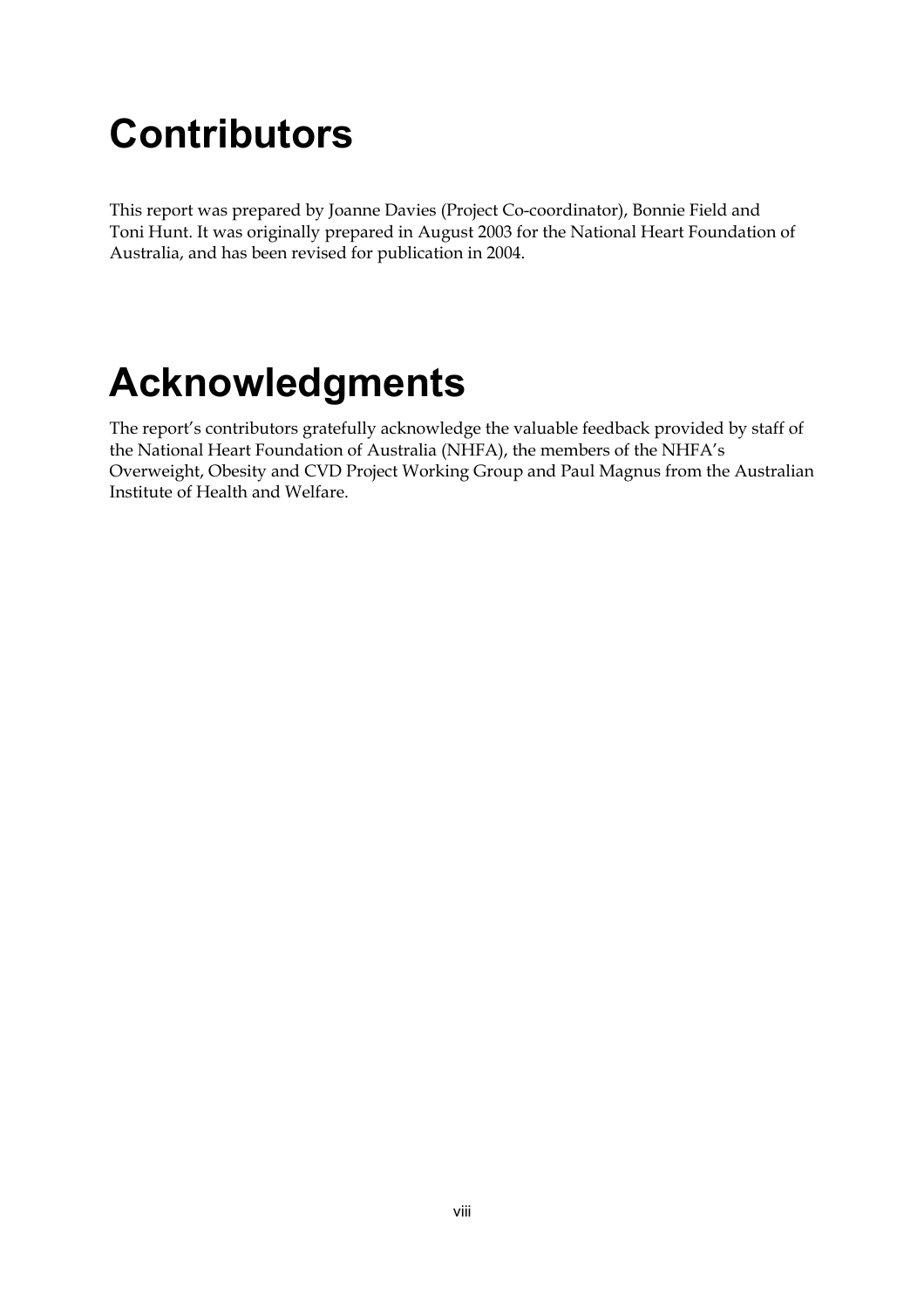# Contributors

This report was prepared by Joanne Davies (Project Co-coordinator), Bonnie Field and Toni Hunt. It was originally prepared in August 2003 for the National Heart Foundation of Australia, and has been revised for publication in 2004.

# Acknowledgments

The report's contributors gratefully acknowledge the valuable feedback provided by staff of the National Heart Foundation of Australia (NHFA), the members of the NHFA's Overweight, Obesity and CVD Project Working Group and Paul Magnus from the Australian Institute of Health and Welfare.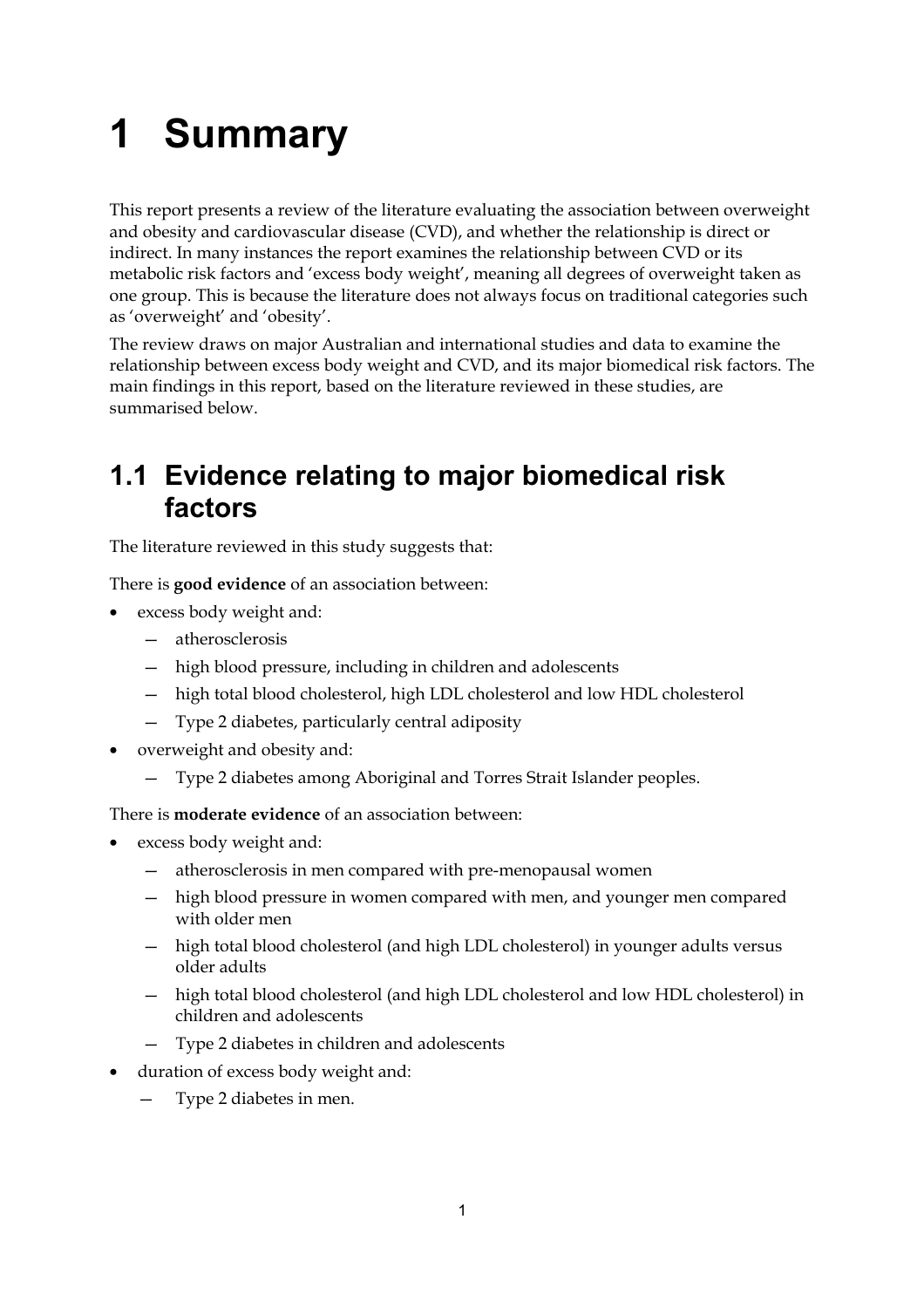# 1 Summary

This report presents a review of the literature evaluating the association between overweight and obesity and cardiovascular disease (CVD), and whether the relationship is direct or indirect. In many instances the report examines the relationship between CVD or its metabolic risk factors and 'excess body weight', meaning all degrees of overweight taken as one group. This is because the literature does not always focus on traditional categories such as 'overweight' and 'obesity'.

The review draws on major Australian and international studies and data to examine the relationship between excess body weight and CVD, and its major biomedical risk factors. The main findings in this report, based on the literature reviewed in these studies, are summarised below.

## 1.1 Evidence relating to major biomedical risk factors

The literature reviewed in this study suggests that:

There is **good evidence** of an association between:

- excess body weight and:
  - atherosclerosis
  - high blood pressure, including in children and adolescents
  - high total blood cholesterol, high LDL cholesterol and low HDL cholesterol
  - Type 2 diabetes, particularly central adiposity
- overweight and obesity and:
  - Type 2 diabetes among Aboriginal and Torres Strait Islander peoples.

There is **moderate evidence** of an association between:

- excess body weight and:
  - atherosclerosis in men compared with pre-menopausal women
  - high blood pressure in women compared with men, and younger men compared with older men
  - high total blood cholesterol (and high LDL cholesterol) in younger adults versus older adults
  - high total blood cholesterol (and high LDL cholesterol and low HDL cholesterol) in children and adolescents
  - Type 2 diabetes in children and adolescents
- duration of excess body weight and:
  - Type 2 diabetes in men.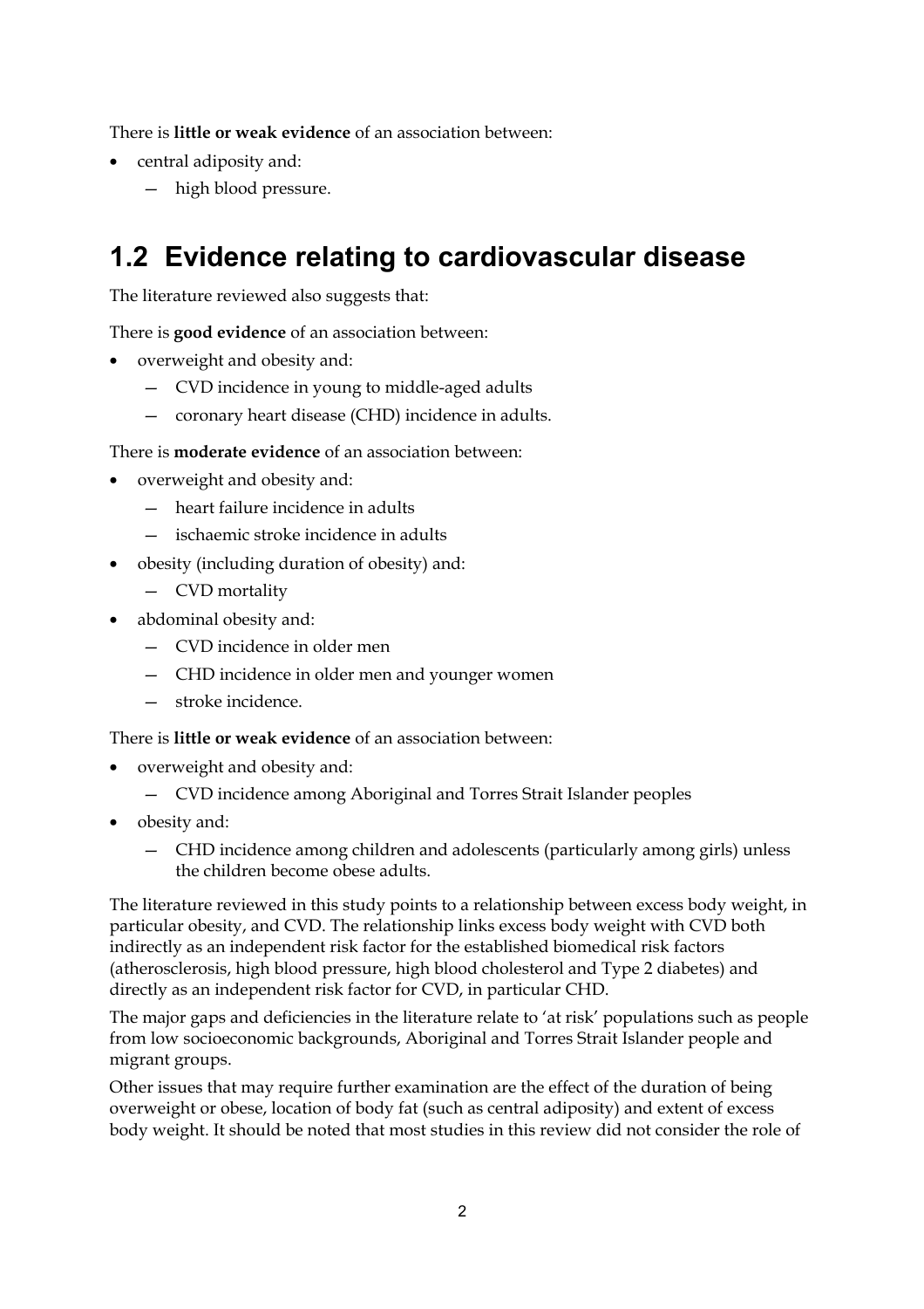There is **little or weak evidence** of an association between:

- central adiposity and:
    - high blood pressure.

## 1.2 Evidence relating to cardiovascular disease

The literature reviewed also suggests that:

There is **good evidence** of an association between:

- overweight and obesity and:
    - CVD incidence in young to middle-aged adults
    - coronary heart disease (CHD) incidence in adults.

There is **moderate evidence** of an association between:

- overweight and obesity and:
    - heart failure incidence in adults
    - ischaemic stroke incidence in adults
- obesity (including duration of obesity) and:
    - CVD mortality
- abdominal obesity and:
    - CVD incidence in older men
    - CHD incidence in older men and younger women
    - stroke incidence.

There is **little or weak evidence** of an association between:

- overweight and obesity and:
    - CVD incidence among Aboriginal and Torres Strait Islander peoples
- obesity and:
    - CHD incidence among children and adolescents (particularly among girls) unless the children become obese adults.

The literature reviewed in this study points to a relationship between excess body weight, in particular obesity, and CVD. The relationship links excess body weight with CVD both indirectly as an independent risk factor for the established biomedical risk factors (atherosclerosis, high blood pressure, high blood cholesterol and Type 2 diabetes) and directly as an independent risk factor for CVD, in particular CHD.

The major gaps and deficiencies in the literature relate to 'at risk' populations such as people from low socioeconomic backgrounds, Aboriginal and Torres Strait Islander people and migrant groups.

Other issues that may require further examination are the effect of the duration of being overweight or obese, location of body fat (such as central adiposity) and extent of excess body weight. It should be noted that most studies in this review did not consider the role of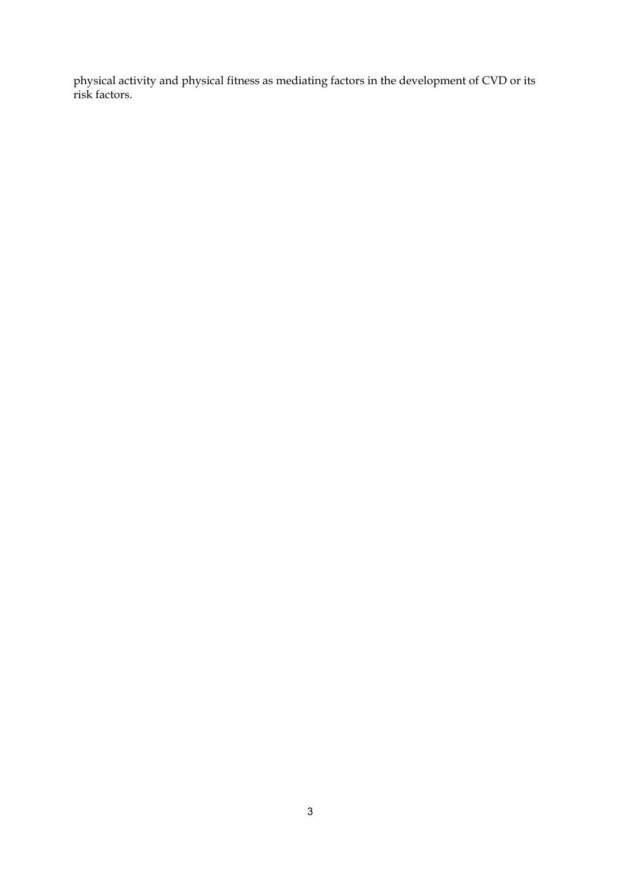physical activity and physical fitness as mediating factors in the development of CVD or its risk factors.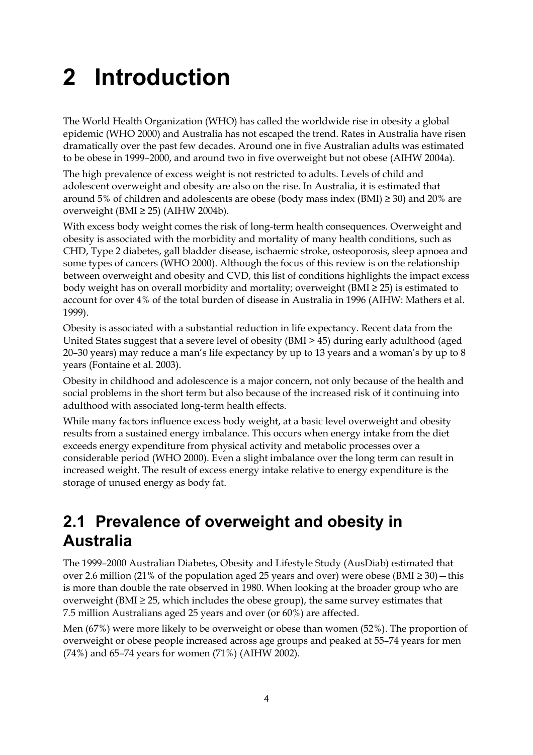# 2 Introduction

The World Health Organization (WHO) has called the worldwide rise in obesity a global epidemic (WHO 2000) and Australia has not escaped the trend. Rates in Australia have risen dramatically over the past few decades. Around one in five Australian adults was estimated to be obese in 1999–2000, and around two in five overweight but not obese (AIHW 2004a).

The high prevalence of excess weight is not restricted to adults. Levels of child and adolescent overweight and obesity are also on the rise. In Australia, it is estimated that around 5% of children and adolescents are obese (body mass index (BMI) $\geq 30$) and 20% are overweight (BMI $\geq 25$) (AIHW 2004b).

With excess body weight comes the risk of long-term health consequences. Overweight and obesity is associated with the morbidity and mortality of many health conditions, such as CHD, Type 2 diabetes, gall bladder disease, ischaemic stroke, osteoporosis, sleep apnoea and some types of cancers (WHO 2000). Although the focus of this review is on the relationship between overweight and obesity and CVD, this list of conditions highlights the impact excess body weight has on overall morbidity and mortality; overweight (BMI $\geq 25$) is estimated to account for over 4% of the total burden of disease in Australia in 1996 (AIHW: Mathers et al. 1999).

Obesity is associated with a substantial reduction in life expectancy. Recent data from the United States suggest that a severe level of obesity (BMI > 45) during early adulthood (aged 20–30 years) may reduce a man's life expectancy by up to 13 years and a woman's by up to 8 years (Fontaine et al. 2003).

Obesity in childhood and adolescence is a major concern, not only because of the health and social problems in the short term but also because of the increased risk of it continuing into adulthood with associated long-term health effects.

While many factors influence excess body weight, at a basic level overweight and obesity results from a sustained energy imbalance. This occurs when energy intake from the diet exceeds energy expenditure from physical activity and metabolic processes over a considerable period (WHO 2000). Even a slight imbalance over the long term can result in increased weight. The result of excess energy intake relative to energy expenditure is the storage of unused energy as body fat.

## 2.1 Prevalence of overweight and obesity in Australia

The 1999–2000 Australian Diabetes, Obesity and Lifestyle Study (AusDiab) estimated that over 2.6 million (21% of the population aged 25 years and over) were obese (BMI $\geq 30$)—this is more than double the rate observed in 1980. When looking at the broader group who are overweight (BMI $\geq 25$, which includes the obese group), the same survey estimates that 7.5 million Australians aged 25 years and over (or 60%) are affected.

Men (67%) were more likely to be overweight or obese than women (52%). The proportion of overweight or obese people increased across age groups and peaked at 55–74 years for men (74%) and 65–74 years for women (71%) (AIHW 2002).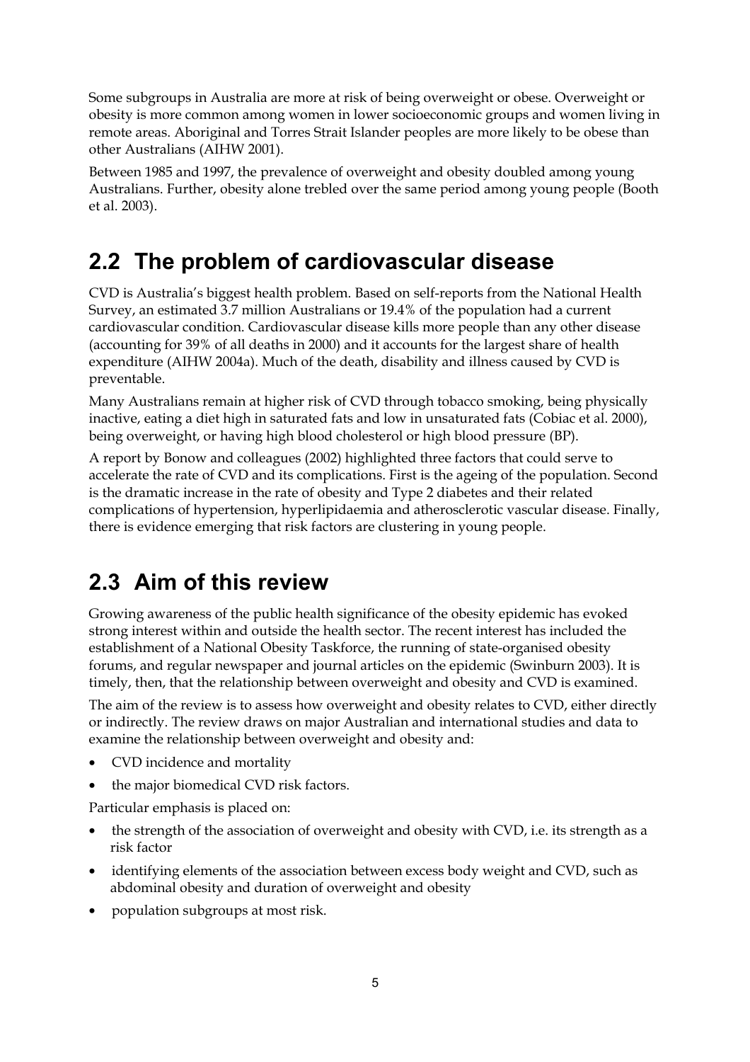Some subgroups in Australia are more at risk of being overweight or obese. Overweight or obesity is more common among women in lower socioeconomic groups and women living in remote areas. Aboriginal and Torres Strait Islander peoples are more likely to be obese than other Australians (AIHW 2001).

Between 1985 and 1997, the prevalence of overweight and obesity doubled among young Australians. Further, obesity alone trebled over the same period among young people (Booth et al. 2003).

## 2.2 The problem of cardiovascular disease

CVD is Australia's biggest health problem. Based on self-reports from the National Health Survey, an estimated 3.7 million Australians or 19.4% of the population had a current cardiovascular condition. Cardiovascular disease kills more people than any other disease (accounting for 39% of all deaths in 2000) and it accounts for the largest share of health expenditure (AIHW 2004a). Much of the death, disability and illness caused by CVD is preventable.

Many Australians remain at higher risk of CVD through tobacco smoking, being physically inactive, eating a diet high in saturated fats and low in unsaturated fats (Cobiac et al. 2000), being overweight, or having high blood cholesterol or high blood pressure (BP).

A report by Bonow and colleagues (2002) highlighted three factors that could serve to accelerate the rate of CVD and its complications. First is the ageing of the population. Second is the dramatic increase in the rate of obesity and Type 2 diabetes and their related complications of hypertension, hyperlipidaemia and atherosclerotic vascular disease. Finally, there is evidence emerging that risk factors are clustering in young people.

## 2.3 Aim of this review

Growing awareness of the public health significance of the obesity epidemic has evoked strong interest within and outside the health sector. The recent interest has included the establishment of a National Obesity Taskforce, the running of state-organised obesity forums, and regular newspaper and journal articles on the epidemic (Swinburn 2003). It is timely, then, that the relationship between overweight and obesity and CVD is examined.

The aim of the review is to assess how overweight and obesity relates to CVD, either directly or indirectly. The review draws on major Australian and international studies and data to examine the relationship between overweight and obesity and:

- CVD incidence and mortality
- the major biomedical CVD risk factors.

Particular emphasis is placed on:

- the strength of the association of overweight and obesity with CVD, i.e. its strength as a risk factor
- identifying elements of the association between excess body weight and CVD, such as abdominal obesity and duration of overweight and obesity
- population subgroups at most risk.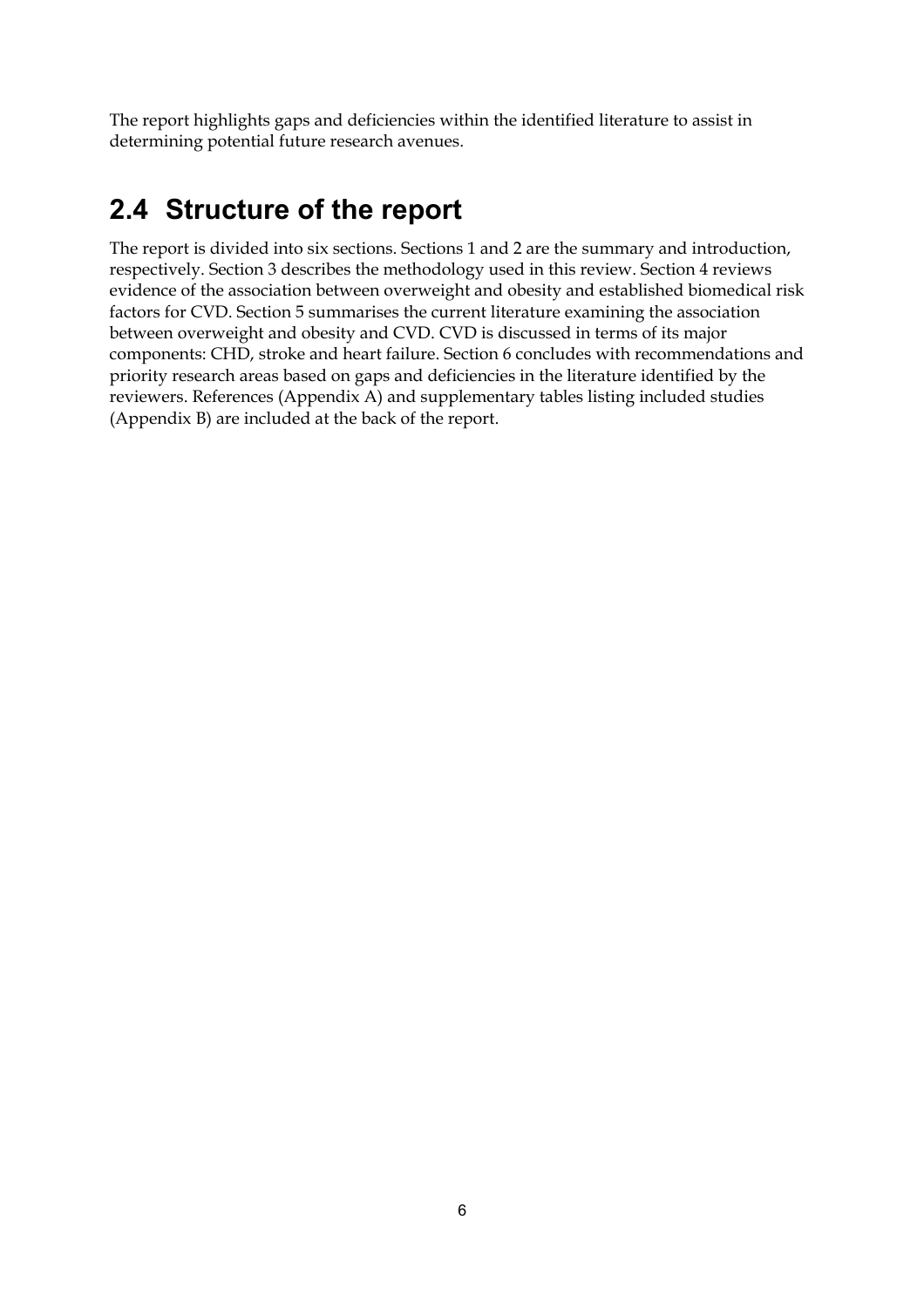The report highlights gaps and deficiencies within the identified literature to assist in determining potential future research avenues.

## 2.4 Structure of the report

The report is divided into six sections. Sections 1 and 2 are the summary and introduction, respectively. Section 3 describes the methodology used in this review. Section 4 reviews evidence of the association between overweight and obesity and established biomedical risk factors for CVD. Section 5 summarises the current literature examining the association between overweight and obesity and CVD. CVD is discussed in terms of its major components: CHD, stroke and heart failure. Section 6 concludes with recommendations and priority research areas based on gaps and deficiencies in the literature identified by the reviewers. References (Appendix A) and supplementary tables listing included studies (Appendix B) are included at the back of the report.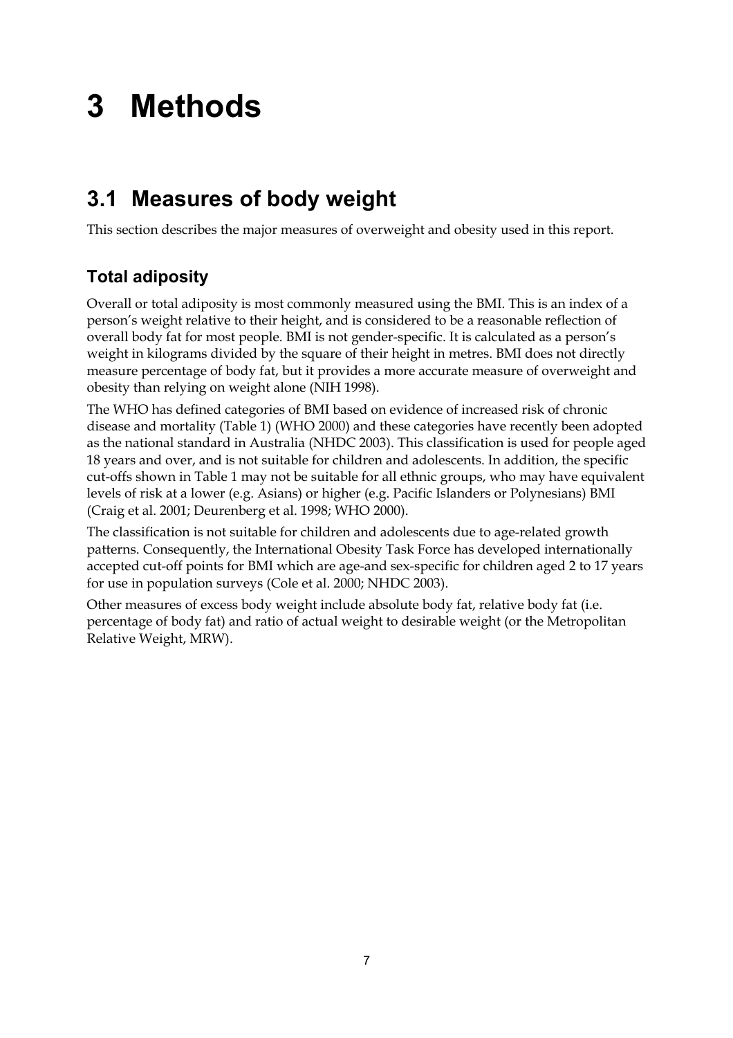# 3 Methods

## 3.1 Measures of body weight

This section describes the major measures of overweight and obesity used in this report.

### Total adiposity

Overall or total adiposity is most commonly measured using the BMI. This is an index of a person's weight relative to their height, and is considered to be a reasonable reflection of overall body fat for most people. BMI is not gender-specific. It is calculated as a person's weight in kilograms divided by the square of their height in metres. BMI does not directly measure percentage of body fat, but it provides a more accurate measure of overweight and obesity than relying on weight alone (NIH 1998).

The WHO has defined categories of BMI based on evidence of increased risk of chronic disease and mortality (Table 1) (WHO 2000) and these categories have recently been adopted as the national standard in Australia (NHDC 2003). This classification is used for people aged 18 years and over, and is not suitable for children and adolescents. In addition, the specific cut-offs shown in Table 1 may not be suitable for all ethnic groups, who may have equivalent levels of risk at a lower (e.g. Asians) or higher (e.g. Pacific Islanders or Polynesians) BMI (Craig et al. 2001; Deurenberg et al. 1998; WHO 2000).

The classification is not suitable for children and adolescents due to age-related growth patterns. Consequently, the International Obesity Task Force has developed internationally accepted cut-off points for BMI which are age-and sex-specific for children aged 2 to 17 years for use in population surveys (Cole et al. 2000; NHDC 2003).

Other measures of excess body weight include absolute body fat, relative body fat (i.e. percentage of body fat) and ratio of actual weight to desirable weight (or the Metropolitan Relative Weight, MRW).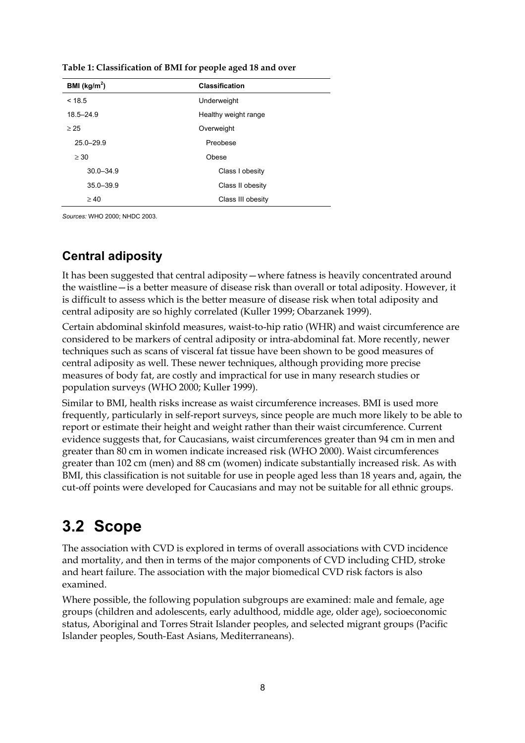**Table 1: Classification of BMI for people aged 18 and over**

| BMI (kg/m$^2$) | Classification |
|---|---|
| < 18.5 | Underweight |
| 18.5–24.9 | Healthy weight range |
| ≥ 25 | Overweight |
| 25.0–29.9 | Preobese |
| ≥ 30 | Obese |
| 30.0–34.9 | Class I obesity |
| 35.0–39.9 | Class II obesity |
| ≥ 40 | Class III obesity |

*Sources:* WHO 2000; NHDC 2003.

### Central adiposity

It has been suggested that central adiposity—where fatness is heavily concentrated around the waistline—is a better measure of disease risk than overall or total adiposity. However, it is difficult to assess which is the better measure of disease risk when total adiposity and central adiposity are so highly correlated (Kuller 1999; Obarzanek 1999).

Certain abdominal skinfold measures, waist-to-hip ratio (WHR) and waist circumference are considered to be markers of central adiposity or intra-abdominal fat. More recently, newer techniques such as scans of visceral fat tissue have been shown to be good measures of central adiposity as well. These newer techniques, although providing more precise measures of body fat, are costly and impractical for use in many research studies or population surveys (WHO 2000; Kuller 1999).

Similar to BMI, health risks increase as waist circumference increases. BMI is used more frequently, particularly in self-report surveys, since people are much more likely to be able to report or estimate their height and weight rather than their waist circumference. Current evidence suggests that, for Caucasians, waist circumferences greater than 94 cm in men and greater than 80 cm in women indicate increased risk (WHO 2000). Waist circumferences greater than 102 cm (men) and 88 cm (women) indicate substantially increased risk. As with BMI, this classification is not suitable for use in people aged less than 18 years and, again, the cut-off points were developed for Caucasians and may not be suitable for all ethnic groups.

## 3.2 Scope

The association with CVD is explored in terms of overall associations with CVD incidence and mortality, and then in terms of the major components of CVD including CHD, stroke and heart failure. The association with the major biomedical CVD risk factors is also examined.

Where possible, the following population subgroups are examined: male and female, age groups (children and adolescents, early adulthood, middle age, older age), socioeconomic status, Aboriginal and Torres Strait Islander peoples, and selected migrant groups (Pacific Islander peoples, South-East Asians, Mediterraneans).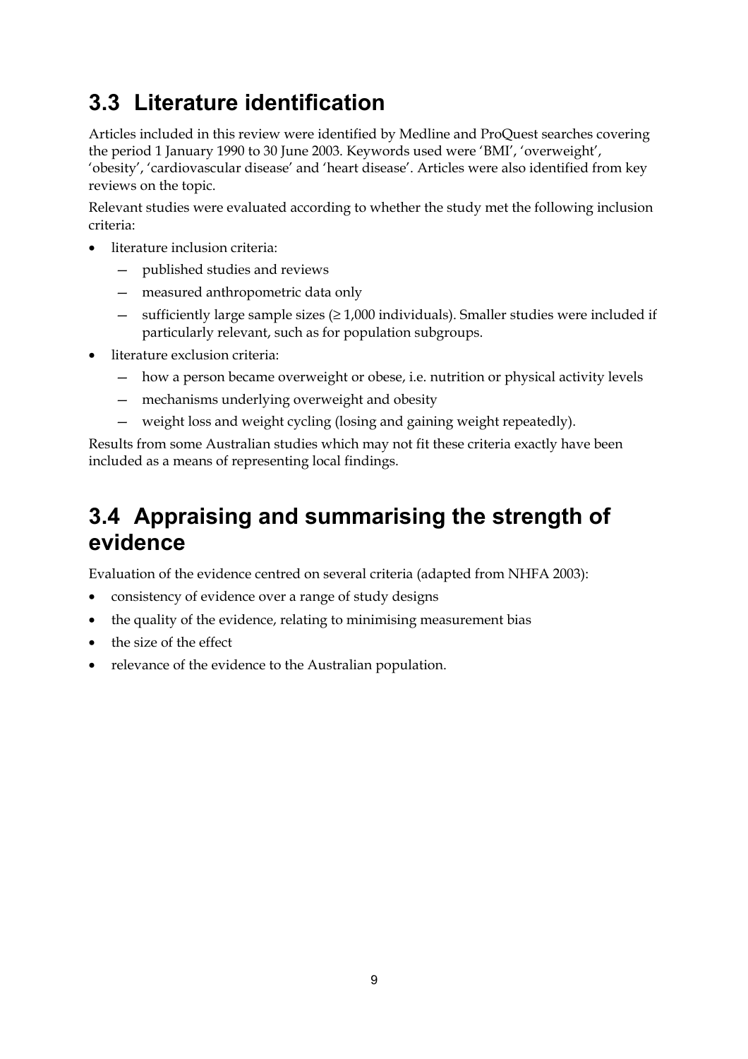## 3.3 Literature identification

Articles included in this review were identified by Medline and ProQuest searches covering the period 1 January 1990 to 30 June 2003. Keywords used were 'BMI', 'overweight', 'obesity', 'cardiovascular disease' and 'heart disease'. Articles were also identified from key reviews on the topic.

Relevant studies were evaluated according to whether the study met the following inclusion criteria:

- literature inclusion criteria:
  - published studies and reviews
  - measured anthropometric data only
  - sufficiently large sample sizes (≥ 1,000 individuals). Smaller studies were included if particularly relevant, such as for population subgroups.
- literature exclusion criteria:
  - how a person became overweight or obese, i.e. nutrition or physical activity levels
  - mechanisms underlying overweight and obesity
  - weight loss and weight cycling (losing and gaining weight repeatedly).

Results from some Australian studies which may not fit these criteria exactly have been included as a means of representing local findings.

## 3.4 Appraising and summarising the strength of evidence

Evaluation of the evidence centred on several criteria (adapted from NHFA 2003):

- consistency of evidence over a range of study designs
- the quality of the evidence, relating to minimising measurement bias
- the size of the effect
- relevance of the evidence to the Australian population.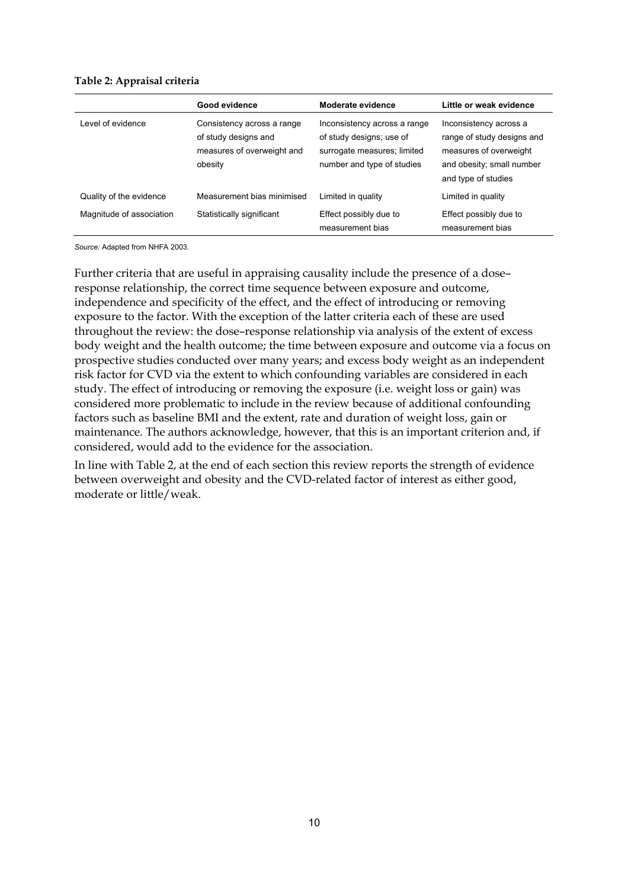**Table 2: Appraisal criteria**

| | Good evidence | Moderate evidence | Little or weak evidence |
|---|---|---|---|
| Level of evidence | Consistency across a range of study designs and measures of overweight and obesity | Inconsistency across a range of study designs; use of surrogate measures; limited number and type of studies | Inconsistency across a range of study designs and measures of overweight and obesity; small number and type of studies |
| Quality of the evidence | Measurement bias minimised | Limited in quality | Limited in quality |
| Magnitude of association | Statistically significant | Effect possibly due to measurement bias | Effect possibly due to measurement bias |

*Source:* Adapted from NHFA 2003.

Further criteria that are useful in appraising causality include the presence of a dose–response relationship, the correct time sequence between exposure and outcome, independence and specificity of the effect, and the effect of introducing or removing exposure to the factor. With the exception of the latter criteria each of these are used throughout the review: the dose–response relationship via analysis of the extent of excess body weight and the health outcome; the time between exposure and outcome via a focus on prospective studies conducted over many years; and excess body weight as an independent risk factor for CVD via the extent to which confounding variables are considered in each study. The effect of introducing or removing the exposure (i.e. weight loss or gain) was considered more problematic to include in the review because of additional confounding factors such as baseline BMI and the extent, rate and duration of weight loss, gain or maintenance. The authors acknowledge, however, that this is an important criterion and, if considered, would add to the evidence for the association.

In line with Table 2, at the end of each section this review reports the strength of evidence between overweight and obesity and the CVD-related factor of interest as either good, moderate or little/weak.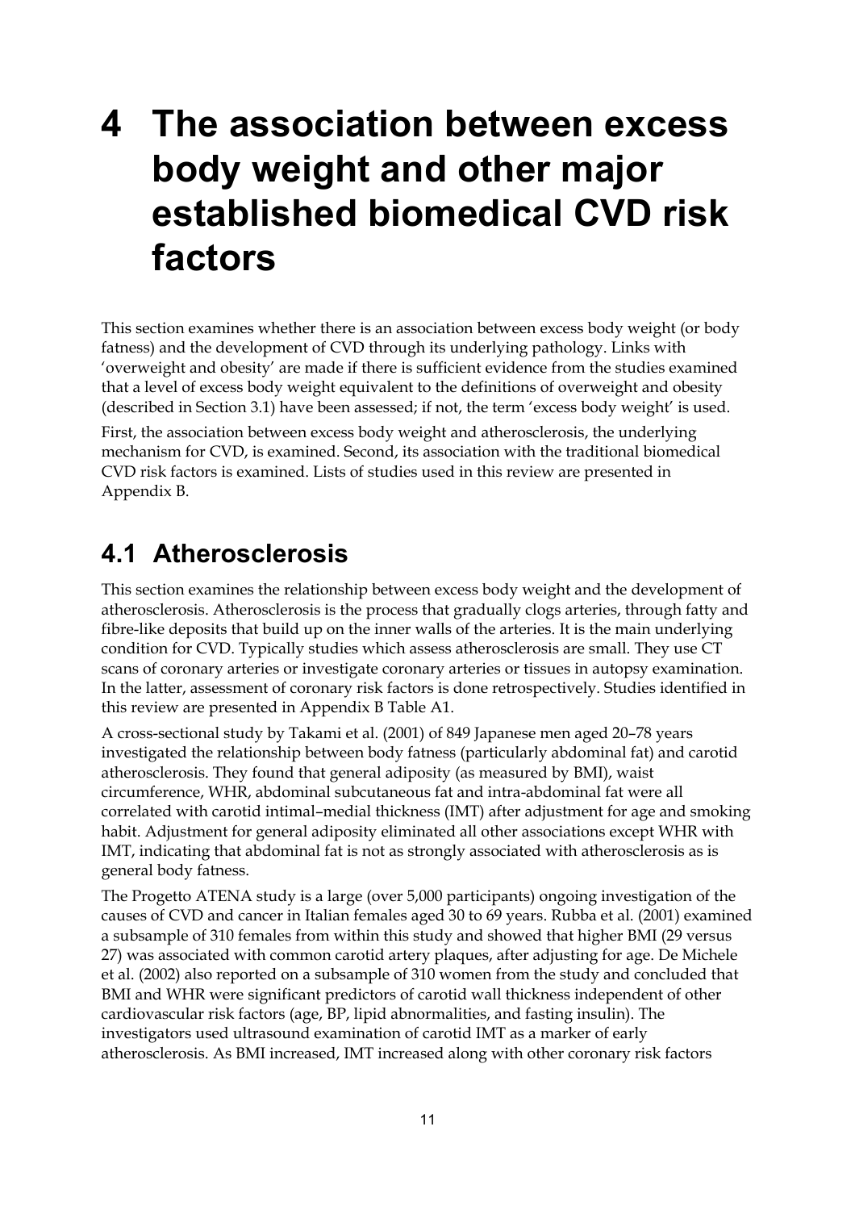# 4 The association between excess body weight and other major established biomedical CVD risk factors

This section examines whether there is an association between excess body weight (or body fatness) and the development of CVD through its underlying pathology. Links with 'overweight and obesity' are made if there is sufficient evidence from the studies examined that a level of excess body weight equivalent to the definitions of overweight and obesity (described in Section 3.1) have been assessed; if not, the term 'excess body weight' is used.

First, the association between excess body weight and atherosclerosis, the underlying mechanism for CVD, is examined. Second, its association with the traditional biomedical CVD risk factors is examined. Lists of studies used in this review are presented in Appendix B.

## 4.1 Atherosclerosis

This section examines the relationship between excess body weight and the development of atherosclerosis. Atherosclerosis is the process that gradually clogs arteries, through fatty and fibre-like deposits that build up on the inner walls of the arteries. It is the main underlying condition for CVD. Typically studies which assess atherosclerosis are small. They use CT scans of coronary arteries or investigate coronary arteries or tissues in autopsy examination. In the latter, assessment of coronary risk factors is done retrospectively. Studies identified in this review are presented in Appendix B Table A1.

A cross-sectional study by Takami et al. (2001) of 849 Japanese men aged 20–78 years investigated the relationship between body fatness (particularly abdominal fat) and carotid atherosclerosis. They found that general adiposity (as measured by BMI), waist circumference, WHR, abdominal subcutaneous fat and intra-abdominal fat were all correlated with carotid intimal–medial thickness (IMT) after adjustment for age and smoking habit. Adjustment for general adiposity eliminated all other associations except WHR with IMT, indicating that abdominal fat is not as strongly associated with atherosclerosis as is general body fatness.

The Progetto ATENA study is a large (over 5,000 participants) ongoing investigation of the causes of CVD and cancer in Italian females aged 30 to 69 years. Rubba et al. (2001) examined a subsample of 310 females from within this study and showed that higher BMI (29 versus 27) was associated with common carotid artery plaques, after adjusting for age. De Michele et al. (2002) also reported on a subsample of 310 women from the study and concluded that BMI and WHR were significant predictors of carotid wall thickness independent of other cardiovascular risk factors (age, BP, lipid abnormalities, and fasting insulin). The investigators used ultrasound examination of carotid IMT as a marker of early atherosclerosis. As BMI increased, IMT increased along with other coronary risk factors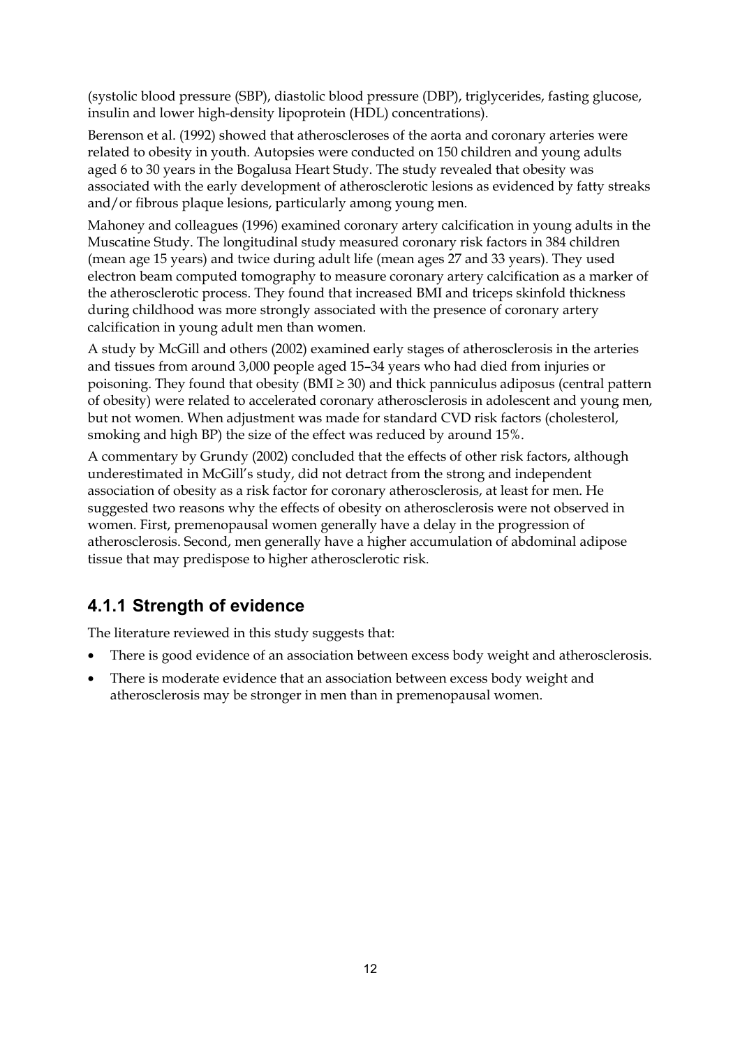(systolic blood pressure (SBP), diastolic blood pressure (DBP), triglycerides, fasting glucose, insulin and lower high-density lipoprotein (HDL) concentrations).

Berenson et al. (1992) showed that atheroscleroses of the aorta and coronary arteries were related to obesity in youth. Autopsies were conducted on 150 children and young adults aged 6 to 30 years in the Bogalusa Heart Study. The study revealed that obesity was associated with the early development of atherosclerotic lesions as evidenced by fatty streaks and/or fibrous plaque lesions, particularly among young men.

Mahoney and colleagues (1996) examined coronary artery calcification in young adults in the Muscatine Study. The longitudinal study measured coronary risk factors in 384 children (mean age 15 years) and twice during adult life (mean ages 27 and 33 years). They used electron beam computed tomography to measure coronary artery calcification as a marker of the atherosclerotic process. They found that increased BMI and triceps skinfold thickness during childhood was more strongly associated with the presence of coronary artery calcification in young adult men than women.

A study by McGill and others (2002) examined early stages of atherosclerosis in the arteries and tissues from around 3,000 people aged 15–34 years who had died from injuries or poisoning. They found that obesity (BMI ≥ 30) and thick panniculus adiposus (central pattern of obesity) were related to accelerated coronary atherosclerosis in adolescent and young men, but not women. When adjustment was made for standard CVD risk factors (cholesterol, smoking and high BP) the size of the effect was reduced by around 15%.

A commentary by Grundy (2002) concluded that the effects of other risk factors, although underestimated in McGill's study, did not detract from the strong and independent association of obesity as a risk factor for coronary atherosclerosis, at least for men. He suggested two reasons why the effects of obesity on atherosclerosis were not observed in women. First, premenopausal women generally have a delay in the progression of atherosclerosis. Second, men generally have a higher accumulation of abdominal adipose tissue that may predispose to higher atherosclerotic risk.

### 4.1.1 Strength of evidence

The literature reviewed in this study suggests that:

- There is good evidence of an association between excess body weight and atherosclerosis.
- There is moderate evidence that an association between excess body weight and atherosclerosis may be stronger in men than in premenopausal women.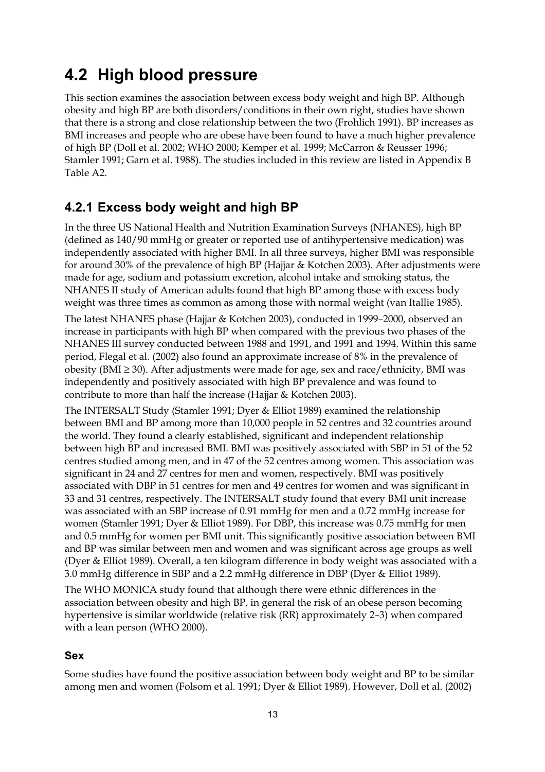## 4.2 High blood pressure

This section examines the association between excess body weight and high BP. Although obesity and high BP are both disorders/conditions in their own right, studies have shown that there is a strong and close relationship between the two (Frohlich 1991). BP increases as BMI increases and people who are obese have been found to have a much higher prevalence of high BP (Doll et al. 2002; WHO 2000; Kemper et al. 1999; McCarron & Reusser 1996; Stamler 1991; Garn et al. 1988). The studies included in this review are listed in Appendix B Table A2.

### 4.2.1 Excess body weight and high BP

In the three US National Health and Nutrition Examination Surveys (NHANES), high BP (defined as 140/90 mmHg or greater or reported use of antihypertensive medication) was independently associated with higher BMI. In all three surveys, higher BMI was responsible for around 30% of the prevalence of high BP (Hajjar & Kotchen 2003). After adjustments were made for age, sodium and potassium excretion, alcohol intake and smoking status, the NHANES II study of American adults found that high BP among those with excess body weight was three times as common as among those with normal weight (van Itallie 1985).

The latest NHANES phase (Hajjar & Kotchen 2003), conducted in 1999–2000, observed an increase in participants with high BP when compared with the previous two phases of the NHANES III survey conducted between 1988 and 1991, and 1991 and 1994. Within this same period, Flegal et al. (2002) also found an approximate increase of 8% in the prevalence of obesity (BMI ≥ 30). After adjustments were made for age, sex and race/ethnicity, BMI was independently and positively associated with high BP prevalence and was found to contribute to more than half the increase (Hajjar & Kotchen 2003).

The INTERSALT Study (Stamler 1991; Dyer & Elliot 1989) examined the relationship between BMI and BP among more than 10,000 people in 52 centres and 32 countries around the world. They found a clearly established, significant and independent relationship between high BP and increased BMI. BMI was positively associated with SBP in 51 of the 52 centres studied among men, and in 47 of the 52 centres among women. This association was significant in 24 and 27 centres for men and women, respectively. BMI was positively associated with DBP in 51 centres for men and 49 centres for women and was significant in 33 and 31 centres, respectively. The INTERSALT study found that every BMI unit increase was associated with an SBP increase of 0.91 mmHg for men and a 0.72 mmHg increase for women (Stamler 1991; Dyer & Elliot 1989). For DBP, this increase was 0.75 mmHg for men and 0.5 mmHg for women per BMI unit. This significantly positive association between BMI and BP was similar between men and women and was significant across age groups as well (Dyer & Elliot 1989). Overall, a ten kilogram difference in body weight was associated with a 3.0 mmHg difference in SBP and a 2.2 mmHg difference in DBP (Dyer & Elliot 1989).

The WHO MONICA study found that although there were ethnic differences in the association between obesity and high BP, in general the risk of an obese person becoming hypertensive is similar worldwide (relative risk (RR) approximately 2–3) when compared with a lean person (WHO 2000).

#### Sex

Some studies have found the positive association between body weight and BP to be similar among men and women (Folsom et al. 1991; Dyer & Elliot 1989). However, Doll et al. (2002)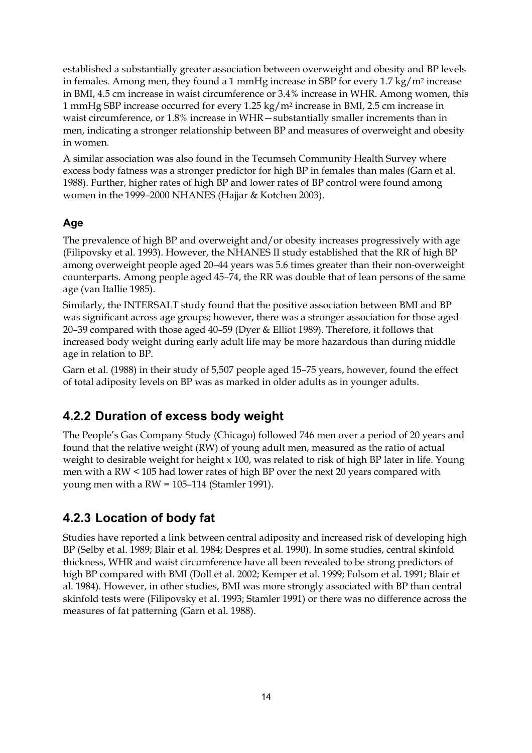established a substantially greater association between overweight and obesity and BP levels in females. Among men, they found a 1 mmHg increase in SBP for every 1.7 $kg/m^2$ increase in BMI, 4.5 cm increase in waist circumference or 3.4% increase in WHR. Among women, this 1 mmHg SBP increase occurred for every 1.25 $kg/m^2$ increase in BMI, 2.5 cm increase in waist circumference, or 1.8% increase in WHR—substantially smaller increments than in men, indicating a stronger relationship between BP and measures of overweight and obesity in women.

A similar association was also found in the Tecumseh Community Health Survey where excess body fatness was a stronger predictor for high BP in females than males (Garn et al. 1988). Further, higher rates of high BP and lower rates of BP control were found among women in the 1999–2000 NHANES (Hajjar & Kotchen 2003).

### Age

The prevalence of high BP and overweight and/or obesity increases progressively with age (Filipovsky et al. 1993). However, the NHANES II study established that the RR of high BP among overweight people aged 20–44 years was 5.6 times greater than their non-overweight counterparts. Among people aged 45–74, the RR was double that of lean persons of the same age (van Itallie 1985).

Similarly, the INTERSALT study found that the positive association between BMI and BP was significant across age groups; however, there was a stronger association for those aged 20–39 compared with those aged 40–59 (Dyer & Elliot 1989). Therefore, it follows that increased body weight during early adult life may be more hazardous than during middle age in relation to BP.

Garn et al. (1988) in their study of 5,507 people aged 15–75 years, however, found the effect of total adiposity levels on BP was as marked in older adults as in younger adults.

## 4.2.2 Duration of excess body weight

The People's Gas Company Study (Chicago) followed 746 men over a period of 20 years and found that the relative weight (RW) of young adult men, measured as the ratio of actual weight to desirable weight for height x 100, was related to risk of high BP later in life. Young men with a RW < 105 had lower rates of high BP over the next 20 years compared with young men with a RW = 105–114 (Stamler 1991).

## 4.2.3 Location of body fat

Studies have reported a link between central adiposity and increased risk of developing high BP (Selby et al. 1989; Blair et al. 1984; Despres et al. 1990). In some studies, central skinfold thickness, WHR and waist circumference have all been revealed to be strong predictors of high BP compared with BMI (Doll et al. 2002; Kemper et al. 1999; Folsom et al. 1991; Blair et al. 1984). However, in other studies, BMI was more strongly associated with BP than central skinfold tests were (Filipovsky et al. 1993; Stamler 1991) or there was no difference across the measures of fat patterning (Garn et al. 1988).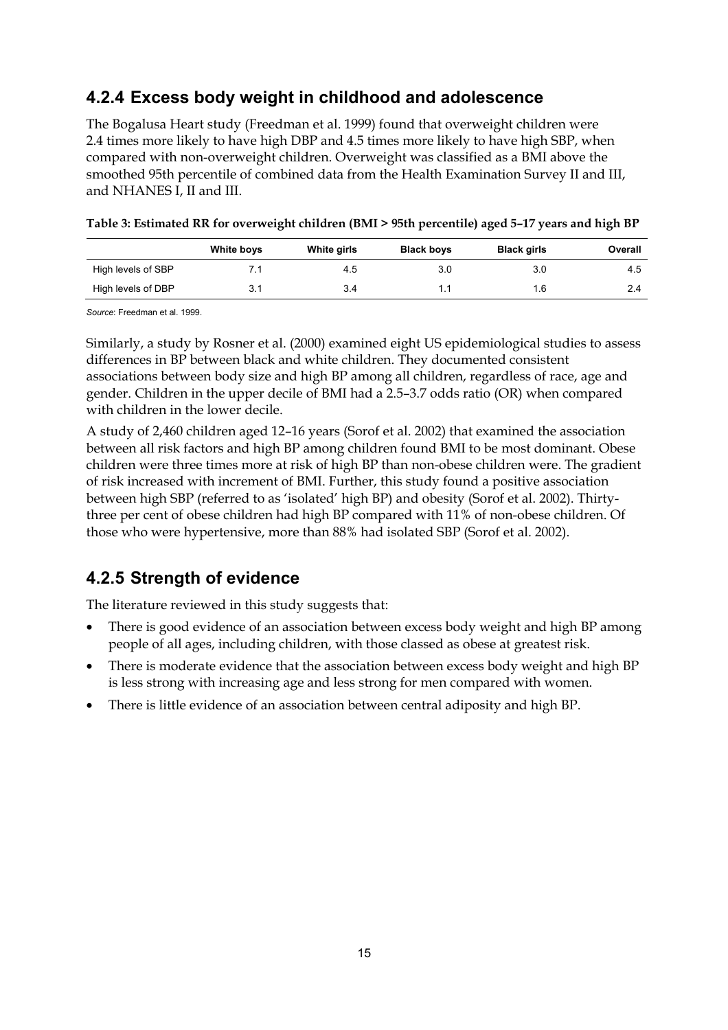## 4.2.4 Excess body weight in childhood and adolescence

The Bogalusa Heart study (Freedman et al. 1999) found that overweight children were 2.4 times more likely to have high DBP and 4.5 times more likely to have high SBP, when compared with non-overweight children. Overweight was classified as a BMI above the smoothed 95th percentile of combined data from the Health Examination Survey II and III, and NHANES I, II and III.

**Table 3: Estimated RR for overweight children (BMI > 95th percentile) aged 5–17 years and high BP**

| | White boys | White girls | Black boys | Black girls | Overall |
|---|---|---|---|---|---|
| High levels of SBP | 7.1 | 4.5 | 3.0 | 3.0 | 4.5 |
| High levels of DBP | 3.1 | 3.4 | 1.1 | 1.6 | 2.4 |

*Source*: Freedman et al. 1999.

Similarly, a study by Rosner et al. (2000) examined eight US epidemiological studies to assess differences in BP between black and white children. They documented consistent associations between body size and high BP among all children, regardless of race, age and gender. Children in the upper decile of BMI had a 2.5–3.7 odds ratio (OR) when compared with children in the lower decile.

A study of 2,460 children aged 12–16 years (Sorof et al. 2002) that examined the association between all risk factors and high BP among children found BMI to be most dominant. Obese children were three times more at risk of high BP than non-obese children were. The gradient of risk increased with increment of BMI. Further, this study found a positive association between high SBP (referred to as 'isolated' high BP) and obesity (Sorof et al. 2002). Thirty-three per cent of obese children had high BP compared with 11% of non-obese children. Of those who were hypertensive, more than 88% had isolated SBP (Sorof et al. 2002).

## 4.2.5 Strength of evidence

The literature reviewed in this study suggests that:

- There is good evidence of an association between excess body weight and high BP among people of all ages, including children, with those classed as obese at greatest risk.
- There is moderate evidence that the association between excess body weight and high BP is less strong with increasing age and less strong for men compared with women.
- There is little evidence of an association between central adiposity and high BP.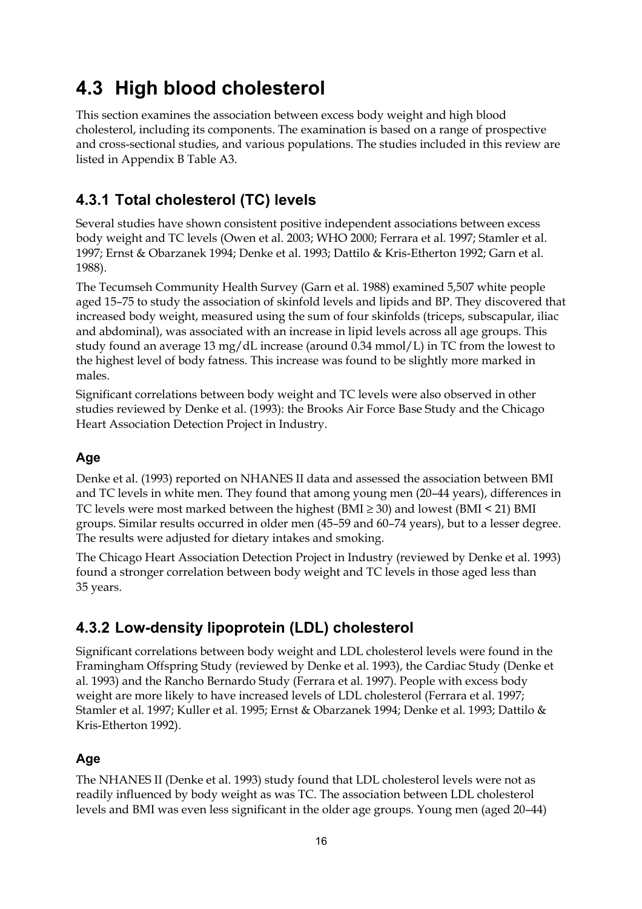# 4.3 High blood cholesterol

This section examines the association between excess body weight and high blood cholesterol, including its components. The examination is based on a range of prospective and cross-sectional studies, and various populations. The studies included in this review are listed in Appendix B Table A3.

## 4.3.1 Total cholesterol (TC) levels

Several studies have shown consistent positive independent associations between excess body weight and TC levels (Owen et al. 2003; WHO 2000; Ferrara et al. 1997; Stamler et al. 1997; Ernst & Obarzanek 1994; Denke et al. 1993; Dattilo & Kris-Etherton 1992; Garn et al. 1988).

The Tecumseh Community Health Survey (Garn et al. 1988) examined 5,507 white people aged 15–75 to study the association of skinfold levels and lipids and BP. They discovered that increased body weight, measured using the sum of four skinfolds (triceps, subscapular, iliac and abdominal), was associated with an increase in lipid levels across all age groups. This study found an average 13 mg/dL increase (around 0.34 mmol/L) in TC from the lowest to the highest level of body fatness. This increase was found to be slightly more marked in males.

Significant correlations between body weight and TC levels were also observed in other studies reviewed by Denke et al. (1993): the Brooks Air Force Base Study and the Chicago Heart Association Detection Project in Industry.

### Age

Denke et al. (1993) reported on NHANES II data and assessed the association between BMI and TC levels in white men. They found that among young men (20–44 years), differences in TC levels were most marked between the highest (BMI $\geq 30$) and lowest (BMI $< 21$) BMI groups. Similar results occurred in older men (45–59 and 60–74 years), but to a lesser degree. The results were adjusted for dietary intakes and smoking.

The Chicago Heart Association Detection Project in Industry (reviewed by Denke et al. 1993) found a stronger correlation between body weight and TC levels in those aged less than 35 years.

## 4.3.2 Low-density lipoprotein (LDL) cholesterol

Significant correlations between body weight and LDL cholesterol levels were found in the Framingham Offspring Study (reviewed by Denke et al. 1993), the Cardiac Study (Denke et al. 1993) and the Rancho Bernardo Study (Ferrara et al. 1997). People with excess body weight are more likely to have increased levels of LDL cholesterol (Ferrara et al. 1997; Stamler et al. 1997; Kuller et al. 1995; Ernst & Obarzanek 1994; Denke et al. 1993; Dattilo & Kris-Etherton 1992).

### Age

The NHANES II (Denke et al. 1993) study found that LDL cholesterol levels were not as readily influenced by body weight as was TC. The association between LDL cholesterol levels and BMI was even less significant in the older age groups. Young men (aged 20–44)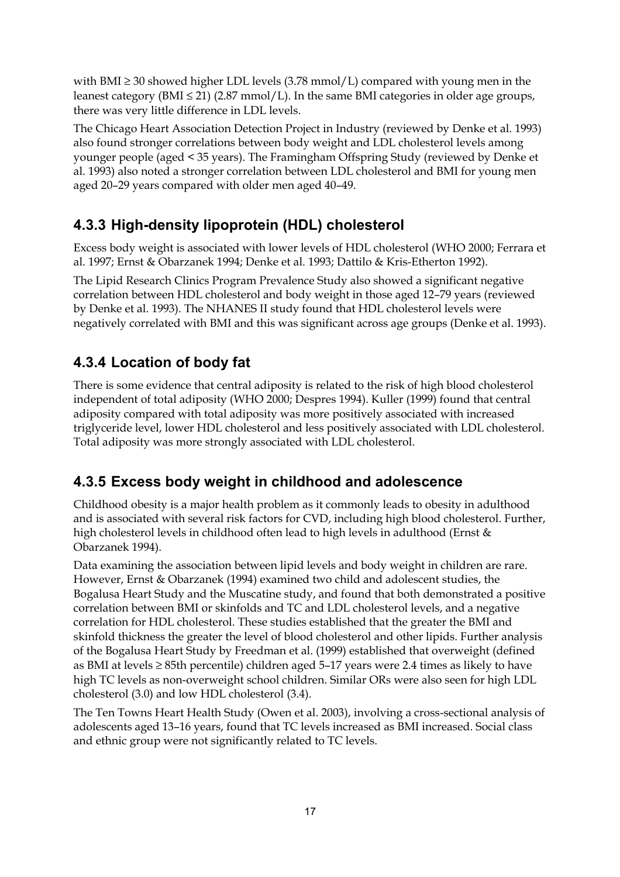with BMI ≥ 30 showed higher LDL levels (3.78 mmol/L) compared with young men in the leanest category (BMI ≤ 21) (2.87 mmol/L). In the same BMI categories in older age groups, there was very little difference in LDL levels.

The Chicago Heart Association Detection Project in Industry (reviewed by Denke et al. 1993) also found stronger correlations between body weight and LDL cholesterol levels among younger people (aged < 35 years). The Framingham Offspring Study (reviewed by Denke et al. 1993) also noted a stronger correlation between LDL cholesterol and BMI for young men aged 20–29 years compared with older men aged 40–49.

## 4.3.3 High-density lipoprotein (HDL) cholesterol

Excess body weight is associated with lower levels of HDL cholesterol (WHO 2000; Ferrara et al. 1997; Ernst & Obarzanek 1994; Denke et al. 1993; Dattilo & Kris-Etherton 1992).

The Lipid Research Clinics Program Prevalence Study also showed a significant negative correlation between HDL cholesterol and body weight in those aged 12–79 years (reviewed by Denke et al. 1993). The NHANES II study found that HDL cholesterol levels were negatively correlated with BMI and this was significant across age groups (Denke et al. 1993).

## 4.3.4 Location of body fat

There is some evidence that central adiposity is related to the risk of high blood cholesterol independent of total adiposity (WHO 2000; Despres 1994). Kuller (1999) found that central adiposity compared with total adiposity was more positively associated with increased triglyceride level, lower HDL cholesterol and less positively associated with LDL cholesterol. Total adiposity was more strongly associated with LDL cholesterol.

## 4.3.5 Excess body weight in childhood and adolescence

Childhood obesity is a major health problem as it commonly leads to obesity in adulthood and is associated with several risk factors for CVD, including high blood cholesterol. Further, high cholesterol levels in childhood often lead to high levels in adulthood (Ernst & Obarzanek 1994).

Data examining the association between lipid levels and body weight in children are rare. However, Ernst & Obarzanek (1994) examined two child and adolescent studies, the Bogalusa Heart Study and the Muscatine study, and found that both demonstrated a positive correlation between BMI or skinfolds and TC and LDL cholesterol levels, and a negative correlation for HDL cholesterol. These studies established that the greater the BMI and skinfold thickness the greater the level of blood cholesterol and other lipids. Further analysis of the Bogalusa Heart Study by Freedman et al. (1999) established that overweight (defined as BMI at levels ≥ 85th percentile) children aged 5–17 years were 2.4 times as likely to have high TC levels as non-overweight school children. Similar ORs were also seen for high LDL cholesterol (3.0) and low HDL cholesterol (3.4).

The Ten Towns Heart Health Study (Owen et al. 2003), involving a cross-sectional analysis of adolescents aged 13–16 years, found that TC levels increased as BMI increased. Social class and ethnic group were not significantly related to TC levels.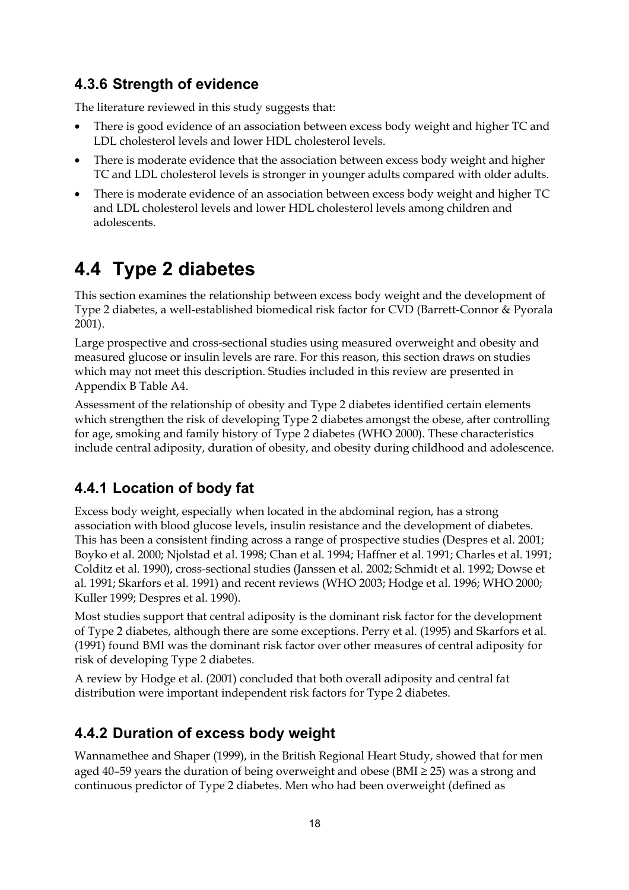### 4.3.6 Strength of evidence

The literature reviewed in this study suggests that:

- There is good evidence of an association between excess body weight and higher TC and LDL cholesterol levels and lower HDL cholesterol levels.
- There is moderate evidence that the association between excess body weight and higher TC and LDL cholesterol levels is stronger in younger adults compared with older adults.
- There is moderate evidence of an association between excess body weight and higher TC and LDL cholesterol levels and lower HDL cholesterol levels among children and adolescents.

## 4.4 Type 2 diabetes

This section examines the relationship between excess body weight and the development of Type 2 diabetes, a well-established biomedical risk factor for CVD (Barrett-Connor & Pyorala 2001).

Large prospective and cross-sectional studies using measured overweight and obesity and measured glucose or insulin levels are rare. For this reason, this section draws on studies which may not meet this description. Studies included in this review are presented in Appendix B Table A4.

Assessment of the relationship of obesity and Type 2 diabetes identified certain elements which strengthen the risk of developing Type 2 diabetes amongst the obese, after controlling for age, smoking and family history of Type 2 diabetes (WHO 2000). These characteristics include central adiposity, duration of obesity, and obesity during childhood and adolescence.

### 4.4.1 Location of body fat

Excess body weight, especially when located in the abdominal region, has a strong association with blood glucose levels, insulin resistance and the development of diabetes. This has been a consistent finding across a range of prospective studies (Despres et al. 2001; Boyko et al. 2000; Njolstad et al. 1998; Chan et al. 1994; Haffner et al. 1991; Charles et al. 1991; Colditz et al. 1990), cross-sectional studies (Janssen et al. 2002; Schmidt et al. 1992; Dowse et al. 1991; Skarfors et al. 1991) and recent reviews (WHO 2003; Hodge et al. 1996; WHO 2000; Kuller 1999; Despres et al. 1990).

Most studies support that central adiposity is the dominant risk factor for the development of Type 2 diabetes, although there are some exceptions. Perry et al. (1995) and Skarfors et al. (1991) found BMI was the dominant risk factor over other measures of central adiposity for risk of developing Type 2 diabetes.

A review by Hodge et al. (2001) concluded that both overall adiposity and central fat distribution were important independent risk factors for Type 2 diabetes.

### 4.4.2 Duration of excess body weight

Wannamethee and Shaper (1999), in the British Regional Heart Study, showed that for men aged 40–59 years the duration of being overweight and obese (BMI ≥ 25) was a strong and continuous predictor of Type 2 diabetes. Men who had been overweight (defined as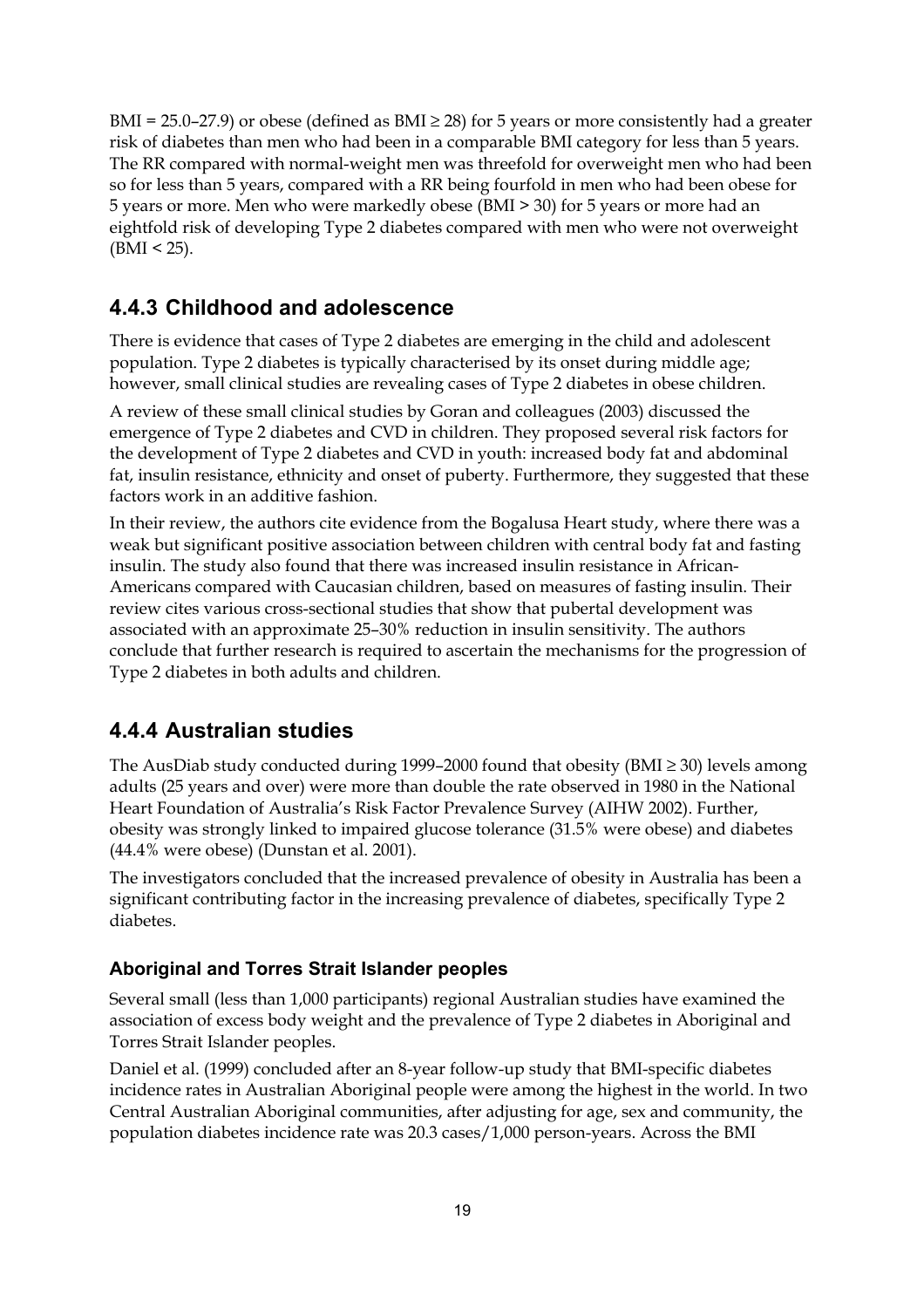BMI = 25.0–27.9) or obese (defined as BMI ≥ 28) for 5 years or more consistently had a greater risk of diabetes than men who had been in a comparable BMI category for less than 5 years. The RR compared with normal-weight men was threefold for overweight men who had been so for less than 5 years, compared with a RR being fourfold in men who had been obese for 5 years or more. Men who were markedly obese (BMI > 30) for 5 years or more had an eightfold risk of developing Type 2 diabetes compared with men who were not overweight (BMI < 25).

## 4.4.3 Childhood and adolescence

There is evidence that cases of Type 2 diabetes are emerging in the child and adolescent population. Type 2 diabetes is typically characterised by its onset during middle age; however, small clinical studies are revealing cases of Type 2 diabetes in obese children.

A review of these small clinical studies by Goran and colleagues (2003) discussed the emergence of Type 2 diabetes and CVD in children. They proposed several risk factors for the development of Type 2 diabetes and CVD in youth: increased body fat and abdominal fat, insulin resistance, ethnicity and onset of puberty. Furthermore, they suggested that these factors work in an additive fashion.

In their review, the authors cite evidence from the Bogalusa Heart study, where there was a weak but significant positive association between children with central body fat and fasting insulin. The study also found that there was increased insulin resistance in African-Americans compared with Caucasian children, based on measures of fasting insulin. Their review cites various cross-sectional studies that show that pubertal development was associated with an approximate 25–30% reduction in insulin sensitivity. The authors conclude that further research is required to ascertain the mechanisms for the progression of Type 2 diabetes in both adults and children.

## 4.4.4 Australian studies

The AusDiab study conducted during 1999–2000 found that obesity (BMI ≥ 30) levels among adults (25 years and over) were more than double the rate observed in 1980 in the National Heart Foundation of Australia's Risk Factor Prevalence Survey (AIHW 2002). Further, obesity was strongly linked to impaired glucose tolerance (31.5% were obese) and diabetes (44.4% were obese) (Dunstan et al. 2001).

The investigators concluded that the increased prevalence of obesity in Australia has been a significant contributing factor in the increasing prevalence of diabetes, specifically Type 2 diabetes.

### Aboriginal and Torres Strait Islander peoples

Several small (less than 1,000 participants) regional Australian studies have examined the association of excess body weight and the prevalence of Type 2 diabetes in Aboriginal and Torres Strait Islander peoples.

Daniel et al. (1999) concluded after an 8-year follow-up study that BMI-specific diabetes incidence rates in Australian Aboriginal people were among the highest in the world. In two Central Australian Aboriginal communities, after adjusting for age, sex and community, the population diabetes incidence rate was 20.3 cases/1,000 person-years. Across the BMI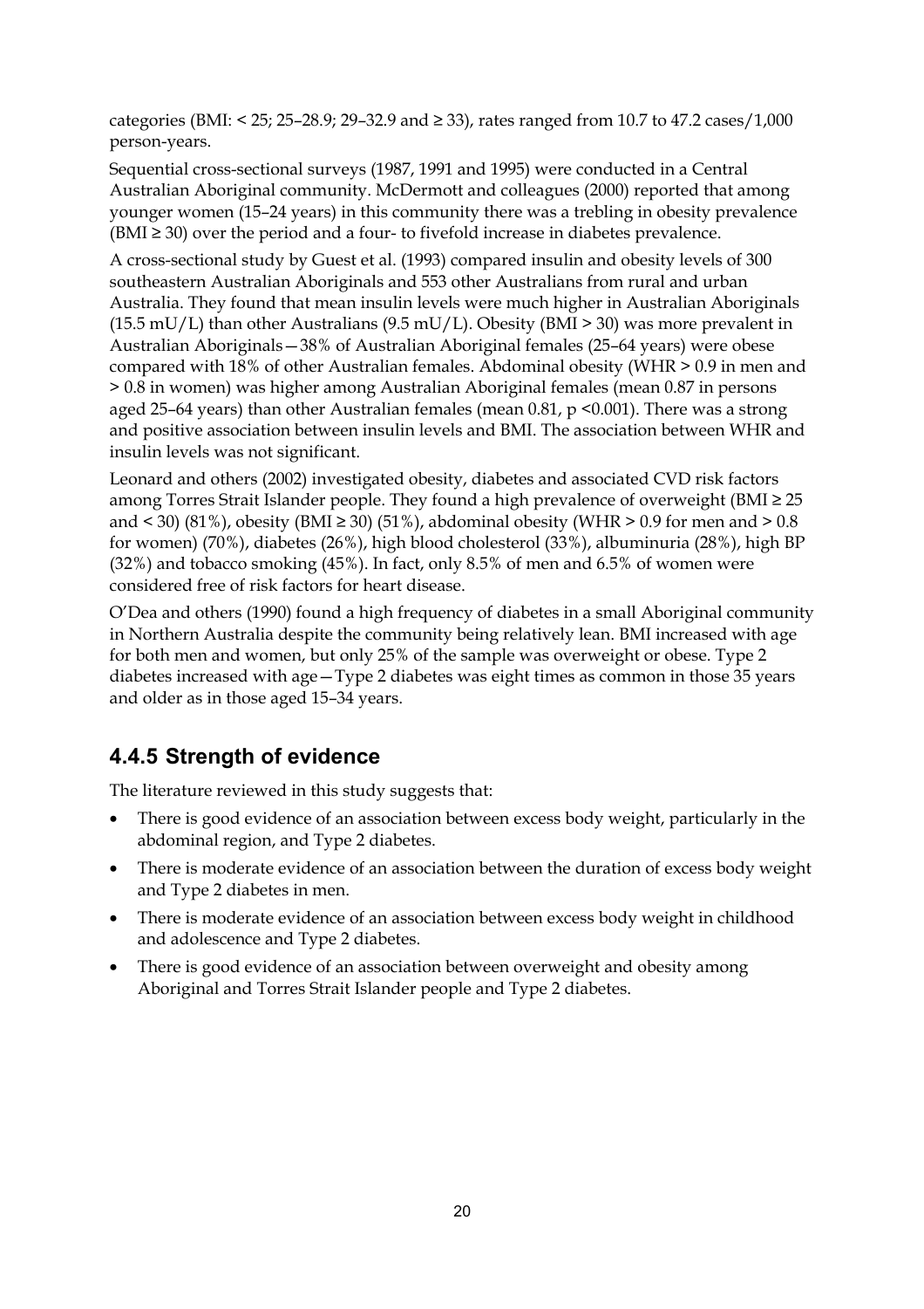categories (BMI: < 25; 25–28.9; 29–32.9 and ≥ 33), rates ranged from 10.7 to 47.2 cases/1,000 person-years.

Sequential cross-sectional surveys (1987, 1991 and 1995) were conducted in a Central Australian Aboriginal community. McDermott and colleagues (2000) reported that among younger women (15–24 years) in this community there was a trebling in obesity prevalence (BMI ≥ 30) over the period and a four- to fivefold increase in diabetes prevalence.

A cross-sectional study by Guest et al. (1993) compared insulin and obesity levels of 300 southeastern Australian Aboriginals and 553 other Australians from rural and urban Australia. They found that mean insulin levels were much higher in Australian Aboriginals (15.5 mU/L) than other Australians (9.5 mU/L). Obesity (BMI > 30) was more prevalent in Australian Aboriginals—38% of Australian Aboriginal females (25–64 years) were obese compared with 18% of other Australian females. Abdominal obesity (WHR > 0.9 in men and > 0.8 in women) was higher among Australian Aboriginal females (mean 0.87 in persons aged 25–64 years) than other Australian females (mean 0.81, $p < 0.001$). There was a strong and positive association between insulin levels and BMI. The association between WHR and insulin levels was not significant.

Leonard and others (2002) investigated obesity, diabetes and associated CVD risk factors among Torres Strait Islander people. They found a high prevalence of overweight (BMI ≥ 25 and < 30) (81%), obesity (BMI ≥ 30) (51%), abdominal obesity (WHR > 0.9 for men and > 0.8 for women) (70%), diabetes (26%), high blood cholesterol (33%), albuminuria (28%), high BP (32%) and tobacco smoking (45%). In fact, only 8.5% of men and 6.5% of women were considered free of risk factors for heart disease.

O'Dea and others (1990) found a high frequency of diabetes in a small Aboriginal community in Northern Australia despite the community being relatively lean. BMI increased with age for both men and women, but only 25% of the sample was overweight or obese. Type 2 diabetes increased with age—Type 2 diabetes was eight times as common in those 35 years and older as in those aged 15–34 years.

## 4.4.5 Strength of evidence

The literature reviewed in this study suggests that:

- There is good evidence of an association between excess body weight, particularly in the abdominal region, and Type 2 diabetes.
- There is moderate evidence of an association between the duration of excess body weight and Type 2 diabetes in men.
- There is moderate evidence of an association between excess body weight in childhood and adolescence and Type 2 diabetes.
- There is good evidence of an association between overweight and obesity among Aboriginal and Torres Strait Islander people and Type 2 diabetes.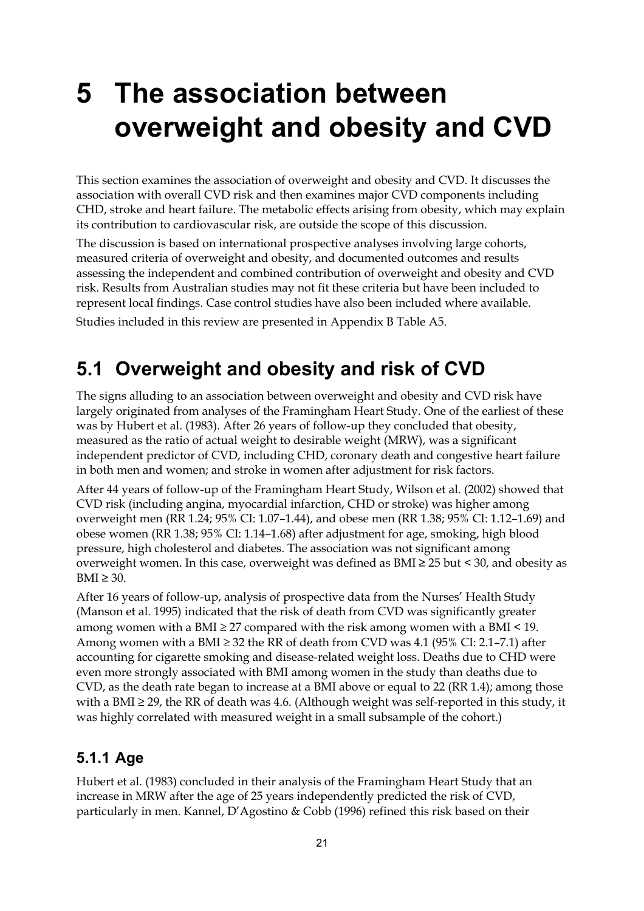# 5 The association between overweight and obesity and CVD

This section examines the association of overweight and obesity and CVD. It discusses the association with overall CVD risk and then examines major CVD components including CHD, stroke and heart failure. The metabolic effects arising from obesity, which may explain its contribution to cardiovascular risk, are outside the scope of this discussion.

The discussion is based on international prospective analyses involving large cohorts, measured criteria of overweight and obesity, and documented outcomes and results assessing the independent and combined contribution of overweight and obesity and CVD risk. Results from Australian studies may not fit these criteria but have been included to represent local findings. Case control studies have also been included where available.

Studies included in this review are presented in Appendix B Table A5.

## 5.1 Overweight and obesity and risk of CVD

The signs alluding to an association between overweight and obesity and CVD risk have largely originated from analyses of the Framingham Heart Study. One of the earliest of these was by Hubert et al. (1983). After 26 years of follow-up they concluded that obesity, measured as the ratio of actual weight to desirable weight (MRW), was a significant independent predictor of CVD, including CHD, coronary death and congestive heart failure in both men and women; and stroke in women after adjustment for risk factors.

After 44 years of follow-up of the Framingham Heart Study, Wilson et al. (2002) showed that CVD risk (including angina, myocardial infarction, CHD or stroke) was higher among overweight men (RR 1.24; 95% CI: 1.07–1.44), and obese men (RR 1.38; 95% CI: 1.12–1.69) and obese women (RR 1.38; 95% CI: 1.14–1.68) after adjustment for age, smoking, high blood pressure, high cholesterol and diabetes. The association was not significant among overweight women. In this case, overweight was defined as BMI ≥ 25 but < 30, and obesity as BMI ≥ 30.

After 16 years of follow-up, analysis of prospective data from the Nurses' Health Study (Manson et al. 1995) indicated that the risk of death from CVD was significantly greater among women with a BMI ≥ 27 compared with the risk among women with a BMI < 19. Among women with a BMI ≥ 32 the RR of death from CVD was 4.1 (95% CI: 2.1–7.1) after accounting for cigarette smoking and disease-related weight loss. Deaths due to CHD were even more strongly associated with BMI among women in the study than deaths due to CVD, as the death rate began to increase at a BMI above or equal to 22 (RR 1.4); among those with a BMI ≥ 29, the RR of death was 4.6. (Although weight was self-reported in this study, it was highly correlated with measured weight in a small subsample of the cohort.)

### 5.1.1 Age

Hubert et al. (1983) concluded in their analysis of the Framingham Heart Study that an increase in MRW after the age of 25 years independently predicted the risk of CVD, particularly in men. Kannel, D'Agostino & Cobb (1996) refined this risk based on their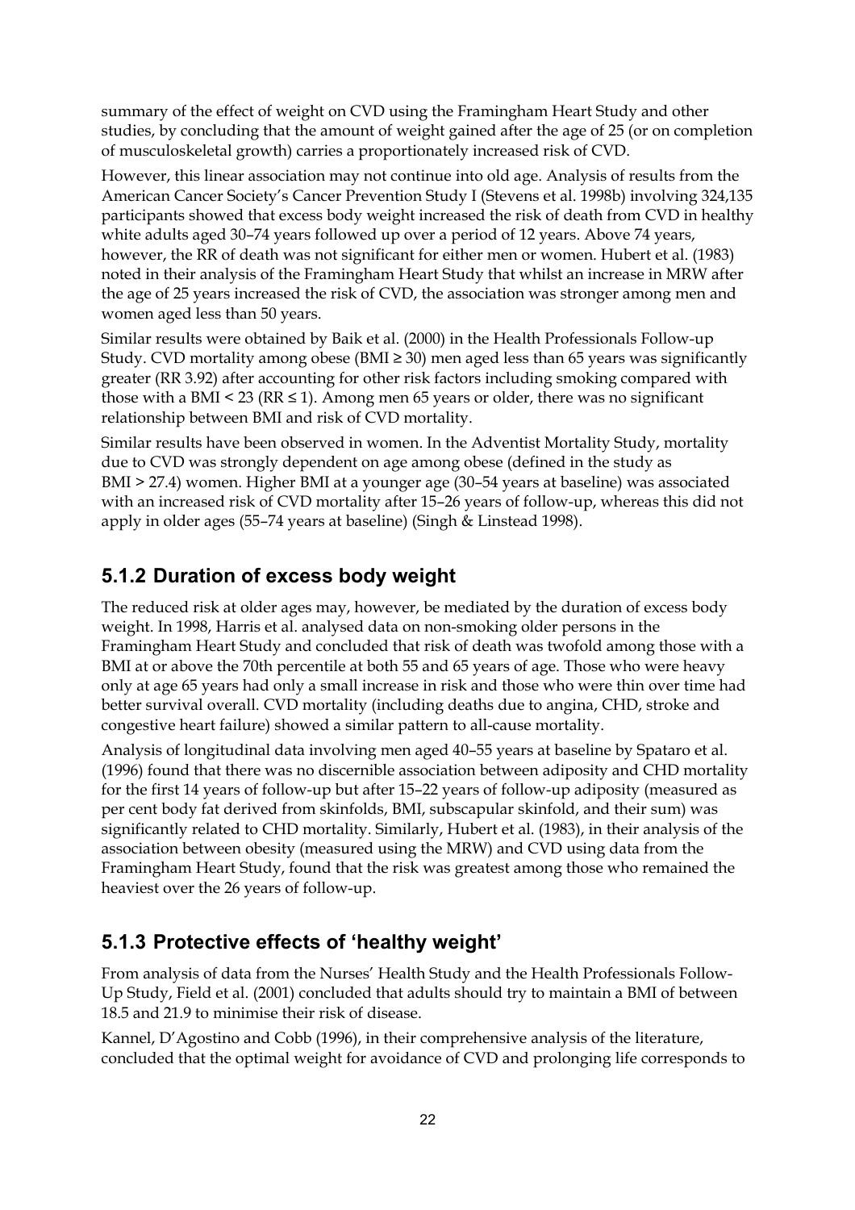summary of the effect of weight on CVD using the Framingham Heart Study and other studies, by concluding that the amount of weight gained after the age of 25 (or on completion of musculoskeletal growth) carries a proportionately increased risk of CVD.

However, this linear association may not continue into old age. Analysis of results from the American Cancer Society's Cancer Prevention Study I (Stevens et al. 1998b) involving 324,135 participants showed that excess body weight increased the risk of death from CVD in healthy white adults aged 30–74 years followed up over a period of 12 years. Above 74 years, however, the RR of death was not significant for either men or women. Hubert et al. (1983) noted in their analysis of the Framingham Heart Study that whilst an increase in MRW after the age of 25 years increased the risk of CVD, the association was stronger among men and women aged less than 50 years.

Similar results were obtained by Baik et al. (2000) in the Health Professionals Follow-up Study. CVD mortality among obese (BMI ≥ 30) men aged less than 65 years was significantly greater (RR 3.92) after accounting for other risk factors including smoking compared with those with a BMI < 23 (RR ≤ 1). Among men 65 years or older, there was no significant relationship between BMI and risk of CVD mortality.

Similar results have been observed in women. In the Adventist Mortality Study, mortality due to CVD was strongly dependent on age among obese (defined in the study as BMI > 27.4) women. Higher BMI at a younger age (30–54 years at baseline) was associated with an increased risk of CVD mortality after 15–26 years of follow-up, whereas this did not apply in older ages (55–74 years at baseline) (Singh & Linstead 1998).

### 5.1.2 Duration of excess body weight

The reduced risk at older ages may, however, be mediated by the duration of excess body weight. In 1998, Harris et al. analysed data on non-smoking older persons in the Framingham Heart Study and concluded that risk of death was twofold among those with a BMI at or above the 70th percentile at both 55 and 65 years of age. Those who were heavy only at age 65 years had only a small increase in risk and those who were thin over time had better survival overall. CVD mortality (including deaths due to angina, CHD, stroke and congestive heart failure) showed a similar pattern to all-cause mortality.

Analysis of longitudinal data involving men aged 40–55 years at baseline by Spataro et al. (1996) found that there was no discernible association between adiposity and CHD mortality for the first 14 years of follow-up but after 15–22 years of follow-up adiposity (measured as per cent body fat derived from skinfolds, BMI, subscapular skinfold, and their sum) was significantly related to CHD mortality. Similarly, Hubert et al. (1983), in their analysis of the association between obesity (measured using the MRW) and CVD using data from the Framingham Heart Study, found that the risk was greatest among those who remained the heaviest over the 26 years of follow-up.

### 5.1.3 Protective effects of 'healthy weight'

From analysis of data from the Nurses' Health Study and the Health Professionals Follow-Up Study, Field et al. (2001) concluded that adults should try to maintain a BMI of between 18.5 and 21.9 to minimise their risk of disease.

Kannel, D'Agostino and Cobb (1996), in their comprehensive analysis of the literature, concluded that the optimal weight for avoidance of CVD and prolonging life corresponds to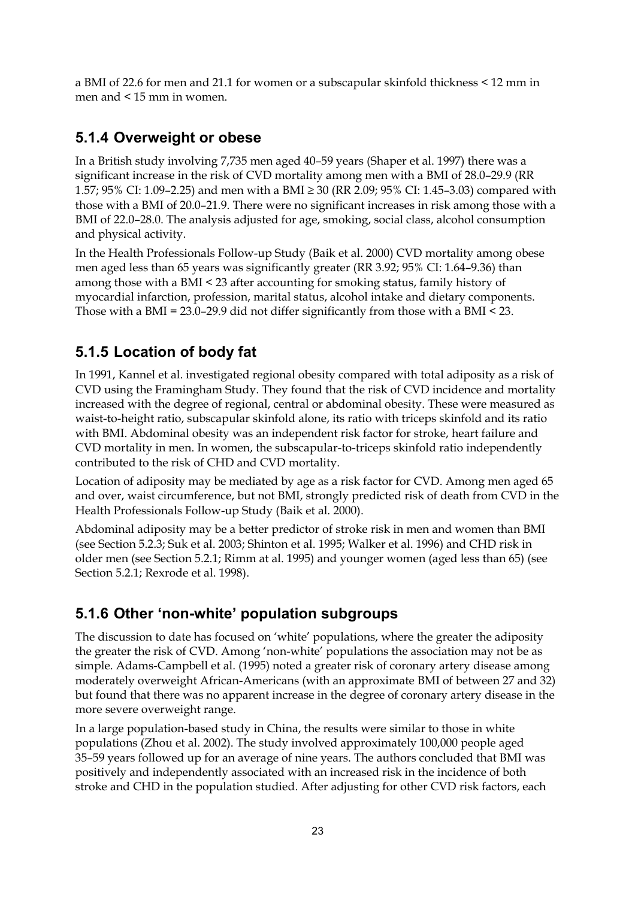a BMI of 22.6 for men and 21.1 for women or a subscapular skinfold thickness < 12 mm in men and < 15 mm in women.

### 5.1.4 Overweight or obese

In a British study involving 7,735 men aged 40–59 years (Shaper et al. 1997) there was a significant increase in the risk of CVD mortality among men with a BMI of 28.0–29.9 (RR 1.57; 95% CI: 1.09–2.25) and men with a BMI ≥ 30 (RR 2.09; 95% CI: 1.45–3.03) compared with those with a BMI of 20.0–21.9. There were no significant increases in risk among those with a BMI of 22.0–28.0. The analysis adjusted for age, smoking, social class, alcohol consumption and physical activity.

In the Health Professionals Follow-up Study (Baik et al. 2000) CVD mortality among obese men aged less than 65 years was significantly greater (RR 3.92; 95% CI: 1.64–9.36) than among those with a BMI < 23 after accounting for smoking status, family history of myocardial infarction, profession, marital status, alcohol intake and dietary components. Those with a BMI = 23.0–29.9 did not differ significantly from those with a BMI < 23.

### 5.1.5 Location of body fat

In 1991, Kannel et al. investigated regional obesity compared with total adiposity as a risk of CVD using the Framingham Study. They found that the risk of CVD incidence and mortality increased with the degree of regional, central or abdominal obesity. These were measured as waist-to-height ratio, subscapular skinfold alone, its ratio with triceps skinfold and its ratio with BMI. Abdominal obesity was an independent risk factor for stroke, heart failure and CVD mortality in men. In women, the subscapular-to-triceps skinfold ratio independently contributed to the risk of CHD and CVD mortality.

Location of adiposity may be mediated by age as a risk factor for CVD. Among men aged 65 and over, waist circumference, but not BMI, strongly predicted risk of death from CVD in the Health Professionals Follow-up Study (Baik et al. 2000).

Abdominal adiposity may be a better predictor of stroke risk in men and women than BMI (see Section 5.2.3; Suk et al. 2003; Shinton et al. 1995; Walker et al. 1996) and CHD risk in older men (see Section 5.2.1; Rimm at al. 1995) and younger women (aged less than 65) (see Section 5.2.1; Rexrode et al. 1998).

### 5.1.6 Other 'non-white' population subgroups

The discussion to date has focused on 'white' populations, where the greater the adiposity the greater the risk of CVD. Among 'non-white' populations the association may not be as simple. Adams-Campbell et al. (1995) noted a greater risk of coronary artery disease among moderately overweight African-Americans (with an approximate BMI of between 27 and 32) but found that there was no apparent increase in the degree of coronary artery disease in the more severe overweight range.

In a large population-based study in China, the results were similar to those in white populations (Zhou et al. 2002). The study involved approximately 100,000 people aged 35–59 years followed up for an average of nine years. The authors concluded that BMI was positively and independently associated with an increased risk in the incidence of both stroke and CHD in the population studied. After adjusting for other CVD risk factors, each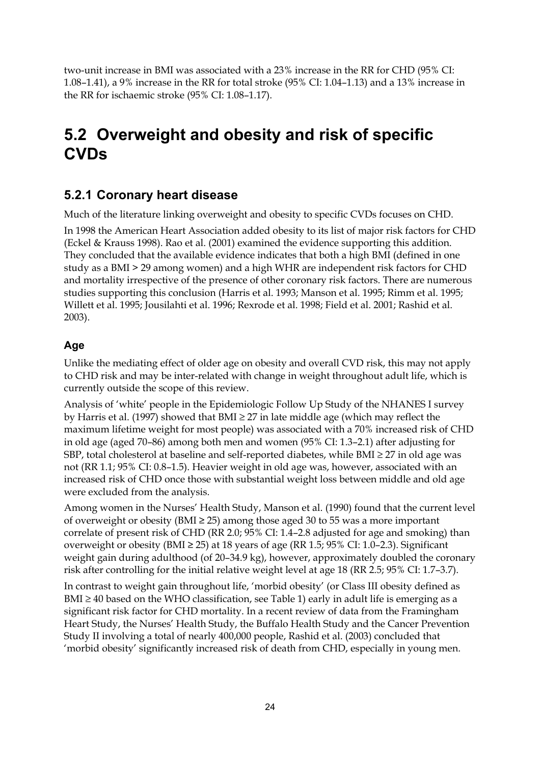two-unit increase in BMI was associated with a 23% increase in the RR for CHD (95% CI: 1.08–1.41), a 9% increase in the RR for total stroke (95% CI: 1.04–1.13) and a 13% increase in the RR for ischaemic stroke (95% CI: 1.08–1.17).

## 5.2 Overweight and obesity and risk of specific CVDs

### 5.2.1 Coronary heart disease

Much of the literature linking overweight and obesity to specific CVDs focuses on CHD.

In 1998 the American Heart Association added obesity to its list of major risk factors for CHD (Eckel & Krauss 1998). Rao et al. (2001) examined the evidence supporting this addition. They concluded that the available evidence indicates that both a high BMI (defined in one study as a BMI > 29 among women) and a high WHR are independent risk factors for CHD and mortality irrespective of the presence of other coronary risk factors. There are numerous studies supporting this conclusion (Harris et al. 1993; Manson et al. 1995; Rimm et al. 1995; Willett et al. 1995; Jousilahti et al. 1996; Rexrode et al. 1998; Field et al. 2001; Rashid et al. 2003).

#### Age

Unlike the mediating effect of older age on obesity and overall CVD risk, this may not apply to CHD risk and may be inter-related with change in weight throughout adult life, which is currently outside the scope of this review.

Analysis of 'white' people in the Epidemiologic Follow Up Study of the NHANES I survey by Harris et al. (1997) showed that BMI ≥ 27 in late middle age (which may reflect the maximum lifetime weight for most people) was associated with a 70% increased risk of CHD in old age (aged 70–86) among both men and women (95% CI: 1.3–2.1) after adjusting for SBP, total cholesterol at baseline and self-reported diabetes, while BMI ≥ 27 in old age was not (RR 1.1; 95% CI: 0.8–1.5). Heavier weight in old age was, however, associated with an increased risk of CHD once those with substantial weight loss between middle and old age were excluded from the analysis.

Among women in the Nurses' Health Study, Manson et al. (1990) found that the current level of overweight or obesity (BMI ≥ 25) among those aged 30 to 55 was a more important correlate of present risk of CHD (RR 2.0; 95% CI: 1.4–2.8 adjusted for age and smoking) than overweight or obesity (BMI ≥ 25) at 18 years of age (RR 1.5; 95% CI: 1.0–2.3). Significant weight gain during adulthood (of 20–34.9 kg), however, approximately doubled the coronary risk after controlling for the initial relative weight level at age 18 (RR 2.5; 95% CI: 1.7–3.7).

In contrast to weight gain throughout life, 'morbid obesity' (or Class III obesity defined as BMI ≥ 40 based on the WHO classification, see Table 1) early in adult life is emerging as a significant risk factor for CHD mortality. In a recent review of data from the Framingham Heart Study, the Nurses' Health Study, the Buffalo Health Study and the Cancer Prevention Study II involving a total of nearly 400,000 people, Rashid et al. (2003) concluded that 'morbid obesity' significantly increased risk of death from CHD, especially in young men.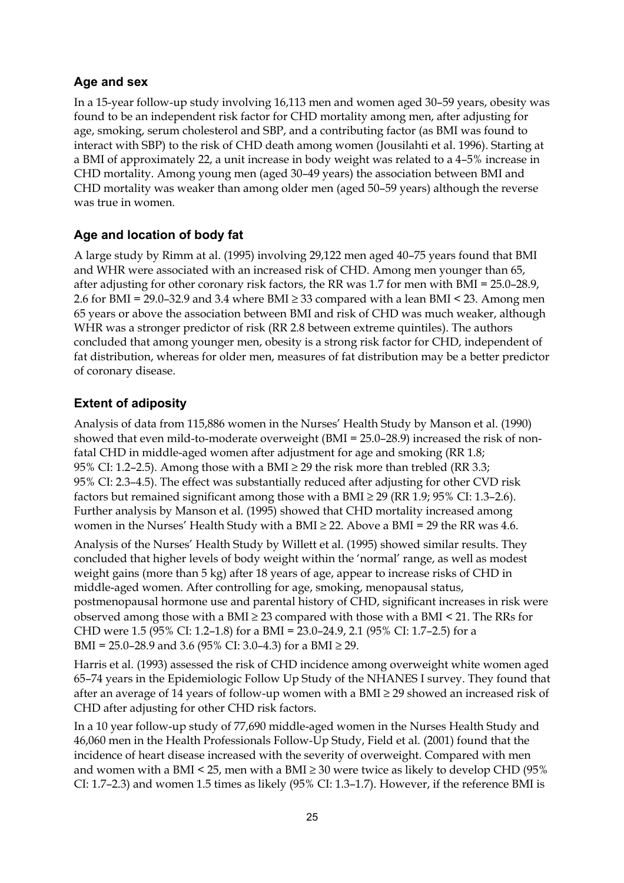### Age and sex

In a 15-year follow-up study involving 16,113 men and women aged 30–59 years, obesity was found to be an independent risk factor for CHD mortality among men, after adjusting for age, smoking, serum cholesterol and SBP, and a contributing factor (as BMI was found to interact with SBP) to the risk of CHD death among women (Jousilahti et al. 1996). Starting at a BMI of approximately 22, a unit increase in body weight was related to a 4–5% increase in CHD mortality. Among young men (aged 30–49 years) the association between BMI and CHD mortality was weaker than among older men (aged 50–59 years) although the reverse was true in women.

### Age and location of body fat

A large study by Rimm at al. (1995) involving 29,122 men aged 40–75 years found that BMI and WHR were associated with an increased risk of CHD. Among men younger than 65, after adjusting for other coronary risk factors, the RR was 1.7 for men with BMI = 25.0–28.9, 2.6 for BMI = 29.0–32.9 and 3.4 where BMI ≥ 33 compared with a lean BMI < 23. Among men 65 years or above the association between BMI and risk of CHD was much weaker, although WHR was a stronger predictor of risk (RR 2.8 between extreme quintiles). The authors concluded that among younger men, obesity is a strong risk factor for CHD, independent of fat distribution, whereas for older men, measures of fat distribution may be a better predictor of coronary disease.

### Extent of adiposity

Analysis of data from 115,886 women in the Nurses' Health Study by Manson et al. (1990) showed that even mild-to-moderate overweight (BMI = 25.0–28.9) increased the risk of non-fatal CHD in middle-aged women after adjustment for age and smoking (RR 1.8; 95% CI: 1.2–2.5). Among those with a BMI ≥ 29 the risk more than trebled (RR 3.3; 95% CI: 2.3–4.5). The effect was substantially reduced after adjusting for other CVD risk factors but remained significant among those with a BMI ≥ 29 (RR 1.9; 95% CI: 1.3–2.6). Further analysis by Manson et al. (1995) showed that CHD mortality increased among women in the Nurses' Health Study with a BMI ≥ 22. Above a BMI = 29 the RR was 4.6.

Analysis of the Nurses' Health Study by Willett et al. (1995) showed similar results. They concluded that higher levels of body weight within the 'normal' range, as well as modest weight gains (more than 5 kg) after 18 years of age, appear to increase risks of CHD in middle-aged women. After controlling for age, smoking, menopausal status, postmenopausal hormone use and parental history of CHD, significant increases in risk were observed among those with a BMI ≥ 23 compared with those with a BMI < 21. The RRs for CHD were 1.5 (95% CI: 1.2–1.8) for a BMI = 23.0–24.9, 2.1 (95% CI: 1.7–2.5) for a BMI = 25.0–28.9 and 3.6 (95% CI: 3.0–4.3) for a BMI ≥ 29.

Harris et al. (1993) assessed the risk of CHD incidence among overweight white women aged 65–74 years in the Epidemiologic Follow Up Study of the NHANES I survey. They found that after an average of 14 years of follow-up women with a BMI ≥ 29 showed an increased risk of CHD after adjusting for other CHD risk factors.

In a 10 year follow-up study of 77,690 middle-aged women in the Nurses Health Study and 46,060 men in the Health Professionals Follow-Up Study, Field et al. (2001) found that the incidence of heart disease increased with the severity of overweight. Compared with men and women with a BMI < 25, men with a BMI ≥ 30 were twice as likely to develop CHD (95% CI: 1.7–2.3) and women 1.5 times as likely (95% CI: 1.3–1.7). However, if the reference BMI is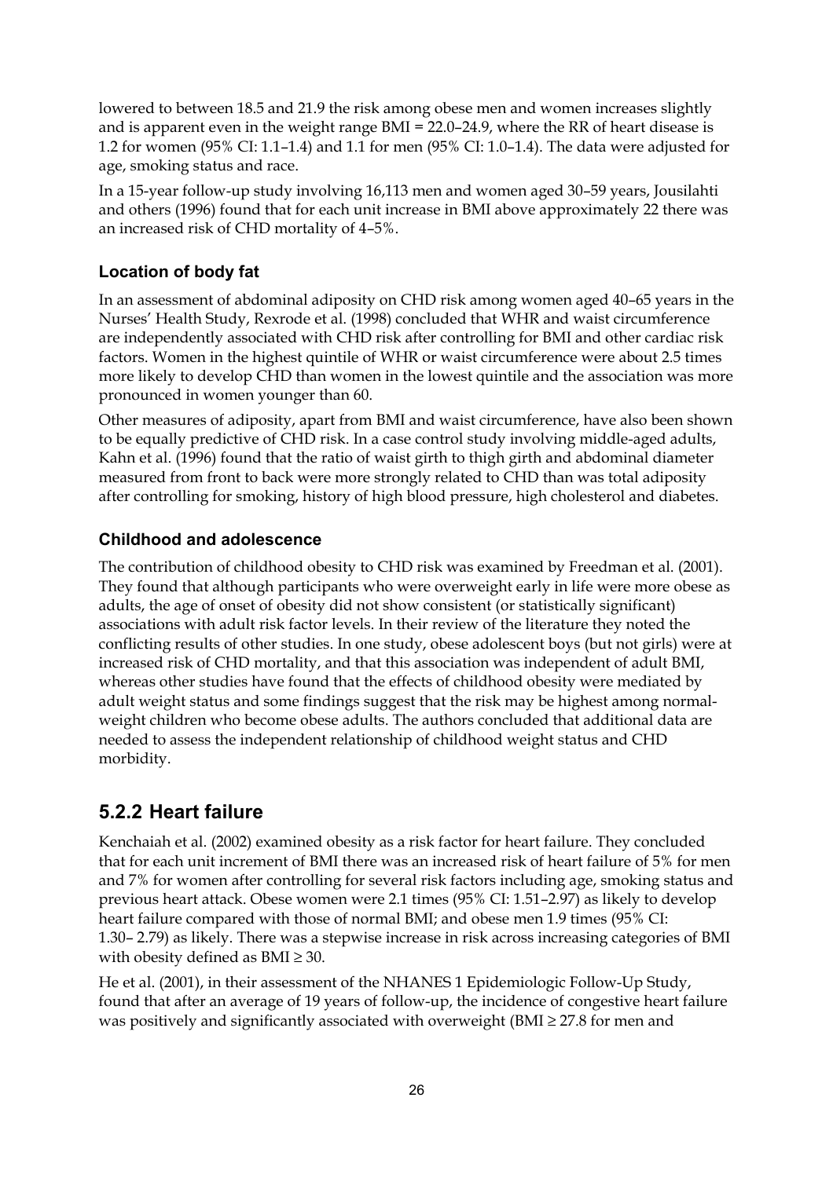lowered to between 18.5 and 21.9 the risk among obese men and women increases slightly and is apparent even in the weight range BMI = 22.0–24.9, where the RR of heart disease is 1.2 for women (95% CI: 1.1–1.4) and 1.1 for men (95% CI: 1.0–1.4). The data were adjusted for age, smoking status and race.

In a 15-year follow-up study involving 16,113 men and women aged 30–59 years, Jousilahti and others (1996) found that for each unit increase in BMI above approximately 22 there was an increased risk of CHD mortality of 4–5%.

### Location of body fat

In an assessment of abdominal adiposity on CHD risk among women aged 40–65 years in the Nurses' Health Study, Rexrode et al. (1998) concluded that WHR and waist circumference are independently associated with CHD risk after controlling for BMI and other cardiac risk factors. Women in the highest quintile of WHR or waist circumference were about 2.5 times more likely to develop CHD than women in the lowest quintile and the association was more pronounced in women younger than 60.

Other measures of adiposity, apart from BMI and waist circumference, have also been shown to be equally predictive of CHD risk. In a case control study involving middle-aged adults, Kahn et al. (1996) found that the ratio of waist girth to thigh girth and abdominal diameter measured from front to back were more strongly related to CHD than was total adiposity after controlling for smoking, history of high blood pressure, high cholesterol and diabetes.

### Childhood and adolescence

The contribution of childhood obesity to CHD risk was examined by Freedman et al. (2001). They found that although participants who were overweight early in life were more obese as adults, the age of onset of obesity did not show consistent (or statistically significant) associations with adult risk factor levels. In their review of the literature they noted the conflicting results of other studies. In one study, obese adolescent boys (but not girls) were at increased risk of CHD mortality, and that this association was independent of adult BMI, whereas other studies have found that the effects of childhood obesity were mediated by adult weight status and some findings suggest that the risk may be highest among normal-weight children who become obese adults. The authors concluded that additional data are needed to assess the independent relationship of childhood weight status and CHD morbidity.

## 5.2.2 Heart failure

Kenchaiah et al. (2002) examined obesity as a risk factor for heart failure. They concluded that for each unit increment of BMI there was an increased risk of heart failure of 5% for men and 7% for women after controlling for several risk factors including age, smoking status and previous heart attack. Obese women were 2.1 times (95% CI: 1.51–2.97) as likely to develop heart failure compared with those of normal BMI; and obese men 1.9 times (95% CI: 1.30– 2.79) as likely. There was a stepwise increase in risk across increasing categories of BMI with obesity defined as BMI ≥ 30.

He et al. (2001), in their assessment of the NHANES 1 Epidemiologic Follow-Up Study, found that after an average of 19 years of follow-up, the incidence of congestive heart failure was positively and significantly associated with overweight (BMI ≥ 27.8 for men and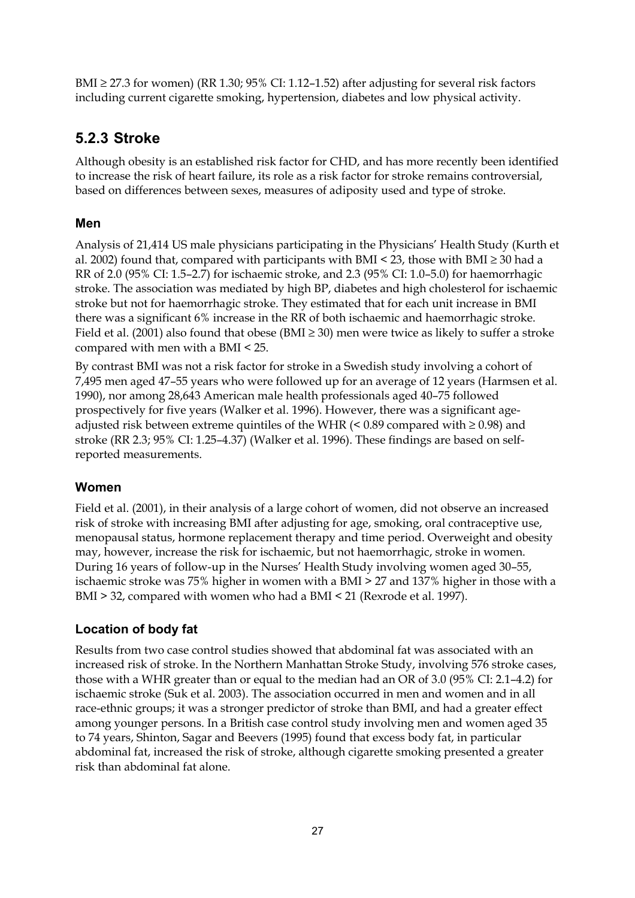BMI ≥ 27.3 for women) (RR 1.30; 95% CI: 1.12–1.52) after adjusting for several risk factors including current cigarette smoking, hypertension, diabetes and low physical activity.

## 5.2.3 Stroke

Although obesity is an established risk factor for CHD, and has more recently been identified to increase the risk of heart failure, its role as a risk factor for stroke remains controversial, based on differences between sexes, measures of adiposity used and type of stroke.

### Men

Analysis of 21,414 US male physicians participating in the Physicians' Health Study (Kurth et al. 2002) found that, compared with participants with BMI < 23, those with BMI ≥ 30 had a RR of 2.0 (95% CI: 1.5–2.7) for ischaemic stroke, and 2.3 (95% CI: 1.0–5.0) for haemorrhagic stroke. The association was mediated by high BP, diabetes and high cholesterol for ischaemic stroke but not for haemorrhagic stroke. They estimated that for each unit increase in BMI there was a significant 6% increase in the RR of both ischaemic and haemorrhagic stroke. Field et al. (2001) also found that obese (BMI ≥ 30) men were twice as likely to suffer a stroke compared with men with a BMI < 25.

By contrast BMI was not a risk factor for stroke in a Swedish study involving a cohort of 7,495 men aged 47–55 years who were followed up for an average of 12 years (Harmsen et al. 1990), nor among 28,643 American male health professionals aged 40–75 followed prospectively for five years (Walker et al. 1996). However, there was a significant age-adjusted risk between extreme quintiles of the WHR (< 0.89 compared with ≥ 0.98) and stroke (RR 2.3; 95% CI: 1.25–4.37) (Walker et al. 1996). These findings are based on self-reported measurements.

### Women

Field et al. (2001), in their analysis of a large cohort of women, did not observe an increased risk of stroke with increasing BMI after adjusting for age, smoking, oral contraceptive use, menopausal status, hormone replacement therapy and time period. Overweight and obesity may, however, increase the risk for ischaemic, but not haemorrhagic, stroke in women. During 16 years of follow-up in the Nurses' Health Study involving women aged 30–55, ischaemic stroke was 75% higher in women with a BMI > 27 and 137% higher in those with a BMI > 32, compared with women who had a BMI < 21 (Rexrode et al. 1997).

### Location of body fat

Results from two case control studies showed that abdominal fat was associated with an increased risk of stroke. In the Northern Manhattan Stroke Study, involving 576 stroke cases, those with a WHR greater than or equal to the median had an OR of 3.0 (95% CI: 2.1–4.2) for ischaemic stroke (Suk et al. 2003). The association occurred in men and women and in all race-ethnic groups; it was a stronger predictor of stroke than BMI, and had a greater effect among younger persons. In a British case control study involving men and women aged 35 to 74 years, Shinton, Sagar and Beevers (1995) found that excess body fat, in particular abdominal fat, increased the risk of stroke, although cigarette smoking presented a greater risk than abdominal fat alone.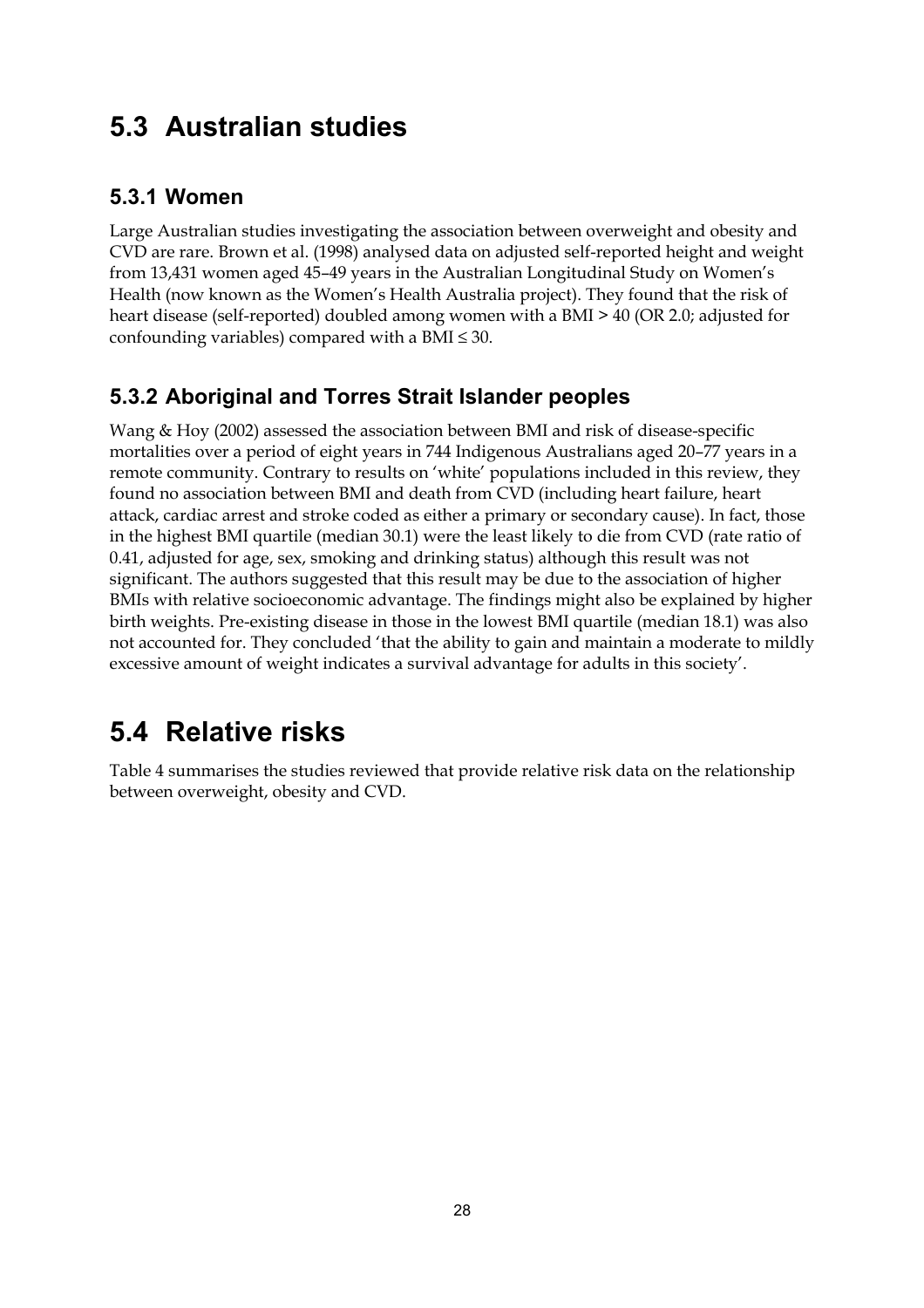## 5.3 Australian studies

### 5.3.1 Women

Large Australian studies investigating the association between overweight and obesity and CVD are rare. Brown et al. (1998) analysed data on adjusted self-reported height and weight from 13,431 women aged 45–49 years in the Australian Longitudinal Study on Women's Health (now known as the Women's Health Australia project). They found that the risk of heart disease (self-reported) doubled among women with a BMI > 40 (OR 2.0; adjusted for confounding variables) compared with a BMI ≤ 30.

### 5.3.2 Aboriginal and Torres Strait Islander peoples

Wang & Hoy (2002) assessed the association between BMI and risk of disease-specific mortalities over a period of eight years in 744 Indigenous Australians aged 20–77 years in a remote community. Contrary to results on 'white' populations included in this review, they found no association between BMI and death from CVD (including heart failure, heart attack, cardiac arrest and stroke coded as either a primary or secondary cause). In fact, those in the highest BMI quartile (median 30.1) were the least likely to die from CVD (rate ratio of 0.41, adjusted for age, sex, smoking and drinking status) although this result was not significant. The authors suggested that this result may be due to the association of higher BMIs with relative socioeconomic advantage. The findings might also be explained by higher birth weights. Pre-existing disease in those in the lowest BMI quartile (median 18.1) was also not accounted for. They concluded 'that the ability to gain and maintain a moderate to mildly excessive amount of weight indicates a survival advantage for adults in this society'.

## 5.4 Relative risks

Table 4 summarises the studies reviewed that provide relative risk data on the relationship between overweight, obesity and CVD.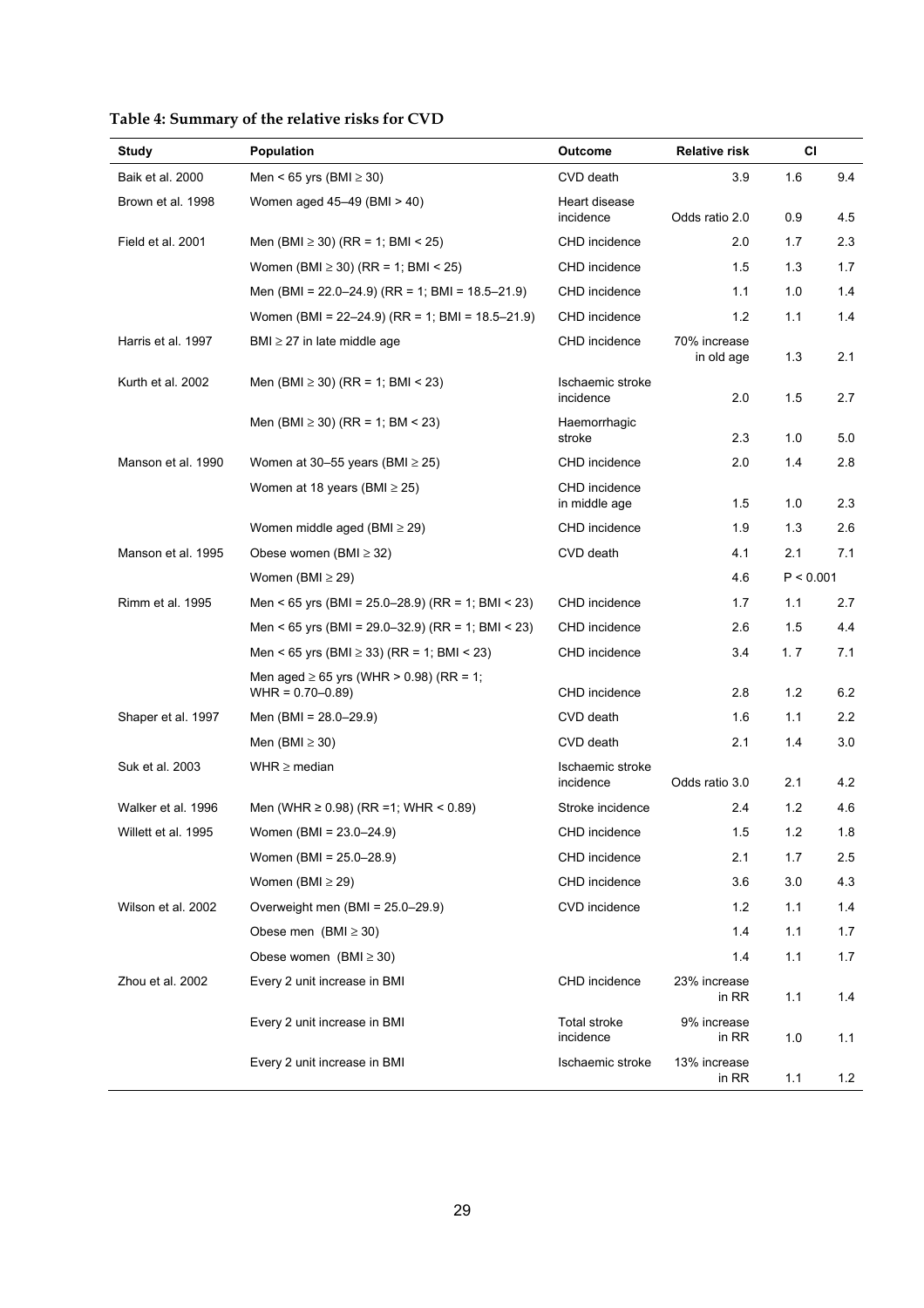**Table 4: Summary of the relative risks for CVD**

| Study | Population | Outcome | Relative risk | CI | |
|---|---|---|---|---|---|
| Baik et al. 2000 | Men < 65 yrs (BMI ≥ 30) | CVD death | 3.9 | 1.6 | 9.4 |
| Brown et al. 1998 | Women aged 45–49 (BMI > 40) | Heart disease incidence | Odds ratio 2.0 | 0.9 | 4.5 |
| Field et al. 2001 | Men (BMI ≥ 30) (RR = 1; BMI < 25) | CHD incidence | 2.0 | 1.7 | 2.3 |
| | Women (BMI ≥ 30) (RR = 1; BMI < 25) | CHD incidence | 1.5 | 1.3 | 1.7 |
| | Men (BMI = 22.0–24.9) (RR = 1; BMI = 18.5–21.9) | CHD incidence | 1.1 | 1.0 | 1.4 |
| | Women (BMI = 22–24.9) (RR = 1; BMI = 18.5–21.9) | CHD incidence | 1.2 | 1.1 | 1.4 |
| Harris et al. 1997 | BMI ≥ 27 in late middle age | CHD incidence | 70% increase in old age | 1.3 | 2.1 |
| Kurth et al. 2002 | Men (BMI ≥ 30) (RR = 1; BMI < 23) | Ischaemic stroke incidence | 2.0 | 1.5 | 2.7 |
| | Men (BMI ≥ 30) (RR = 1; BM < 23) | Haemorrhagic stroke | 2.3 | 1.0 | 5.0 |
| Manson et al. 1990 | Women at 30–55 years (BMI ≥ 25) | CHD incidence | 2.0 | 1.4 | 2.8 |
| | Women at 18 years (BMI ≥ 25) | CHD incidence in middle age | 1.5 | 1.0 | 2.3 |
| | Women middle aged (BMI ≥ 29) | CHD incidence | 1.9 | 1.3 | 2.6 |
| Manson et al. 1995 | Obese women (BMI ≥ 32) | CVD death | 4.1 | 2.1 | 7.1 |
| | Women (BMI ≥ 29) | | 4.6 | P < 0.001 | |
| Rimm et al. 1995 | Men < 65 yrs (BMI = 25.0–28.9) (RR = 1; BMI < 23) | CHD incidence | 1.7 | 1.1 | 2.7 |
| | Men < 65 yrs (BMI = 29.0–32.9) (RR = 1; BMI < 23) | CHD incidence | 2.6 | 1.5 | 4.4 |
| | Men < 65 yrs (BMI ≥ 33) (RR = 1; BMI < 23) | CHD incidence | 3.4 | 1. 7 | 7.1 |
| | Men aged ≥ 65 yrs (WHR > 0.98) (RR = 1; WHR = 0.70–0.89) | CHD incidence | 2.8 | 1.2 | 6.2 |
| Shaper et al. 1997 | Men (BMI = 28.0–29.9) | CVD death | 1.6 | 1.1 | 2.2 |
| | Men (BMI ≥ 30) | CVD death | 2.1 | 1.4 | 3.0 |
| Suk et al. 2003 | WHR ≥ median | Ischaemic stroke incidence | Odds ratio 3.0 | 2.1 | 4.2 |
| Walker et al. 1996 | Men (WHR ≥ 0.98) (RR =1; WHR < 0.89) | Stroke incidence | 2.4 | 1.2 | 4.6 |
| Willett et al. 1995 | Women (BMI = 23.0–24.9) | CHD incidence | 1.5 | 1.2 | 1.8 |
| | Women (BMI = 25.0–28.9) | CHD incidence | 2.1 | 1.7 | 2.5 |
| | Women (BMI ≥ 29) | CHD incidence | 3.6 | 3.0 | 4.3 |
| Wilson et al. 2002 | Overweight men (BMI = 25.0–29.9) | CVD incidence | 1.2 | 1.1 | 1.4 |
| | Obese men (BMI ≥ 30) | | 1.4 | 1.1 | 1.7 |
| | Obese women (BMI ≥ 30) | | 1.4 | 1.1 | 1.7 |
| Zhou et al. 2002 | Every 2 unit increase in BMI | CHD incidence | 23% increase in RR | 1.1 | 1.4 |
| | Every 2 unit increase in BMI | Total stroke incidence | 9% increase in RR | 1.0 | 1.1 |
| | Every 2 unit increase in BMI | Ischaemic stroke | 13% increase in RR | 1.1 | 1.2 |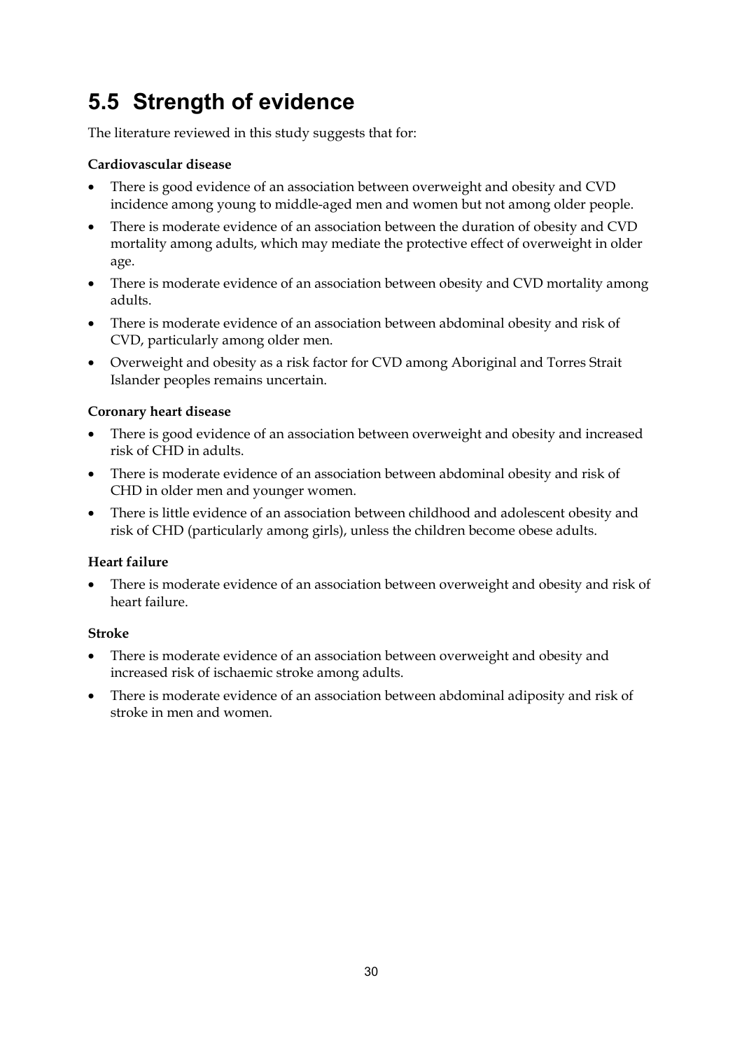## 5.5 Strength of evidence

The literature reviewed in this study suggests that for:

**Cardiovascular disease**

- There is good evidence of an association between overweight and obesity and CVD incidence among young to middle-aged men and women but not among older people.
- There is moderate evidence of an association between the duration of obesity and CVD mortality among adults, which may mediate the protective effect of overweight in older age.
- There is moderate evidence of an association between obesity and CVD mortality among adults.
- There is moderate evidence of an association between abdominal obesity and risk of CVD, particularly among older men.
- Overweight and obesity as a risk factor for CVD among Aboriginal and Torres Strait Islander peoples remains uncertain.

**Coronary heart disease**

- There is good evidence of an association between overweight and obesity and increased risk of CHD in adults.
- There is moderate evidence of an association between abdominal obesity and risk of CHD in older men and younger women.
- There is little evidence of an association between childhood and adolescent obesity and risk of CHD (particularly among girls), unless the children become obese adults.

**Heart failure**

- There is moderate evidence of an association between overweight and obesity and risk of heart failure.

**Stroke**

- There is moderate evidence of an association between overweight and obesity and increased risk of ischaemic stroke among adults.
- There is moderate evidence of an association between abdominal adiposity and risk of stroke in men and women.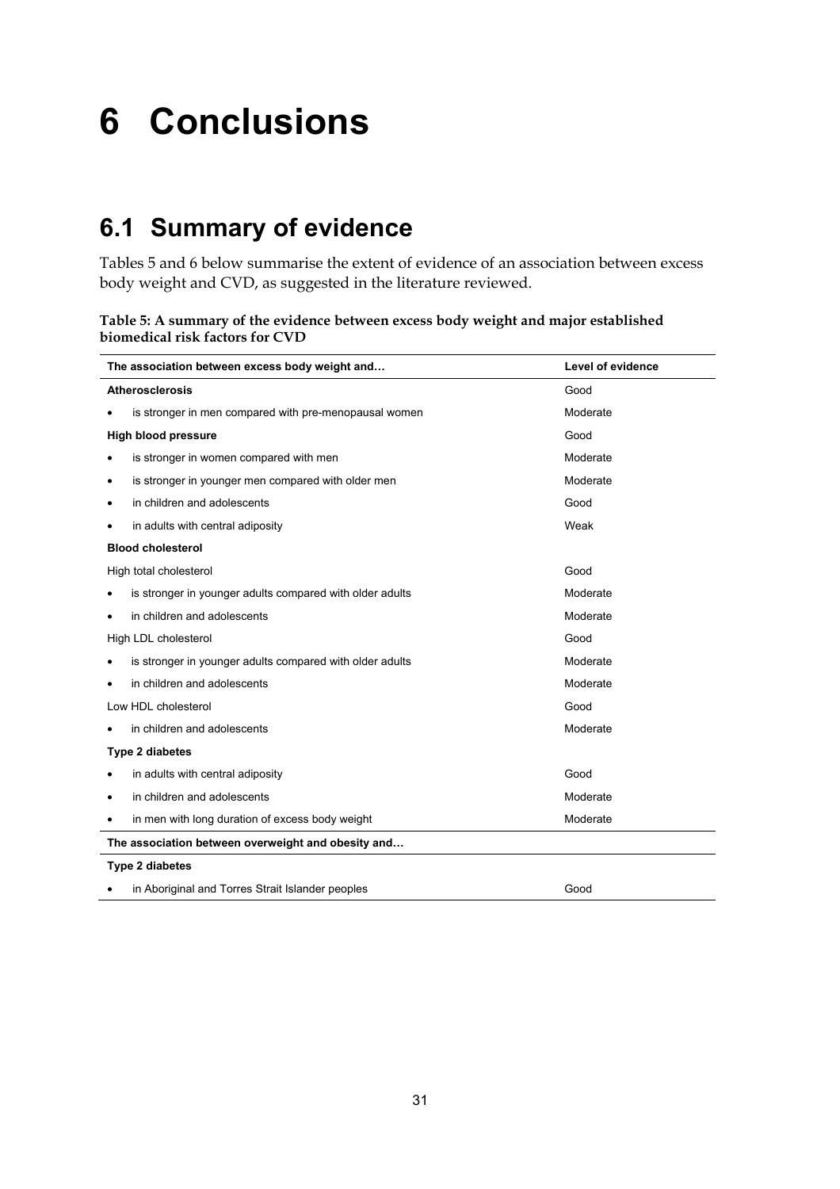# 6 Conclusions

## 6.1 Summary of evidence

Tables 5 and 6 below summarise the extent of evidence of an association between excess body weight and CVD, as suggested in the literature reviewed.

**Table 5: A summary of the evidence between excess body weight and major established biomedical risk factors for CVD**

| The association between excess body weight and… | Level of evidence |
|---|---|
| **Atherosclerosis** | Good |
| • is stronger in men compared with pre-menopausal women | Moderate |
| **High blood pressure** | Good |
| • is stronger in women compared with men | Moderate |
| • is stronger in younger men compared with older men | Moderate |
| • in children and adolescents | Good |
| • in adults with central adiposity | Weak |
| **Blood cholesterol** | |
| High total cholesterol | Good |
| • is stronger in younger adults compared with older adults | Moderate |
| • in children and adolescents | Moderate |
| High LDL cholesterol | Good |
| • is stronger in younger adults compared with older adults | Moderate |
| • in children and adolescents | Moderate |
| Low HDL cholesterol | Good |
| • in children and adolescents | Moderate |
| **Type 2 diabetes** | |
| • in adults with central adiposity | Good |
| • in children and adolescents | Moderate |
| • in men with long duration of excess body weight | Moderate |
| **The association between overweight and obesity and…** | |
| **Type 2 diabetes** | |
| • in Aboriginal and Torres Strait Islander peoples | Good |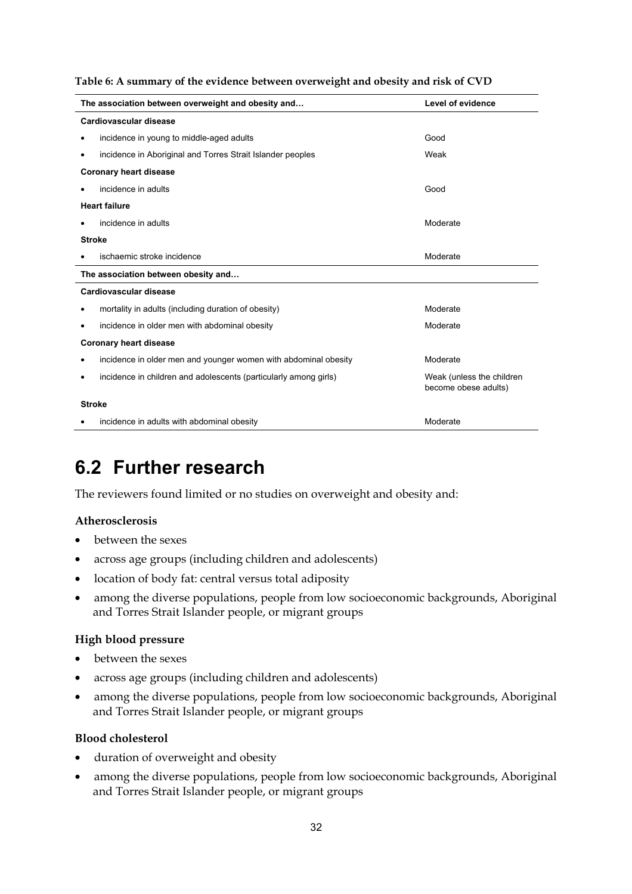**Table 6: A summary of the evidence between overweight and obesity and risk of CVD**

| The association between overweight and obesity and… | Level of evidence |
| --- | --- |
| **Cardiovascular disease** | |
| • incidence in young to middle-aged adults | Good |
| • incidence in Aboriginal and Torres Strait Islander peoples | Weak |
| **Coronary heart disease** | |
| • incidence in adults | Good |
| **Heart failure** | |
| • incidence in adults | Moderate |
| **Stroke** | |
| • ischaemic stroke incidence | Moderate |
| **The association between obesity and…** | |
| **Cardiovascular disease** | |
| • mortality in adults (including duration of obesity) | Moderate |
| • incidence in older men with abdominal obesity | Moderate |
| **Coronary heart disease** | |
| • incidence in older men and younger women with abdominal obesity | Moderate |
| • incidence in children and adolescents (particularly among girls) | Weak (unless the children become obese adults) |
| **Stroke** | |
| • incidence in adults with abdominal obesity | Moderate |

## 6.2 Further research

The reviewers found limited or no studies on overweight and obesity and:

### Atherosclerosis

- between the sexes
- across age groups (including children and adolescents)
- location of body fat: central versus total adiposity
- among the diverse populations, people from low socioeconomic backgrounds, Aboriginal and Torres Strait Islander people, or migrant groups

### High blood pressure

- between the sexes
- across age groups (including children and adolescents)
- among the diverse populations, people from low socioeconomic backgrounds, Aboriginal and Torres Strait Islander people, or migrant groups

### Blood cholesterol

- duration of overweight and obesity
- among the diverse populations, people from low socioeconomic backgrounds, Aboriginal and Torres Strait Islander people, or migrant groups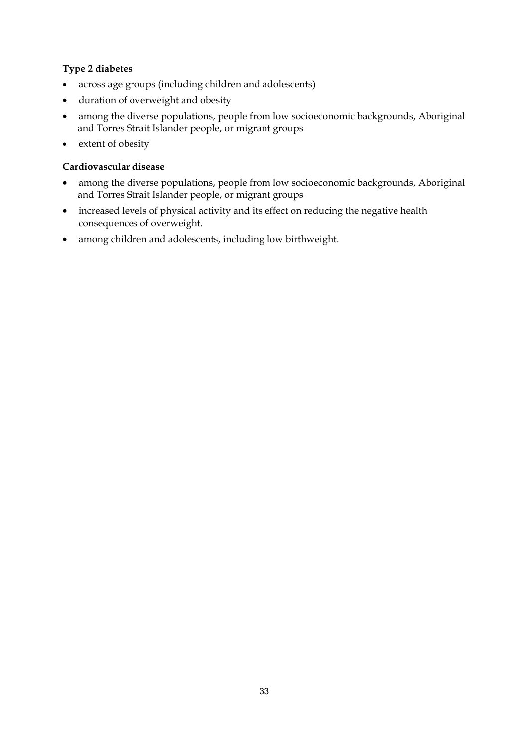**Type 2 diabetes**

- across age groups (including children and adolescents)
- duration of overweight and obesity
- among the diverse populations, people from low socioeconomic backgrounds, Aboriginal and Torres Strait Islander people, or migrant groups
- extent of obesity

**Cardiovascular disease**

- among the diverse populations, people from low socioeconomic backgrounds, Aboriginal and Torres Strait Islander people, or migrant groups
- increased levels of physical activity and its effect on reducing the negative health consequences of overweight.
- among children and adolescents, including low birthweight.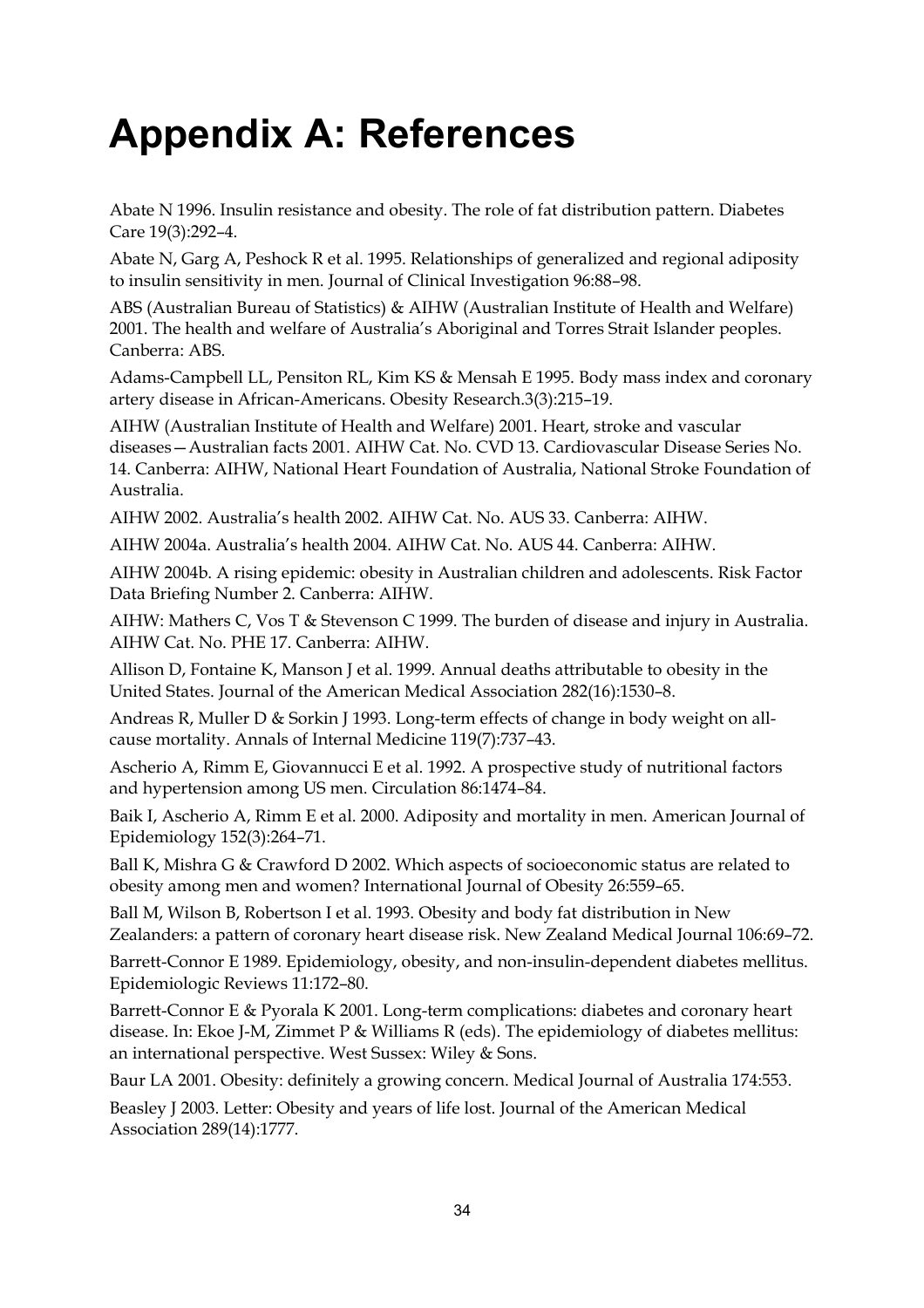# Appendix A: References

Abate N 1996. Insulin resistance and obesity. The role of fat distribution pattern. Diabetes Care 19(3):292–4.

Abate N, Garg A, Peshock R et al. 1995. Relationships of generalized and regional adiposity to insulin sensitivity in men. Journal of Clinical Investigation 96:88–98.

ABS (Australian Bureau of Statistics) & AIHW (Australian Institute of Health and Welfare) 2001. The health and welfare of Australia's Aboriginal and Torres Strait Islander peoples. Canberra: ABS.

Adams-Campbell LL, Pensiton RL, Kim KS & Mensah E 1995. Body mass index and coronary artery disease in African-Americans. Obesity Research.3(3):215–19.

AIHW (Australian Institute of Health and Welfare) 2001. Heart, stroke and vascular diseases—Australian facts 2001. AIHW Cat. No. CVD 13. Cardiovascular Disease Series No. 14. Canberra: AIHW, National Heart Foundation of Australia, National Stroke Foundation of Australia.

AIHW 2002. Australia's health 2002. AIHW Cat. No. AUS 33. Canberra: AIHW.

AIHW 2004a. Australia's health 2004. AIHW Cat. No. AUS 44. Canberra: AIHW.

AIHW 2004b. A rising epidemic: obesity in Australian children and adolescents. Risk Factor Data Briefing Number 2. Canberra: AIHW.

AIHW: Mathers C, Vos T & Stevenson C 1999. The burden of disease and injury in Australia. AIHW Cat. No. PHE 17. Canberra: AIHW.

Allison D, Fontaine K, Manson J et al. 1999. Annual deaths attributable to obesity in the United States. Journal of the American Medical Association 282(16):1530–8.

Andreas R, Muller D & Sorkin J 1993. Long-term effects of change in body weight on all-cause mortality. Annals of Internal Medicine 119(7):737–43.

Ascherio A, Rimm E, Giovannucci E et al. 1992. A prospective study of nutritional factors and hypertension among US men. Circulation 86:1474–84.

Baik I, Ascherio A, Rimm E et al. 2000. Adiposity and mortality in men. American Journal of Epidemiology 152(3):264–71.

Ball K, Mishra G & Crawford D 2002. Which aspects of socioeconomic status are related to obesity among men and women? International Journal of Obesity 26:559–65.

Ball M, Wilson B, Robertson I et al. 1993. Obesity and body fat distribution in New Zealanders: a pattern of coronary heart disease risk. New Zealand Medical Journal 106:69–72.

Barrett-Connor E 1989. Epidemiology, obesity, and non-insulin-dependent diabetes mellitus. Epidemiologic Reviews 11:172–80.

Barrett-Connor E & Pyorala K 2001. Long-term complications: diabetes and coronary heart disease. In: Ekoe J-M, Zimmet P & Williams R (eds). The epidemiology of diabetes mellitus: an international perspective. West Sussex: Wiley & Sons.

Baur LA 2001. Obesity: definitely a growing concern. Medical Journal of Australia 174:553.

Beasley J 2003. Letter: Obesity and years of life lost. Journal of the American Medical Association 289(14):1777.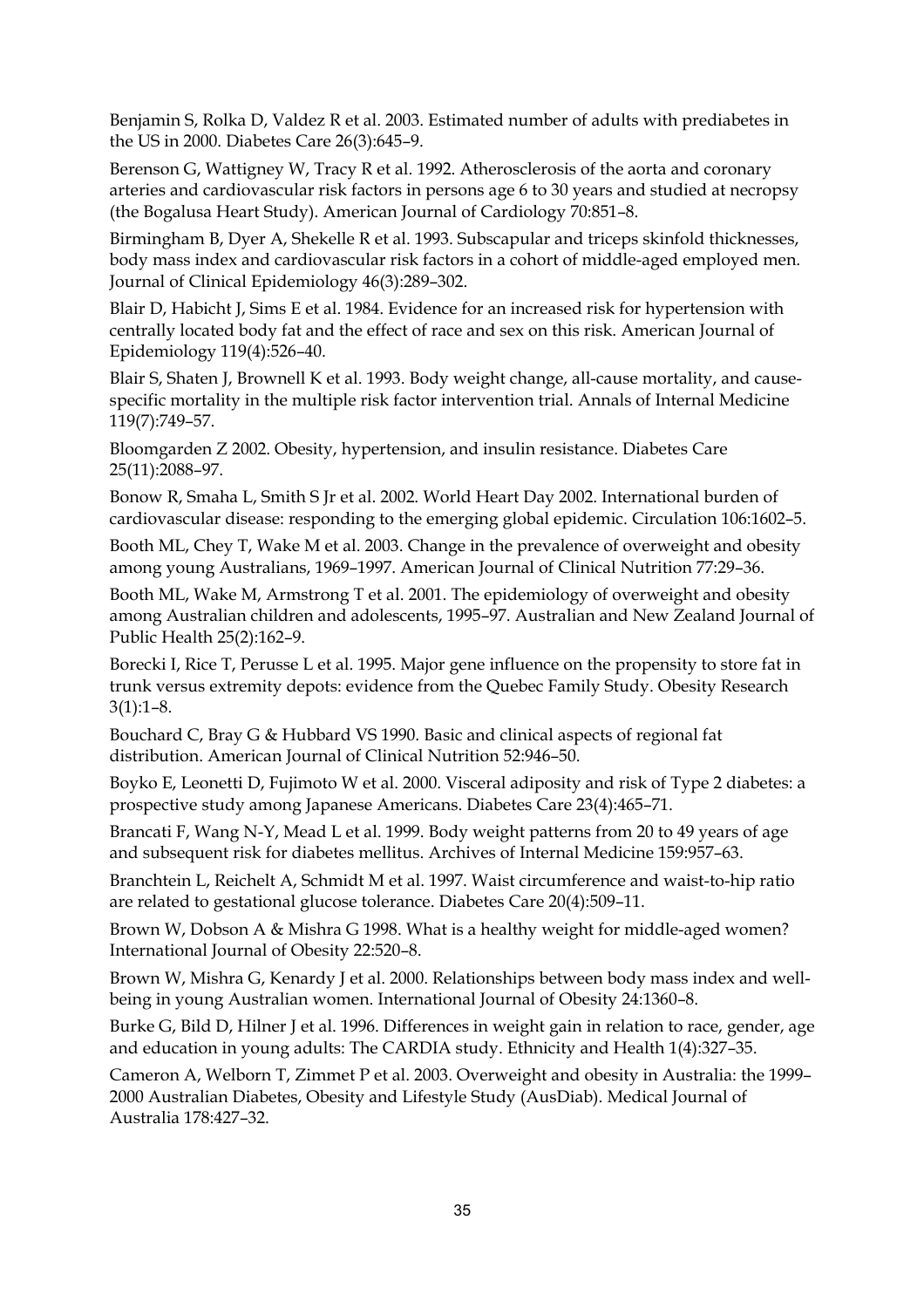Benjamin S, Rolka D, Valdez R et al. 2003. Estimated number of adults with prediabetes in the US in 2000. Diabetes Care 26(3):645–9.

Berenson G, Wattigney W, Tracy R et al. 1992. Atherosclerosis of the aorta and coronary arteries and cardiovascular risk factors in persons age 6 to 30 years and studied at necropsy (the Bogalusa Heart Study). American Journal of Cardiology 70:851–8.

Birmingham B, Dyer A, Shekelle R et al. 1993. Subscapular and triceps skinfold thicknesses, body mass index and cardiovascular risk factors in a cohort of middle-aged employed men. Journal of Clinical Epidemiology 46(3):289–302.

Blair D, Habicht J, Sims E et al. 1984. Evidence for an increased risk for hypertension with centrally located body fat and the effect of race and sex on this risk. American Journal of Epidemiology 119(4):526–40.

Blair S, Shaten J, Brownell K et al. 1993. Body weight change, all-cause mortality, and cause-specific mortality in the multiple risk factor intervention trial. Annals of Internal Medicine 119(7):749–57.

Bloomgarden Z 2002. Obesity, hypertension, and insulin resistance. Diabetes Care 25(11):2088–97.

Bonow R, Smaha L, Smith S Jr et al. 2002. World Heart Day 2002. International burden of cardiovascular disease: responding to the emerging global epidemic. Circulation 106:1602–5.

Booth ML, Chey T, Wake M et al. 2003. Change in the prevalence of overweight and obesity among young Australians, 1969–1997. American Journal of Clinical Nutrition 77:29–36.

Booth ML, Wake M, Armstrong T et al. 2001. The epidemiology of overweight and obesity among Australian children and adolescents, 1995–97. Australian and New Zealand Journal of Public Health 25(2):162–9.

Borecki I, Rice T, Perusse L et al. 1995. Major gene influence on the propensity to store fat in trunk versus extremity depots: evidence from the Quebec Family Study. Obesity Research 3(1):1–8.

Bouchard C, Bray G & Hubbard VS 1990. Basic and clinical aspects of regional fat distribution. American Journal of Clinical Nutrition 52:946–50.

Boyko E, Leonetti D, Fujimoto W et al. 2000. Visceral adiposity and risk of Type 2 diabetes: a prospective study among Japanese Americans. Diabetes Care 23(4):465–71.

Brancati F, Wang N-Y, Mead L et al. 1999. Body weight patterns from 20 to 49 years of age and subsequent risk for diabetes mellitus. Archives of Internal Medicine 159:957–63.

Branchtein L, Reichelt A, Schmidt M et al. 1997. Waist circumference and waist-to-hip ratio are related to gestational glucose tolerance. Diabetes Care 20(4):509–11.

Brown W, Dobson A & Mishra G 1998. What is a healthy weight for middle-aged women? International Journal of Obesity 22:520–8.

Brown W, Mishra G, Kenardy J et al. 2000. Relationships between body mass index and well-being in young Australian women. International Journal of Obesity 24:1360–8.

Burke G, Bild D, Hilner J et al. 1996. Differences in weight gain in relation to race, gender, age and education in young adults: The CARDIA study. Ethnicity and Health 1(4):327–35.

Cameron A, Welborn T, Zimmet P et al. 2003. Overweight and obesity in Australia: the 1999–2000 Australian Diabetes, Obesity and Lifestyle Study (AusDiab). Medical Journal of Australia 178:427–32.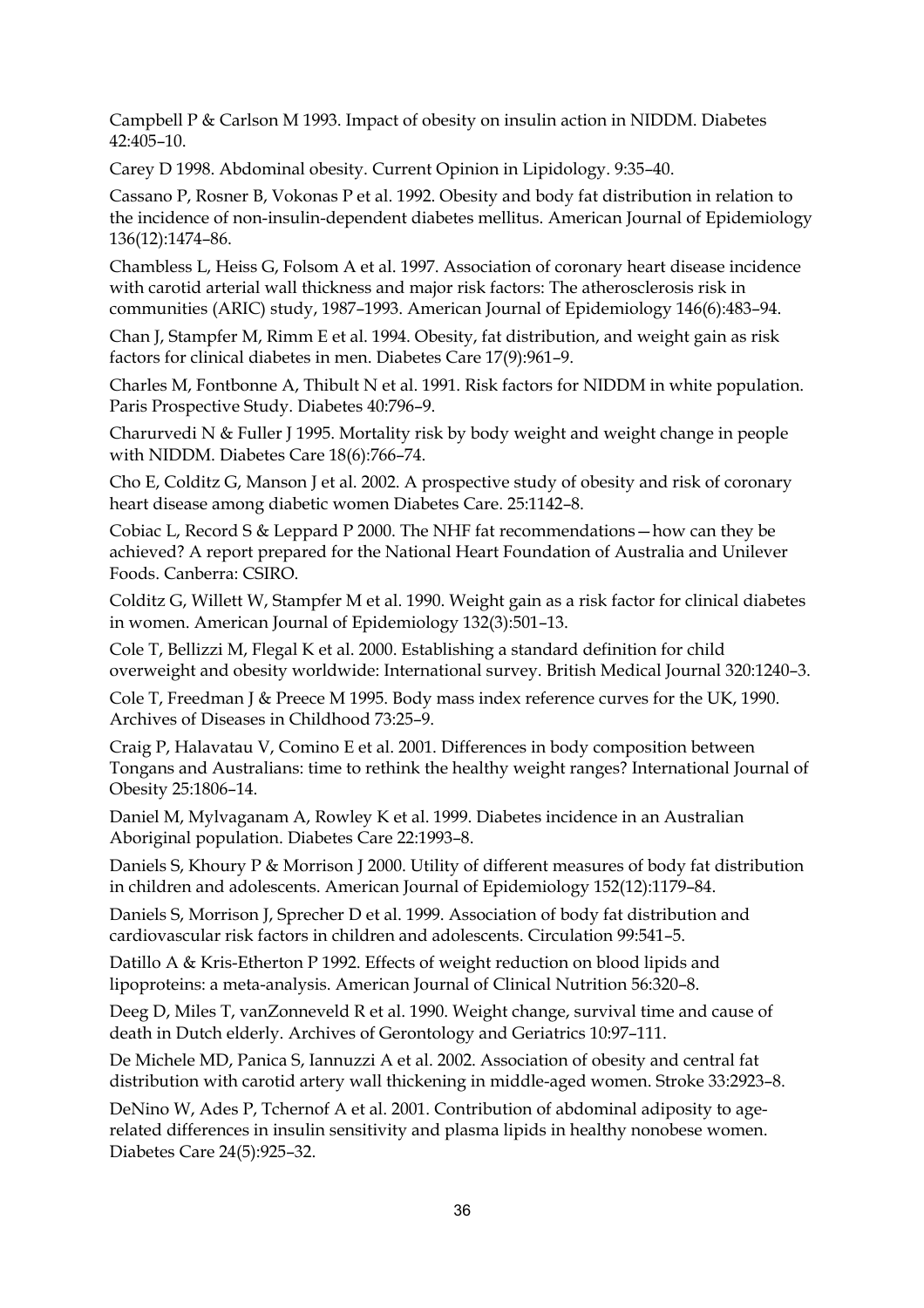Campbell P & Carlson M 1993. Impact of obesity on insulin action in NIDDM. Diabetes 42:405–10.

Carey D 1998. Abdominal obesity. Current Opinion in Lipidology. 9:35–40.

Cassano P, Rosner B, Vokonas P et al. 1992. Obesity and body fat distribution in relation to the incidence of non-insulin-dependent diabetes mellitus. American Journal of Epidemiology 136(12):1474–86.

Chambless L, Heiss G, Folsom A et al. 1997. Association of coronary heart disease incidence with carotid arterial wall thickness and major risk factors: The atherosclerosis risk in communities (ARIC) study, 1987–1993. American Journal of Epidemiology 146(6):483–94.

Chan J, Stampfer M, Rimm E et al. 1994. Obesity, fat distribution, and weight gain as risk factors for clinical diabetes in men. Diabetes Care 17(9):961–9.

Charles M, Fontbonne A, Thibult N et al. 1991. Risk factors for NIDDM in white population. Paris Prospective Study. Diabetes 40:796–9.

Charurvedi N & Fuller J 1995. Mortality risk by body weight and weight change in people with NIDDM. Diabetes Care 18(6):766–74.

Cho E, Colditz G, Manson J et al. 2002. A prospective study of obesity and risk of coronary heart disease among diabetic women Diabetes Care. 25:1142–8.

Cobiac L, Record S & Leppard P 2000. The NHF fat recommendations—how can they be achieved? A report prepared for the National Heart Foundation of Australia and Unilever Foods. Canberra: CSIRO.

Colditz G, Willett W, Stampfer M et al. 1990. Weight gain as a risk factor for clinical diabetes in women. American Journal of Epidemiology 132(3):501–13.

Cole T, Bellizzi M, Flegal K et al. 2000. Establishing a standard definition for child overweight and obesity worldwide: International survey. British Medical Journal 320:1240–3.

Cole T, Freedman J & Preece M 1995. Body mass index reference curves for the UK, 1990. Archives of Diseases in Childhood 73:25–9.

Craig P, Halavatau V, Comino E et al. 2001. Differences in body composition between Tongans and Australians: time to rethink the healthy weight ranges? International Journal of Obesity 25:1806–14.

Daniel M, Mylvaganam A, Rowley K et al. 1999. Diabetes incidence in an Australian Aboriginal population. Diabetes Care 22:1993–8.

Daniels S, Khoury P & Morrison J 2000. Utility of different measures of body fat distribution in children and adolescents. American Journal of Epidemiology 152(12):1179–84.

Daniels S, Morrison J, Sprecher D et al. 1999. Association of body fat distribution and cardiovascular risk factors in children and adolescents. Circulation 99:541–5.

Datillo A & Kris-Etherton P 1992. Effects of weight reduction on blood lipids and lipoproteins: a meta-analysis. American Journal of Clinical Nutrition 56:320–8.

Deeg D, Miles T, vanZonneveld R et al. 1990. Weight change, survival time and cause of death in Dutch elderly. Archives of Gerontology and Geriatrics 10:97–111.

De Michele MD, Panica S, Iannuzzi A et al. 2002. Association of obesity and central fat distribution with carotid artery wall thickening in middle-aged women. Stroke 33:2923–8.

DeNino W, Ades P, Tchernof A et al. 2001. Contribution of abdominal adiposity to age-related differences in insulin sensitivity and plasma lipids in healthy nonobese women. Diabetes Care 24(5):925–32.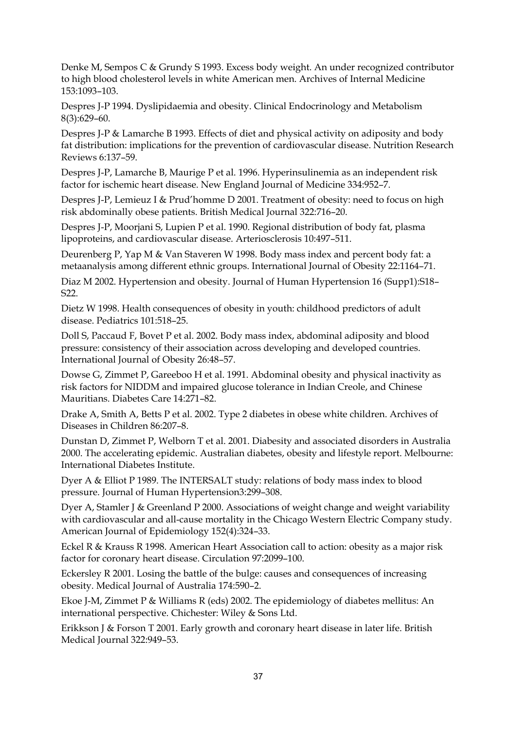Denke M, Sempos C & Grundy S 1993. Excess body weight. An under recognized contributor to high blood cholesterol levels in white American men. Archives of Internal Medicine 153:1093–103.

Despres J-P 1994. Dyslipidaemia and obesity. Clinical Endocrinology and Metabolism 8(3):629–60.

Despres J-P & Lamarche B 1993. Effects of diet and physical activity on adiposity and body fat distribution: implications for the prevention of cardiovascular disease. Nutrition Research Reviews 6:137–59.

Despres J-P, Lamarche B, Maurige P et al. 1996. Hyperinsulinemia as an independent risk factor for ischemic heart disease. New England Journal of Medicine 334:952–7.

Despres J-P, Lemieuz I & Prud'homme D 2001. Treatment of obesity: need to focus on high risk abdominally obese patients. British Medical Journal 322:716–20.

Despres J-P, Moorjani S, Lupien P et al. 1990. Regional distribution of body fat, plasma lipoproteins, and cardiovascular disease. Arteriosclerosis 10:497–511.

Deurenberg P, Yap M & Van Staveren W 1998. Body mass index and percent body fat: a metaanalysis among different ethnic groups. International Journal of Obesity 22:1164–71.

Diaz M 2002. Hypertension and obesity. Journal of Human Hypertension 16 (Supp1):S18–S22.

Dietz W 1998. Health consequences of obesity in youth: childhood predictors of adult disease. Pediatrics 101:518–25.

Doll S, Paccaud F, Bovet P et al. 2002. Body mass index, abdominal adiposity and blood pressure: consistency of their association across developing and developed countries. International Journal of Obesity 26:48–57.

Dowse G, Zimmet P, Gareeboo H et al. 1991. Abdominal obesity and physical inactivity as risk factors for NIDDM and impaired glucose tolerance in Indian Creole, and Chinese Mauritians. Diabetes Care 14:271–82.

Drake A, Smith A, Betts P et al. 2002. Type 2 diabetes in obese white children. Archives of Diseases in Children 86:207–8.

Dunstan D, Zimmet P, Welborn T et al. 2001. Diabesity and associated disorders in Australia 2000. The accelerating epidemic. Australian diabetes, obesity and lifestyle report. Melbourne: International Diabetes Institute.

Dyer A & Elliot P 1989. The INTERSALT study: relations of body mass index to blood pressure. Journal of Human Hypertension3:299–308.

Dyer A, Stamler J & Greenland P 2000. Associations of weight change and weight variability with cardiovascular and all-cause mortality in the Chicago Western Electric Company study. American Journal of Epidemiology 152(4):324–33.

Eckel R & Krauss R 1998. American Heart Association call to action: obesity as a major risk factor for coronary heart disease. Circulation 97:2099–100.

Eckersley R 2001. Losing the battle of the bulge: causes and consequences of increasing obesity. Medical Journal of Australia 174:590–2.

Ekoe J-M, Zimmet P & Williams R (eds) 2002. The epidemiology of diabetes mellitus: An international perspective. Chichester: Wiley & Sons Ltd.

Erikkson J & Forson T 2001. Early growth and coronary heart disease in later life. British Medical Journal 322:949–53.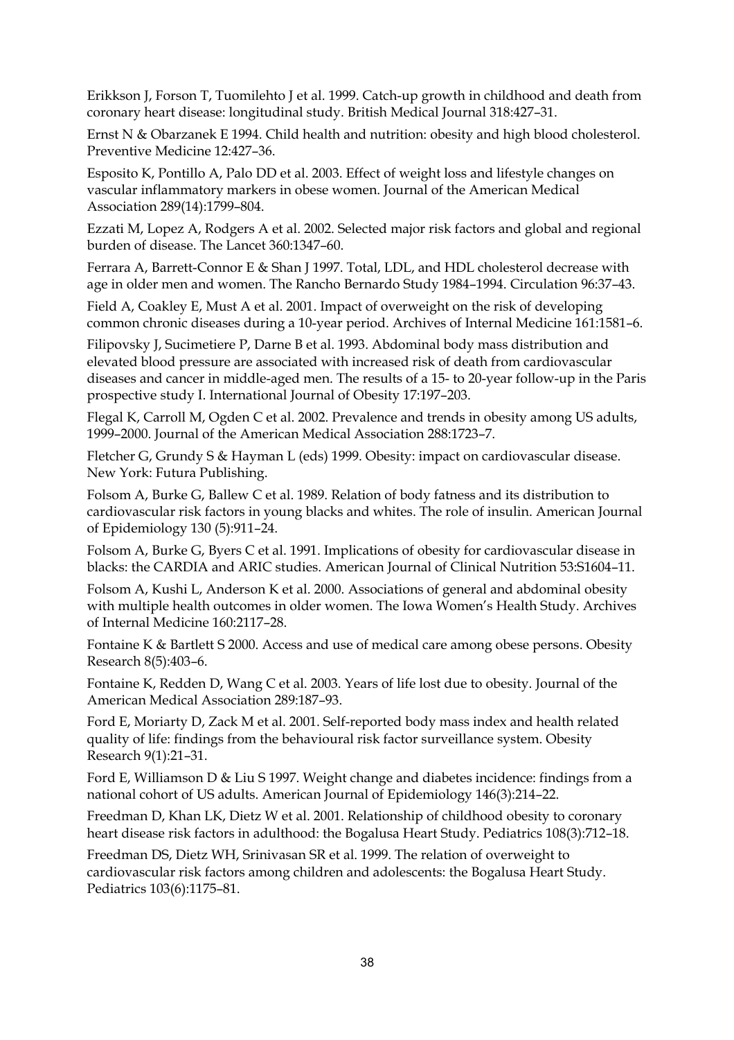Erikkson J, Forson T, Tuomilehto J et al. 1999. Catch-up growth in childhood and death from coronary heart disease: longitudinal study. British Medical Journal 318:427–31.

Ernst N & Obarzanek E 1994. Child health and nutrition: obesity and high blood cholesterol. Preventive Medicine 12:427–36.

Esposito K, Pontillo A, Palo DD et al. 2003. Effect of weight loss and lifestyle changes on vascular inflammatory markers in obese women. Journal of the American Medical Association 289(14):1799–804.

Ezzati M, Lopez A, Rodgers A et al. 2002. Selected major risk factors and global and regional burden of disease. The Lancet 360:1347–60.

Ferrara A, Barrett-Connor E & Shan J 1997. Total, LDL, and HDL cholesterol decrease with age in older men and women. The Rancho Bernardo Study 1984–1994. Circulation 96:37–43.

Field A, Coakley E, Must A et al. 2001. Impact of overweight on the risk of developing common chronic diseases during a 10-year period. Archives of Internal Medicine 161:1581–6.

Filipovsky J, Sucimetiere P, Darne B et al. 1993. Abdominal body mass distribution and elevated blood pressure are associated with increased risk of death from cardiovascular diseases and cancer in middle-aged men. The results of a 15- to 20-year follow-up in the Paris prospective study I. International Journal of Obesity 17:197–203.

Flegal K, Carroll M, Ogden C et al. 2002. Prevalence and trends in obesity among US adults, 1999–2000. Journal of the American Medical Association 288:1723–7.

Fletcher G, Grundy S & Hayman L (eds) 1999. Obesity: impact on cardiovascular disease. New York: Futura Publishing.

Folsom A, Burke G, Ballew C et al. 1989. Relation of body fatness and its distribution to cardiovascular risk factors in young blacks and whites. The role of insulin. American Journal of Epidemiology 130 (5):911–24.

Folsom A, Burke G, Byers C et al. 1991. Implications of obesity for cardiovascular disease in blacks: the CARDIA and ARIC studies. American Journal of Clinical Nutrition 53:S1604–11.

Folsom A, Kushi L, Anderson K et al. 2000. Associations of general and abdominal obesity with multiple health outcomes in older women. The Iowa Women's Health Study. Archives of Internal Medicine 160:2117–28.

Fontaine K & Bartlett S 2000. Access and use of medical care among obese persons. Obesity Research 8(5):403–6.

Fontaine K, Redden D, Wang C et al. 2003. Years of life lost due to obesity. Journal of the American Medical Association 289:187–93.

Ford E, Moriarty D, Zack M et al. 2001. Self-reported body mass index and health related quality of life: findings from the behavioural risk factor surveillance system. Obesity Research 9(1):21–31.

Ford E, Williamson D & Liu S 1997. Weight change and diabetes incidence: findings from a national cohort of US adults. American Journal of Epidemiology 146(3):214–22.

Freedman D, Khan LK, Dietz W et al. 2001. Relationship of childhood obesity to coronary heart disease risk factors in adulthood: the Bogalusa Heart Study. Pediatrics 108(3):712–18.

Freedman DS, Dietz WH, Srinivasan SR et al. 1999. The relation of overweight to cardiovascular risk factors among children and adolescents: the Bogalusa Heart Study. Pediatrics 103(6):1175–81.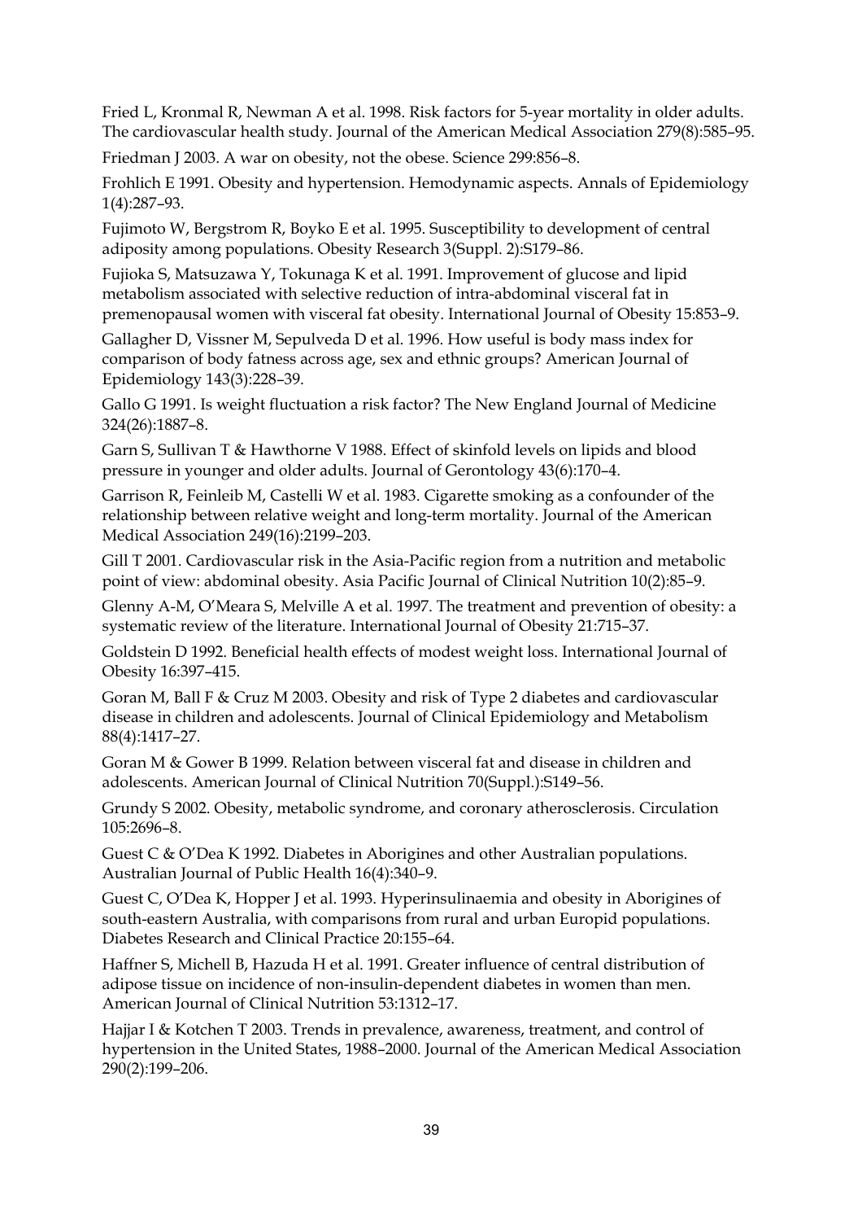Fried L, Kronmal R, Newman A et al. 1998. Risk factors for 5-year mortality in older adults. The cardiovascular health study. Journal of the American Medical Association 279(8):585–95.

Friedman J 2003. A war on obesity, not the obese. Science 299:856–8.

Frohlich E 1991. Obesity and hypertension. Hemodynamic aspects. Annals of Epidemiology 1(4):287–93.

Fujimoto W, Bergstrom R, Boyko E et al. 1995. Susceptibility to development of central adiposity among populations. Obesity Research 3(Suppl. 2):S179–86.

Fujioka S, Matsuzawa Y, Tokunaga K et al. 1991. Improvement of glucose and lipid metabolism associated with selective reduction of intra-abdominal visceral fat in premenopausal women with visceral fat obesity. International Journal of Obesity 15:853–9.

Gallagher D, Vissner M, Sepulveda D et al. 1996. How useful is body mass index for comparison of body fatness across age, sex and ethnic groups? American Journal of Epidemiology 143(3):228–39.

Gallo G 1991. Is weight fluctuation a risk factor? The New England Journal of Medicine 324(26):1887–8.

Garn S, Sullivan T & Hawthorne V 1988. Effect of skinfold levels on lipids and blood pressure in younger and older adults. Journal of Gerontology 43(6):170–4.

Garrison R, Feinleib M, Castelli W et al. 1983. Cigarette smoking as a confounder of the relationship between relative weight and long-term mortality. Journal of the American Medical Association 249(16):2199–203.

Gill T 2001. Cardiovascular risk in the Asia-Pacific region from a nutrition and metabolic point of view: abdominal obesity. Asia Pacific Journal of Clinical Nutrition 10(2):85–9.

Glenny A-M, O'Meara S, Melville A et al. 1997. The treatment and prevention of obesity: a systematic review of the literature. International Journal of Obesity 21:715–37.

Goldstein D 1992. Beneficial health effects of modest weight loss. International Journal of Obesity 16:397–415.

Goran M, Ball F & Cruz M 2003. Obesity and risk of Type 2 diabetes and cardiovascular disease in children and adolescents. Journal of Clinical Epidemiology and Metabolism 88(4):1417–27.

Goran M & Gower B 1999. Relation between visceral fat and disease in children and adolescents. American Journal of Clinical Nutrition 70(Suppl.):S149–56.

Grundy S 2002. Obesity, metabolic syndrome, and coronary atherosclerosis. Circulation 105:2696–8.

Guest C & O'Dea K 1992. Diabetes in Aborigines and other Australian populations. Australian Journal of Public Health 16(4):340–9.

Guest C, O'Dea K, Hopper J et al. 1993. Hyperinsulinaemia and obesity in Aborigines of south-eastern Australia, with comparisons from rural and urban Europid populations. Diabetes Research and Clinical Practice 20:155–64.

Haffner S, Michell B, Hazuda H et al. 1991. Greater influence of central distribution of adipose tissue on incidence of non-insulin-dependent diabetes in women than men. American Journal of Clinical Nutrition 53:1312–17.

Hajjar I & Kotchen T 2003. Trends in prevalence, awareness, treatment, and control of hypertension in the United States, 1988–2000. Journal of the American Medical Association 290(2):199–206.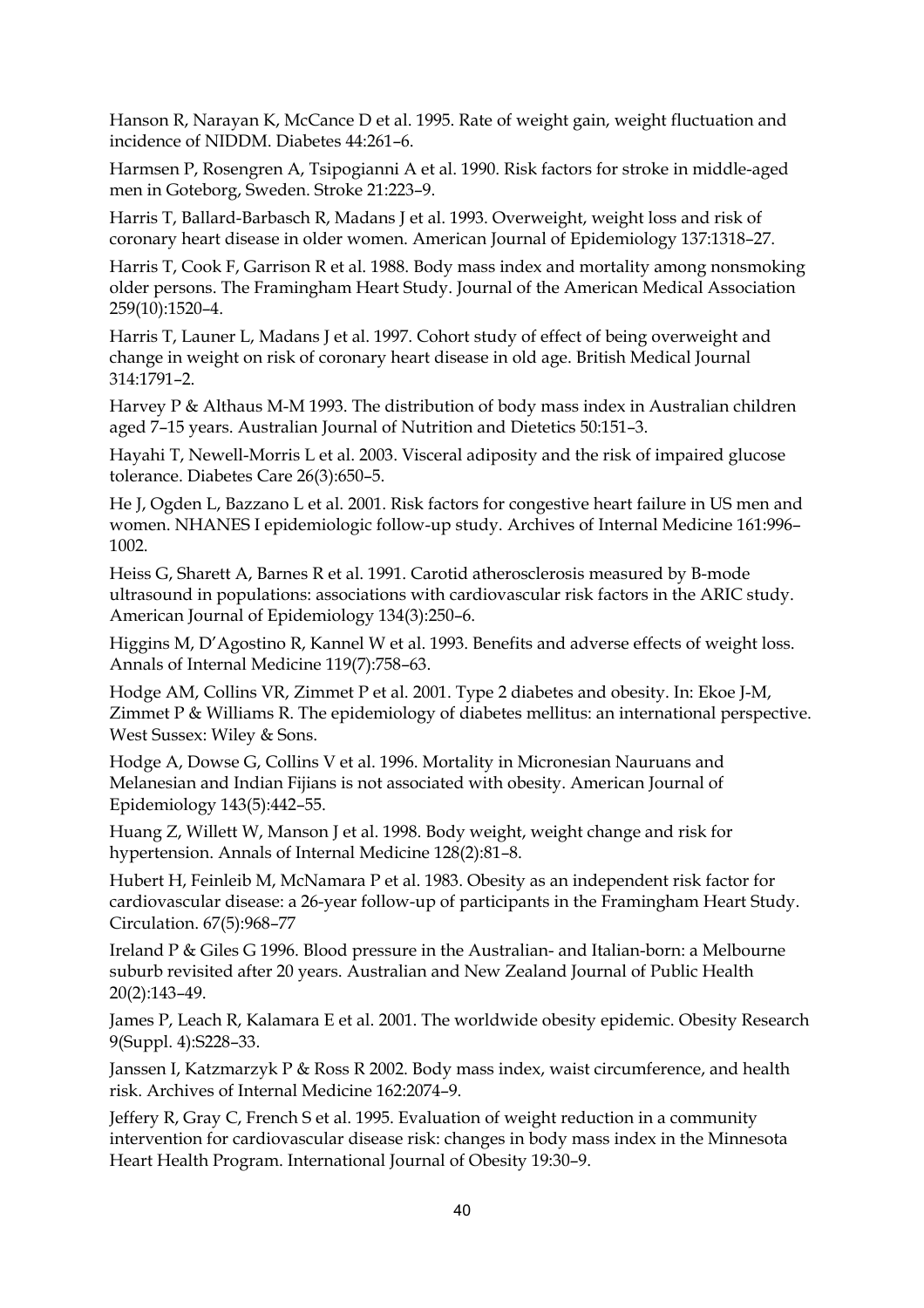Hanson R, Narayan K, McCance D et al. 1995. Rate of weight gain, weight fluctuation and incidence of NIDDM. Diabetes 44:261–6.

Harmsen P, Rosengren A, Tsipogianni A et al. 1990. Risk factors for stroke in middle-aged men in Goteborg, Sweden. Stroke 21:223–9.

Harris T, Ballard-Barbasch R, Madans J et al. 1993. Overweight, weight loss and risk of coronary heart disease in older women. American Journal of Epidemiology 137:1318–27.

Harris T, Cook F, Garrison R et al. 1988. Body mass index and mortality among nonsmoking older persons. The Framingham Heart Study. Journal of the American Medical Association 259(10):1520–4.

Harris T, Launer L, Madans J et al. 1997. Cohort study of effect of being overweight and change in weight on risk of coronary heart disease in old age. British Medical Journal 314:1791–2.

Harvey P & Althaus M-M 1993. The distribution of body mass index in Australian children aged 7–15 years. Australian Journal of Nutrition and Dietetics 50:151–3.

Hayahi T, Newell-Morris L et al. 2003. Visceral adiposity and the risk of impaired glucose tolerance. Diabetes Care 26(3):650–5.

He J, Ogden L, Bazzano L et al. 2001. Risk factors for congestive heart failure in US men and women. NHANES I epidemiologic follow-up study. Archives of Internal Medicine 161:996–1002.

Heiss G, Sharett A, Barnes R et al. 1991. Carotid atherosclerosis measured by B-mode ultrasound in populations: associations with cardiovascular risk factors in the ARIC study. American Journal of Epidemiology 134(3):250–6.

Higgins M, D'Agostino R, Kannel W et al. 1993. Benefits and adverse effects of weight loss. Annals of Internal Medicine 119(7):758–63.

Hodge AM, Collins VR, Zimmet P et al. 2001. Type 2 diabetes and obesity. In: Ekoe J-M, Zimmet P & Williams R. The epidemiology of diabetes mellitus: an international perspective. West Sussex: Wiley & Sons.

Hodge A, Dowse G, Collins V et al. 1996. Mortality in Micronesian Nauruans and Melanesian and Indian Fijians is not associated with obesity. American Journal of Epidemiology 143(5):442–55.

Huang Z, Willett W, Manson J et al. 1998. Body weight, weight change and risk for hypertension. Annals of Internal Medicine 128(2):81–8.

Hubert H, Feinleib M, McNamara P et al. 1983. Obesity as an independent risk factor for cardiovascular disease: a 26-year follow-up of participants in the Framingham Heart Study. Circulation. 67(5):968–77

Ireland P & Giles G 1996. Blood pressure in the Australian- and Italian-born: a Melbourne suburb revisited after 20 years. Australian and New Zealand Journal of Public Health 20(2):143–49.

James P, Leach R, Kalamara E et al. 2001. The worldwide obesity epidemic. Obesity Research 9(Suppl. 4):S228–33.

Janssen I, Katzmarzyk P & Ross R 2002. Body mass index, waist circumference, and health risk. Archives of Internal Medicine 162:2074–9.

Jeffery R, Gray C, French S et al. 1995. Evaluation of weight reduction in a community intervention for cardiovascular disease risk: changes in body mass index in the Minnesota Heart Health Program. International Journal of Obesity 19:30–9.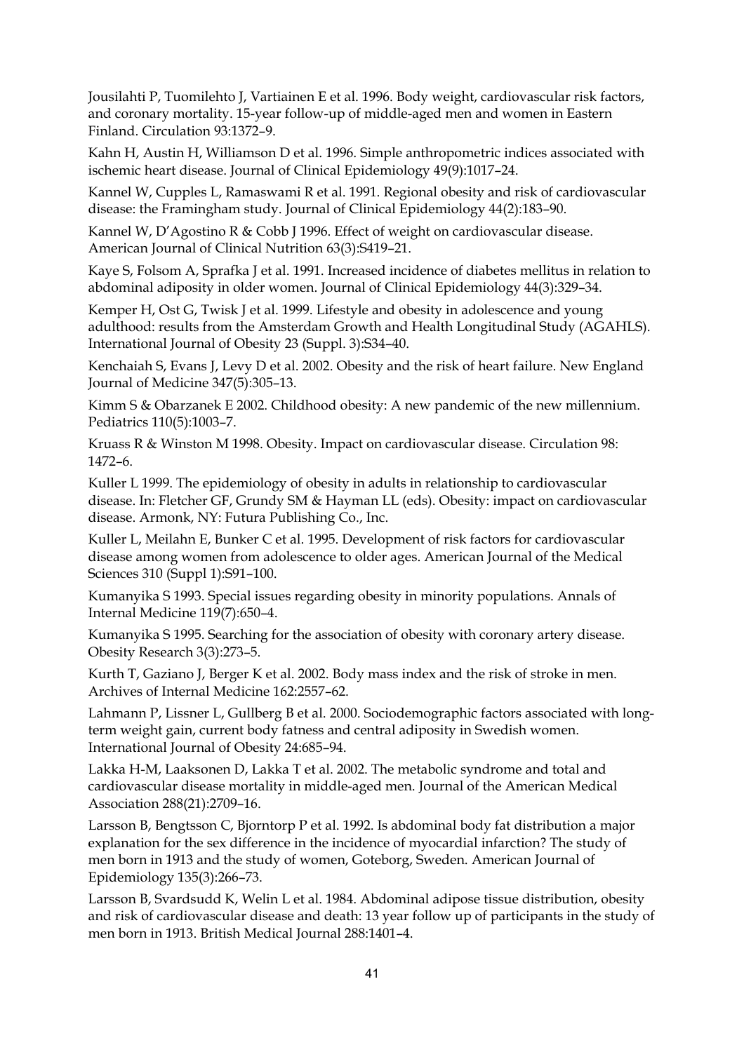Jousilahti P, Tuomilehto J, Vartiainen E et al. 1996. Body weight, cardiovascular risk factors, and coronary mortality. 15-year follow-up of middle-aged men and women in Eastern Finland. Circulation 93:1372–9.

Kahn H, Austin H, Williamson D et al. 1996. Simple anthropometric indices associated with ischemic heart disease. Journal of Clinical Epidemiology 49(9):1017–24.

Kannel W, Cupples L, Ramaswami R et al. 1991. Regional obesity and risk of cardiovascular disease: the Framingham study. Journal of Clinical Epidemiology 44(2):183–90.

Kannel W, D'Agostino R & Cobb J 1996. Effect of weight on cardiovascular disease. American Journal of Clinical Nutrition 63(3):S419–21.

Kaye S, Folsom A, Sprafka J et al. 1991. Increased incidence of diabetes mellitus in relation to abdominal adiposity in older women. Journal of Clinical Epidemiology 44(3):329–34.

Kemper H, Ost G, Twisk J et al. 1999. Lifestyle and obesity in adolescence and young adulthood: results from the Amsterdam Growth and Health Longitudinal Study (AGAHLS). International Journal of Obesity 23 (Suppl. 3):S34–40.

Kenchaiah S, Evans J, Levy D et al. 2002. Obesity and the risk of heart failure. New England Journal of Medicine 347(5):305–13.

Kimm S & Obarzanek E 2002. Childhood obesity: A new pandemic of the new millennium. Pediatrics 110(5):1003–7.

Kruass R & Winston M 1998. Obesity. Impact on cardiovascular disease. Circulation 98: 1472–6.

Kuller L 1999. The epidemiology of obesity in adults in relationship to cardiovascular disease. In: Fletcher GF, Grundy SM & Hayman LL (eds). Obesity: impact on cardiovascular disease. Armonk, NY: Futura Publishing Co., Inc.

Kuller L, Meilahn E, Bunker C et al. 1995. Development of risk factors for cardiovascular disease among women from adolescence to older ages. American Journal of the Medical Sciences 310 (Suppl 1):S91–100.

Kumanyika S 1993. Special issues regarding obesity in minority populations. Annals of Internal Medicine 119(7):650–4.

Kumanyika S 1995. Searching for the association of obesity with coronary artery disease. Obesity Research 3(3):273–5.

Kurth T, Gaziano J, Berger K et al. 2002. Body mass index and the risk of stroke in men. Archives of Internal Medicine 162:2557–62.

Lahmann P, Lissner L, Gullberg B et al. 2000. Sociodemographic factors associated with long-term weight gain, current body fatness and central adiposity in Swedish women. International Journal of Obesity 24:685–94.

Lakka H-M, Laaksonen D, Lakka T et al. 2002. The metabolic syndrome and total and cardiovascular disease mortality in middle-aged men. Journal of the American Medical Association 288(21):2709–16.

Larsson B, Bengtsson C, Bjorntorp P et al. 1992. Is abdominal body fat distribution a major explanation for the sex difference in the incidence of myocardial infarction? The study of men born in 1913 and the study of women, Goteborg, Sweden. American Journal of Epidemiology 135(3):266–73.

Larsson B, Svardsudd K, Welin L et al. 1984. Abdominal adipose tissue distribution, obesity and risk of cardiovascular disease and death: 13 year follow up of participants in the study of men born in 1913. British Medical Journal 288:1401–4.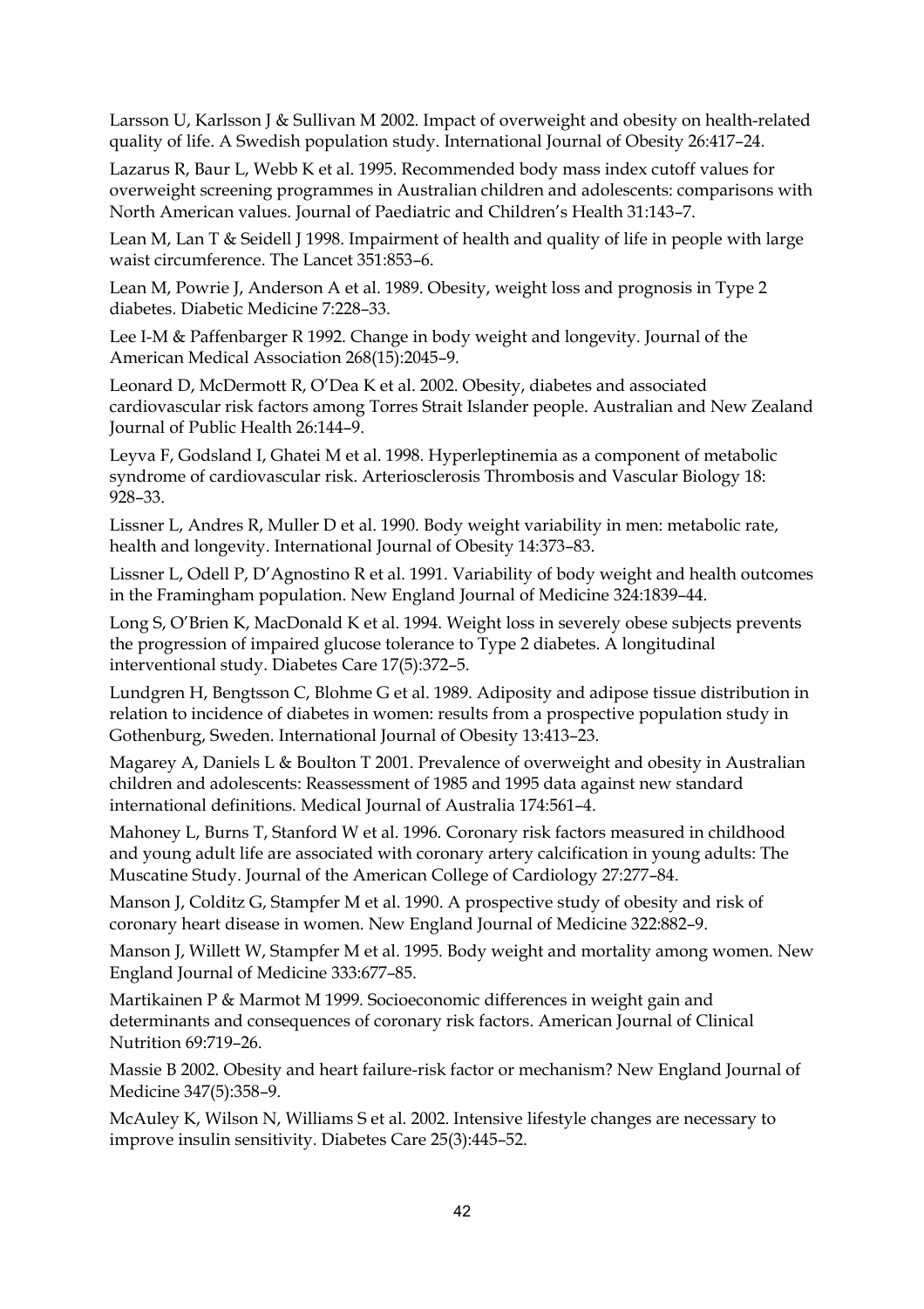Larsson U, Karlsson J & Sullivan M 2002. Impact of overweight and obesity on health-related quality of life. A Swedish population study. International Journal of Obesity 26:417–24.

Lazarus R, Baur L, Webb K et al. 1995. Recommended body mass index cutoff values for overweight screening programmes in Australian children and adolescents: comparisons with North American values. Journal of Paediatric and Children's Health 31:143–7.

Lean M, Lan T & Seidell J 1998. Impairment of health and quality of life in people with large waist circumference. The Lancet 351:853–6.

Lean M, Powrie J, Anderson A et al. 1989. Obesity, weight loss and prognosis in Type 2 diabetes. Diabetic Medicine 7:228–33.

Lee I-M & Paffenbarger R 1992. Change in body weight and longevity. Journal of the American Medical Association 268(15):2045–9.

Leonard D, McDermott R, O'Dea K et al. 2002. Obesity, diabetes and associated cardiovascular risk factors among Torres Strait Islander people. Australian and New Zealand Journal of Public Health 26:144–9.

Leyva F, Godsland I, Ghatei M et al. 1998. Hyperleptinemia as a component of metabolic syndrome of cardiovascular risk. Arteriosclerosis Thrombosis and Vascular Biology 18: 928–33.

Lissner L, Andres R, Muller D et al. 1990. Body weight variability in men: metabolic rate, health and longevity. International Journal of Obesity 14:373–83.

Lissner L, Odell P, D'Agnostino R et al. 1991. Variability of body weight and health outcomes in the Framingham population. New England Journal of Medicine 324:1839–44.

Long S, O'Brien K, MacDonald K et al. 1994. Weight loss in severely obese subjects prevents the progression of impaired glucose tolerance to Type 2 diabetes. A longitudinal interventional study. Diabetes Care 17(5):372–5.

Lundgren H, Bengtsson C, Blohme G et al. 1989. Adiposity and adipose tissue distribution in relation to incidence of diabetes in women: results from a prospective population study in Gothenburg, Sweden. International Journal of Obesity 13:413–23.

Magarey A, Daniels L & Boulton T 2001. Prevalence of overweight and obesity in Australian children and adolescents: Reassessment of 1985 and 1995 data against new standard international definitions. Medical Journal of Australia 174:561–4.

Mahoney L, Burns T, Stanford W et al. 1996. Coronary risk factors measured in childhood and young adult life are associated with coronary artery calcification in young adults: The Muscatine Study. Journal of the American College of Cardiology 27:277–84.

Manson J, Colditz G, Stampfer M et al. 1990. A prospective study of obesity and risk of coronary heart disease in women. New England Journal of Medicine 322:882–9.

Manson J, Willett W, Stampfer M et al. 1995. Body weight and mortality among women. New England Journal of Medicine 333:677–85.

Martikainen P & Marmot M 1999. Socioeconomic differences in weight gain and determinants and consequences of coronary risk factors. American Journal of Clinical Nutrition 69:719–26.

Massie B 2002. Obesity and heart failure-risk factor or mechanism? New England Journal of Medicine 347(5):358–9.

McAuley K, Wilson N, Williams S et al. 2002. Intensive lifestyle changes are necessary to improve insulin sensitivity. Diabetes Care 25(3):445–52.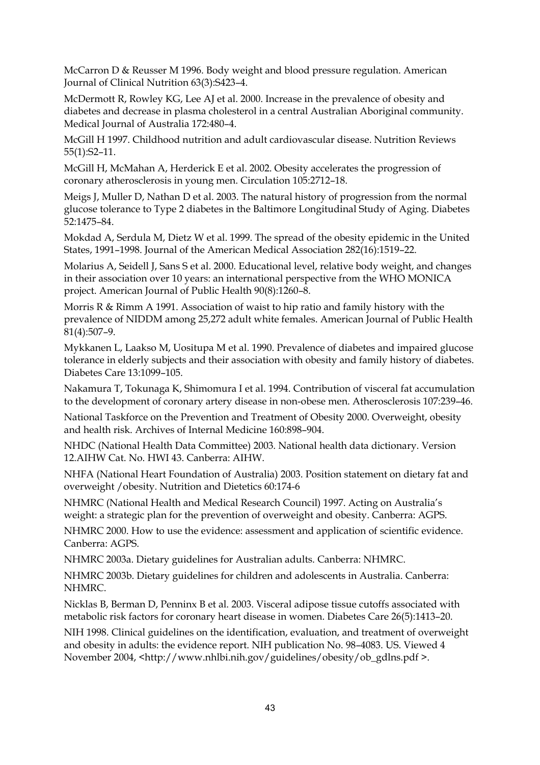McCarron D & Reusser M 1996. Body weight and blood pressure regulation. American Journal of Clinical Nutrition 63(3):S423–4.

McDermott R, Rowley KG, Lee AJ et al. 2000. Increase in the prevalence of obesity and diabetes and decrease in plasma cholesterol in a central Australian Aboriginal community. Medical Journal of Australia 172:480–4.

McGill H 1997. Childhood nutrition and adult cardiovascular disease. Nutrition Reviews 55(1):S2–11.

McGill H, McMahan A, Herderick E et al. 2002. Obesity accelerates the progression of coronary atherosclerosis in young men. Circulation 105:2712–18.

Meigs J, Muller D, Nathan D et al. 2003. The natural history of progression from the normal glucose tolerance to Type 2 diabetes in the Baltimore Longitudinal Study of Aging. Diabetes 52:1475–84.

Mokdad A, Serdula M, Dietz W et al. 1999. The spread of the obesity epidemic in the United States, 1991–1998. Journal of the American Medical Association 282(16):1519–22.

Molarius A, Seidell J, Sans S et al. 2000. Educational level, relative body weight, and changes in their association over 10 years: an international perspective from the WHO MONICA project. American Journal of Public Health 90(8):1260–8.

Morris R & Rimm A 1991. Association of waist to hip ratio and family history with the prevalence of NIDDM among 25,272 adult white females. American Journal of Public Health 81(4):507–9.

Mykkanen L, Laakso M, Uusitupa M et al. 1990. Prevalence of diabetes and impaired glucose tolerance in elderly subjects and their association with obesity and family history of diabetes. Diabetes Care 13:1099–105.

Nakamura T, Tokunaga K, Shimomura I et al. 1994. Contribution of visceral fat accumulation to the development of coronary artery disease in non-obese men. Atherosclerosis 107:239–46.

National Taskforce on the Prevention and Treatment of Obesity 2000. Overweight, obesity and health risk. Archives of Internal Medicine 160:898–904.

NHDC (National Health Data Committee) 2003. National health data dictionary. Version 12.AIHW Cat. No. HWI 43. Canberra: AIHW.

NHFA (National Heart Foundation of Australia) 2003. Position statement on dietary fat and overweight /obesity. Nutrition and Dietetics 60:174-6

NHMRC (National Health and Medical Research Council) 1997. Acting on Australia's weight: a strategic plan for the prevention of overweight and obesity. Canberra: AGPS.

NHMRC 2000. How to use the evidence: assessment and application of scientific evidence. Canberra: AGPS.

NHMRC 2003a. Dietary guidelines for Australian adults. Canberra: NHMRC.

NHMRC 2003b. Dietary guidelines for children and adolescents in Australia. Canberra: NHMRC.

Nicklas B, Berman D, Penninx B et al. 2003. Visceral adipose tissue cutoffs associated with metabolic risk factors for coronary heart disease in women. Diabetes Care 26(5):1413–20.

NIH 1998. Clinical guidelines on the identification, evaluation, and treatment of overweight and obesity in adults: the evidence report. NIH publication No. 98–4083. US. Viewed 4 November 2004, <http://www.nhlbi.nih.gov/guidelines/obesity/ob_gdlns.pdf >.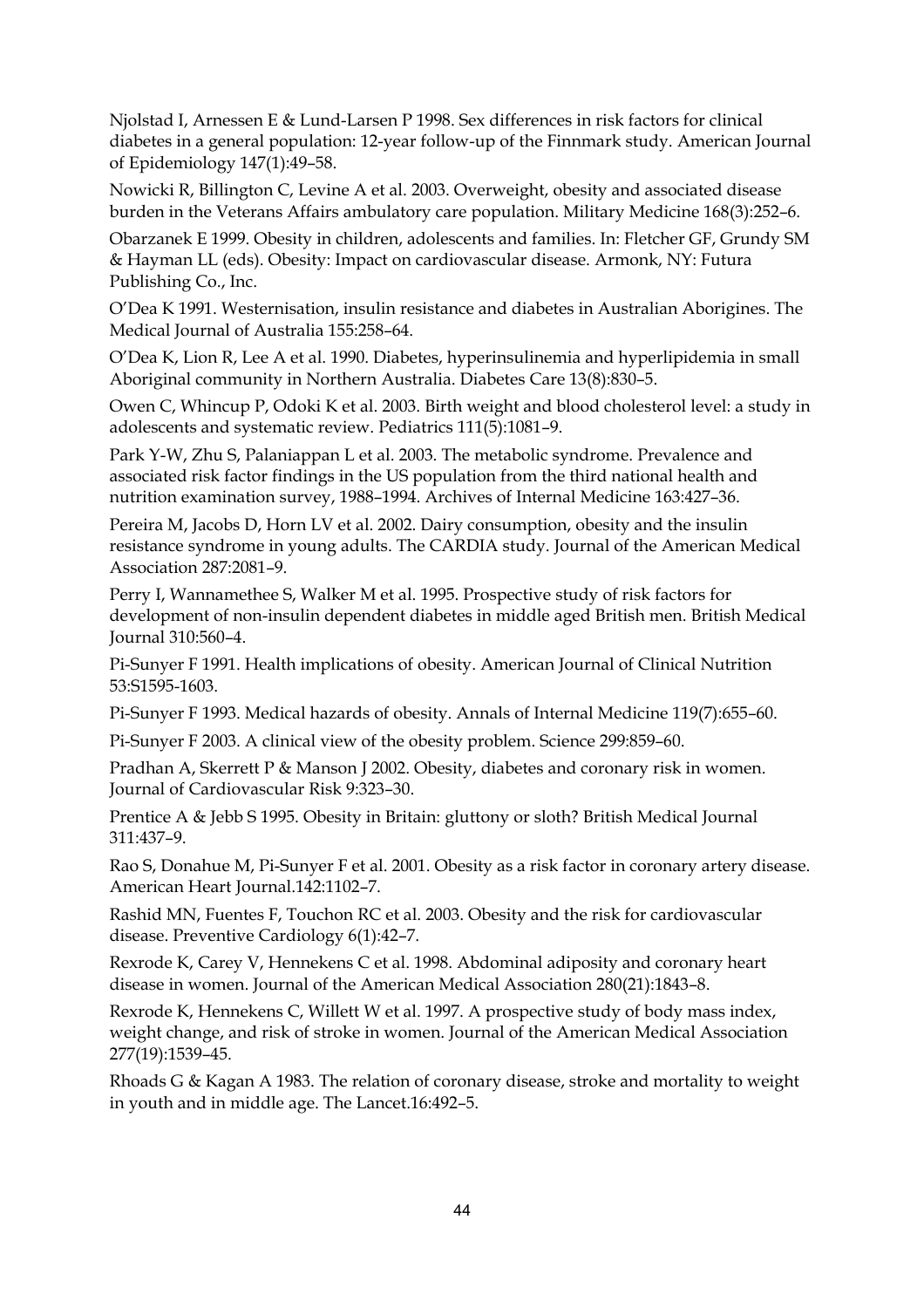Njolstad I, Arnessen E & Lund-Larsen P 1998. Sex differences in risk factors for clinical diabetes in a general population: 12-year follow-up of the Finnmark study. American Journal of Epidemiology 147(1):49–58.

Nowicki R, Billington C, Levine A et al. 2003. Overweight, obesity and associated disease burden in the Veterans Affairs ambulatory care population. Military Medicine 168(3):252–6.

Obarzanek E 1999. Obesity in children, adolescents and families. In: Fletcher GF, Grundy SM & Hayman LL (eds). Obesity: Impact on cardiovascular disease. Armonk, NY: Futura Publishing Co., Inc.

O'Dea K 1991. Westernisation, insulin resistance and diabetes in Australian Aborigines. The Medical Journal of Australia 155:258–64.

O'Dea K, Lion R, Lee A et al. 1990. Diabetes, hyperinsulinemia and hyperlipidemia in small Aboriginal community in Northern Australia. Diabetes Care 13(8):830–5.

Owen C, Whincup P, Odoki K et al. 2003. Birth weight and blood cholesterol level: a study in adolescents and systematic review. Pediatrics 111(5):1081–9.

Park Y-W, Zhu S, Palaniappan L et al. 2003. The metabolic syndrome. Prevalence and associated risk factor findings in the US population from the third national health and nutrition examination survey, 1988–1994. Archives of Internal Medicine 163:427–36.

Pereira M, Jacobs D, Horn LV et al. 2002. Dairy consumption, obesity and the insulin resistance syndrome in young adults. The CARDIA study. Journal of the American Medical Association 287:2081–9.

Perry I, Wannamethee S, Walker M et al. 1995. Prospective study of risk factors for development of non-insulin dependent diabetes in middle aged British men. British Medical Journal 310:560–4.

Pi-Sunyer F 1991. Health implications of obesity. American Journal of Clinical Nutrition 53:S1595-1603.

Pi-Sunyer F 1993. Medical hazards of obesity. Annals of Internal Medicine 119(7):655–60.

Pi-Sunyer F 2003. A clinical view of the obesity problem. Science 299:859–60.

Pradhan A, Skerrett P & Manson J 2002. Obesity, diabetes and coronary risk in women. Journal of Cardiovascular Risk 9:323–30.

Prentice A & Jebb S 1995. Obesity in Britain: gluttony or sloth? British Medical Journal 311:437–9.

Rao S, Donahue M, Pi-Sunyer F et al. 2001. Obesity as a risk factor in coronary artery disease. American Heart Journal.142:1102–7.

Rashid MN, Fuentes F, Touchon RC et al. 2003. Obesity and the risk for cardiovascular disease. Preventive Cardiology 6(1):42–7.

Rexrode K, Carey V, Hennekens C et al. 1998. Abdominal adiposity and coronary heart disease in women. Journal of the American Medical Association 280(21):1843–8.

Rexrode K, Hennekens C, Willett W et al. 1997. A prospective study of body mass index, weight change, and risk of stroke in women. Journal of the American Medical Association 277(19):1539–45.

Rhoads G & Kagan A 1983. The relation of coronary disease, stroke and mortality to weight in youth and in middle age. The Lancet.16:492–5.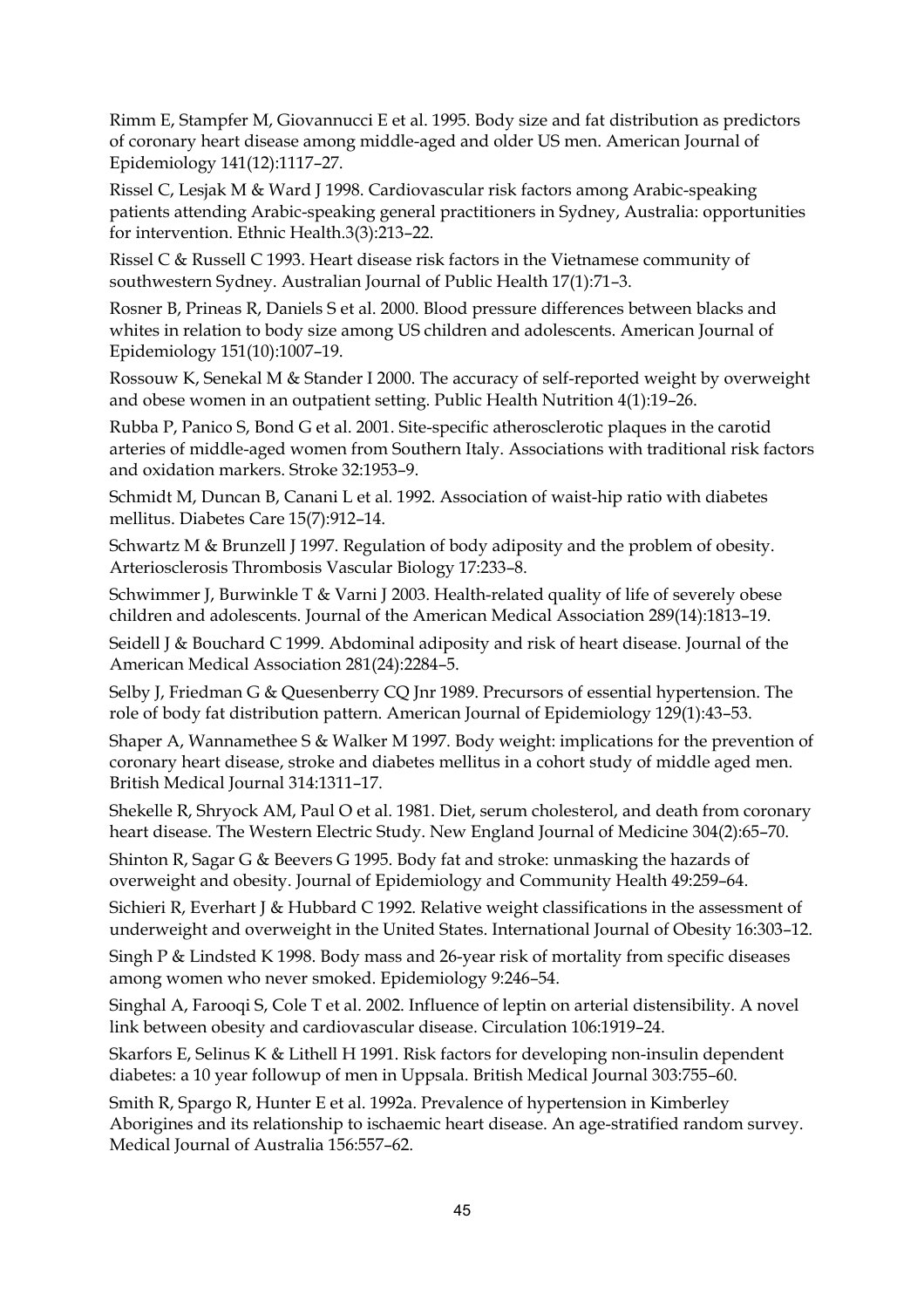Rimm E, Stampfer M, Giovannucci E et al. 1995. Body size and fat distribution as predictors of coronary heart disease among middle-aged and older US men. American Journal of Epidemiology 141(12):1117–27.

Rissel C, Lesjak M & Ward J 1998. Cardiovascular risk factors among Arabic-speaking patients attending Arabic-speaking general practitioners in Sydney, Australia: opportunities for intervention. Ethnic Health.3(3):213–22.

Rissel C & Russell C 1993. Heart disease risk factors in the Vietnamese community of southwestern Sydney. Australian Journal of Public Health 17(1):71–3.

Rosner B, Prineas R, Daniels S et al. 2000. Blood pressure differences between blacks and whites in relation to body size among US children and adolescents. American Journal of Epidemiology 151(10):1007–19.

Rossouw K, Senekal M & Stander I 2000. The accuracy of self-reported weight by overweight and obese women in an outpatient setting. Public Health Nutrition 4(1):19–26.

Rubba P, Panico S, Bond G et al. 2001. Site-specific atherosclerotic plaques in the carotid arteries of middle-aged women from Southern Italy. Associations with traditional risk factors and oxidation markers. Stroke 32:1953–9.

Schmidt M, Duncan B, Canani L et al. 1992. Association of waist-hip ratio with diabetes mellitus. Diabetes Care 15(7):912–14.

Schwartz M & Brunzell J 1997. Regulation of body adiposity and the problem of obesity. Arteriosclerosis Thrombosis Vascular Biology 17:233–8.

Schwimmer J, Burwinkle T & Varni J 2003. Health-related quality of life of severely obese children and adolescents. Journal of the American Medical Association 289(14):1813–19.

Seidell J & Bouchard C 1999. Abdominal adiposity and risk of heart disease. Journal of the American Medical Association 281(24):2284–5.

Selby J, Friedman G & Quesenberry CQ Jnr 1989. Precursors of essential hypertension. The role of body fat distribution pattern. American Journal of Epidemiology 129(1):43–53.

Shaper A, Wannamethee S & Walker M 1997. Body weight: implications for the prevention of coronary heart disease, stroke and diabetes mellitus in a cohort study of middle aged men. British Medical Journal 314:1311–17.

Shekelle R, Shryock AM, Paul O et al. 1981. Diet, serum cholesterol, and death from coronary heart disease. The Western Electric Study. New England Journal of Medicine 304(2):65–70.

Shinton R, Sagar G & Beevers G 1995. Body fat and stroke: unmasking the hazards of overweight and obesity. Journal of Epidemiology and Community Health 49:259–64.

Sichieri R, Everhart J & Hubbard C 1992. Relative weight classifications in the assessment of underweight and overweight in the United States. International Journal of Obesity 16:303–12.

Singh P & Lindsted K 1998. Body mass and 26-year risk of mortality from specific diseases among women who never smoked. Epidemiology 9:246–54.

Singhal A, Farooqi S, Cole T et al. 2002. Influence of leptin on arterial distensibility. A novel link between obesity and cardiovascular disease. Circulation 106:1919–24.

Skarfors E, Selinus K & Lithell H 1991. Risk factors for developing non-insulin dependent diabetes: a 10 year followup of men in Uppsala. British Medical Journal 303:755–60.

Smith R, Spargo R, Hunter E et al. 1992a. Prevalence of hypertension in Kimberley Aborigines and its relationship to ischaemic heart disease. An age-stratified random survey. Medical Journal of Australia 156:557–62.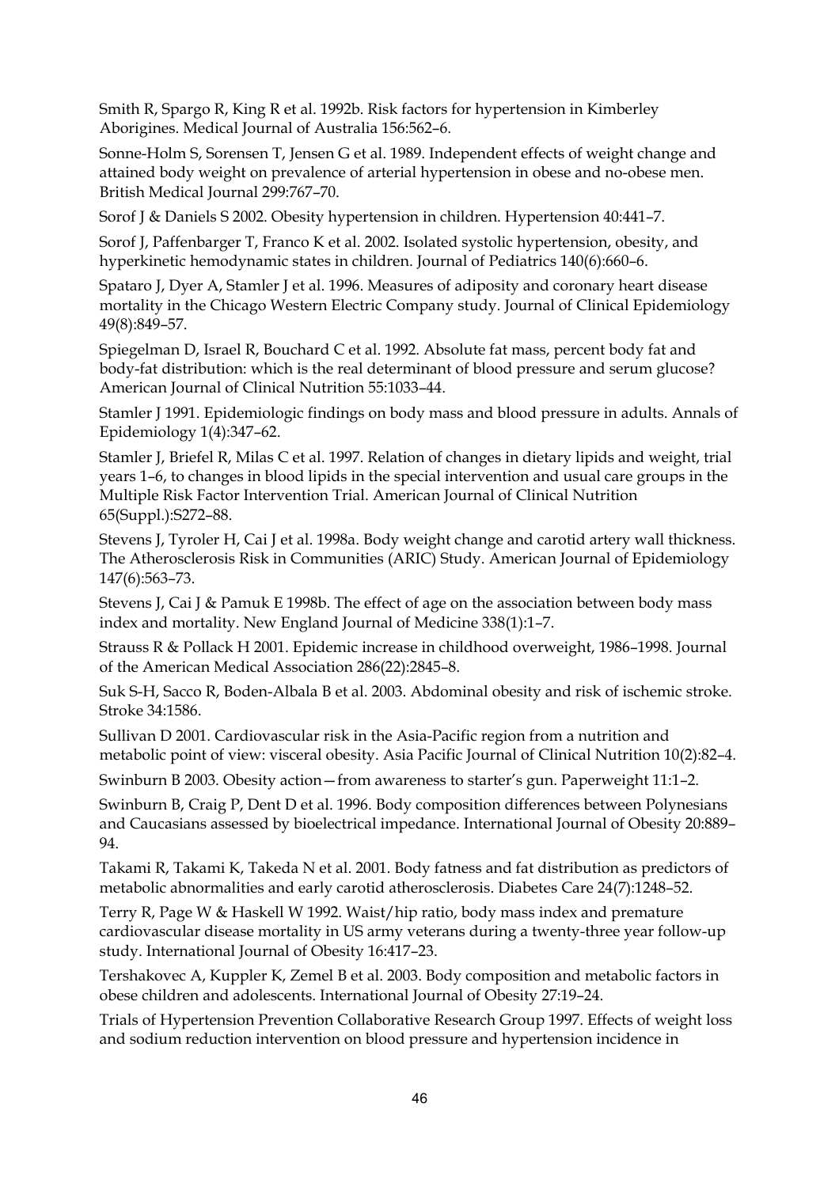Smith R, Spargo R, King R et al. 1992b. Risk factors for hypertension in Kimberley Aborigines. Medical Journal of Australia 156:562–6.

Sonne-Holm S, Sorensen T, Jensen G et al. 1989. Independent effects of weight change and attained body weight on prevalence of arterial hypertension in obese and no-obese men. British Medical Journal 299:767–70.

Sorof J & Daniels S 2002. Obesity hypertension in children. Hypertension 40:441–7.

Sorof J, Paffenbarger T, Franco K et al. 2002. Isolated systolic hypertension, obesity, and hyperkinetic hemodynamic states in children. Journal of Pediatrics 140(6):660–6.

Spataro J, Dyer A, Stamler J et al. 1996. Measures of adiposity and coronary heart disease mortality in the Chicago Western Electric Company study. Journal of Clinical Epidemiology 49(8):849–57.

Spiegelman D, Israel R, Bouchard C et al. 1992. Absolute fat mass, percent body fat and body-fat distribution: which is the real determinant of blood pressure and serum glucose? American Journal of Clinical Nutrition 55:1033–44.

Stamler J 1991. Epidemiologic findings on body mass and blood pressure in adults. Annals of Epidemiology 1(4):347–62.

Stamler J, Briefel R, Milas C et al. 1997. Relation of changes in dietary lipids and weight, trial years 1–6, to changes in blood lipids in the special intervention and usual care groups in the Multiple Risk Factor Intervention Trial. American Journal of Clinical Nutrition 65(Suppl.):S272–88.

Stevens J, Tyroler H, Cai J et al. 1998a. Body weight change and carotid artery wall thickness. The Atherosclerosis Risk in Communities (ARIC) Study. American Journal of Epidemiology 147(6):563–73.

Stevens J, Cai J & Pamuk E 1998b. The effect of age on the association between body mass index and mortality. New England Journal of Medicine 338(1):1–7.

Strauss R & Pollack H 2001. Epidemic increase in childhood overweight, 1986–1998. Journal of the American Medical Association 286(22):2845–8.

Suk S-H, Sacco R, Boden-Albala B et al. 2003. Abdominal obesity and risk of ischemic stroke. Stroke 34:1586.

Sullivan D 2001. Cardiovascular risk in the Asia-Pacific region from a nutrition and metabolic point of view: visceral obesity. Asia Pacific Journal of Clinical Nutrition 10(2):82–4.

Swinburn B 2003. Obesity action—from awareness to starter's gun. Paperweight 11:1–2.

Swinburn B, Craig P, Dent D et al. 1996. Body composition differences between Polynesians and Caucasians assessed by bioelectrical impedance. International Journal of Obesity 20:889–94.

Takami R, Takami K, Takeda N et al. 2001. Body fatness and fat distribution as predictors of metabolic abnormalities and early carotid atherosclerosis. Diabetes Care 24(7):1248–52.

Terry R, Page W & Haskell W 1992. Waist/hip ratio, body mass index and premature cardiovascular disease mortality in US army veterans during a twenty-three year follow-up study. International Journal of Obesity 16:417–23.

Tershakovec A, Kuppler K, Zemel B et al. 2003. Body composition and metabolic factors in obese children and adolescents. International Journal of Obesity 27:19–24.

Trials of Hypertension Prevention Collaborative Research Group 1997. Effects of weight loss and sodium reduction intervention on blood pressure and hypertension incidence in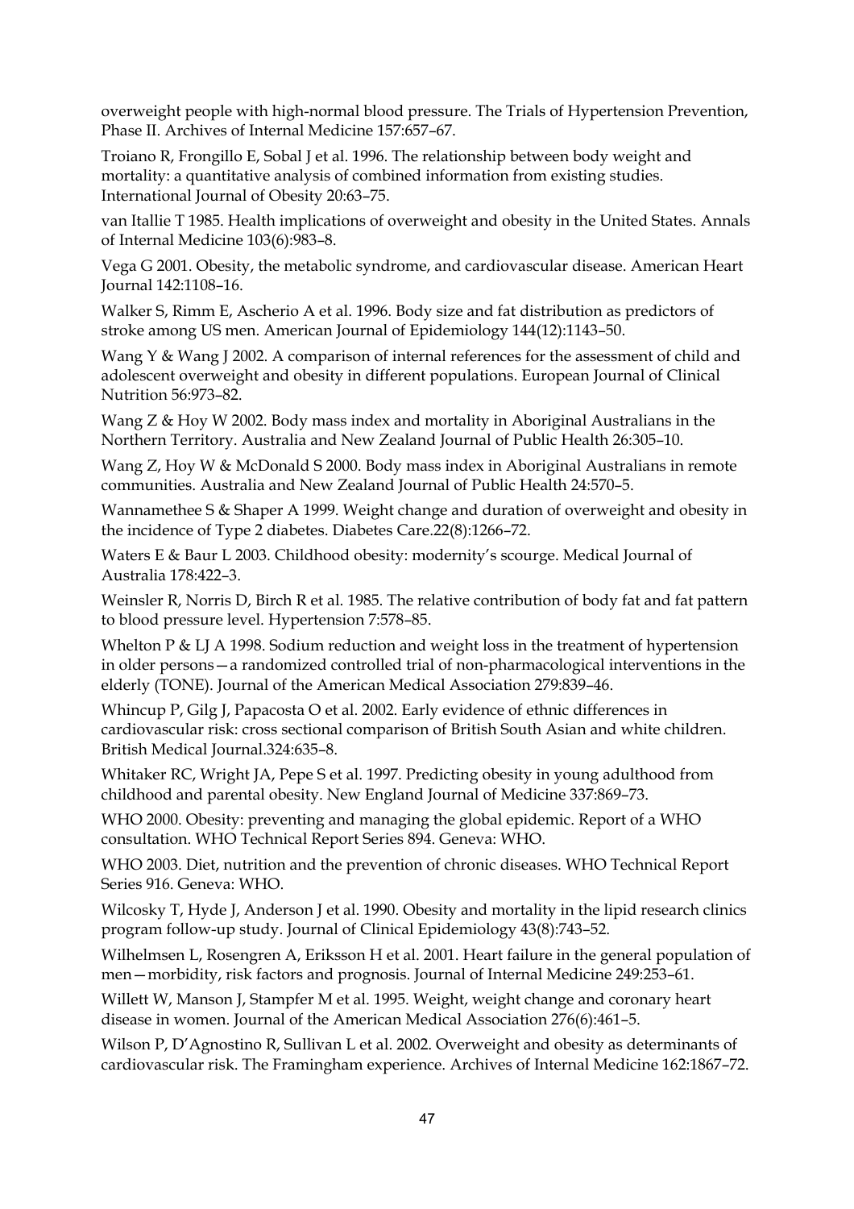overweight people with high-normal blood pressure. The Trials of Hypertension Prevention, Phase II. Archives of Internal Medicine 157:657–67.

Troiano R, Frongillo E, Sobal J et al. 1996. The relationship between body weight and mortality: a quantitative analysis of combined information from existing studies. International Journal of Obesity 20:63–75.

van Itallie T 1985. Health implications of overweight and obesity in the United States. Annals of Internal Medicine 103(6):983–8.

Vega G 2001. Obesity, the metabolic syndrome, and cardiovascular disease. American Heart Journal 142:1108–16.

Walker S, Rimm E, Ascherio A et al. 1996. Body size and fat distribution as predictors of stroke among US men. American Journal of Epidemiology 144(12):1143–50.

Wang Y & Wang J 2002. A comparison of internal references for the assessment of child and adolescent overweight and obesity in different populations. European Journal of Clinical Nutrition 56:973–82.

Wang Z & Hoy W 2002. Body mass index and mortality in Aboriginal Australians in the Northern Territory. Australia and New Zealand Journal of Public Health 26:305–10.

Wang Z, Hoy W & McDonald S 2000. Body mass index in Aboriginal Australians in remote communities. Australia and New Zealand Journal of Public Health 24:570–5.

Wannamethee S & Shaper A 1999. Weight change and duration of overweight and obesity in the incidence of Type 2 diabetes. Diabetes Care.22(8):1266–72.

Waters E & Baur L 2003. Childhood obesity: modernity's scourge. Medical Journal of Australia 178:422–3.

Weinsler R, Norris D, Birch R et al. 1985. The relative contribution of body fat and fat pattern to blood pressure level. Hypertension 7:578–85.

Whelton P & LJ A 1998. Sodium reduction and weight loss in the treatment of hypertension in older persons—a randomized controlled trial of non-pharmacological interventions in the elderly (TONE). Journal of the American Medical Association 279:839–46.

Whincup P, Gilg J, Papacosta O et al. 2002. Early evidence of ethnic differences in cardiovascular risk: cross sectional comparison of British South Asian and white children. British Medical Journal.324:635–8.

Whitaker RC, Wright JA, Pepe S et al. 1997. Predicting obesity in young adulthood from childhood and parental obesity. New England Journal of Medicine 337:869–73.

WHO 2000. Obesity: preventing and managing the global epidemic. Report of a WHO consultation. WHO Technical Report Series 894. Geneva: WHO.

WHO 2003. Diet, nutrition and the prevention of chronic diseases. WHO Technical Report Series 916. Geneva: WHO.

Wilcosky T, Hyde J, Anderson J et al. 1990. Obesity and mortality in the lipid research clinics program follow-up study. Journal of Clinical Epidemiology 43(8):743–52.

Wilhelmsen L, Rosengren A, Eriksson H et al. 2001. Heart failure in the general population of men—morbidity, risk factors and prognosis. Journal of Internal Medicine 249:253–61.

Willett W, Manson J, Stampfer M et al. 1995. Weight, weight change and coronary heart disease in women. Journal of the American Medical Association 276(6):461–5.

Wilson P, D'Agnostino R, Sullivan L et al. 2002. Overweight and obesity as determinants of cardiovascular risk. The Framingham experience. Archives of Internal Medicine 162:1867–72.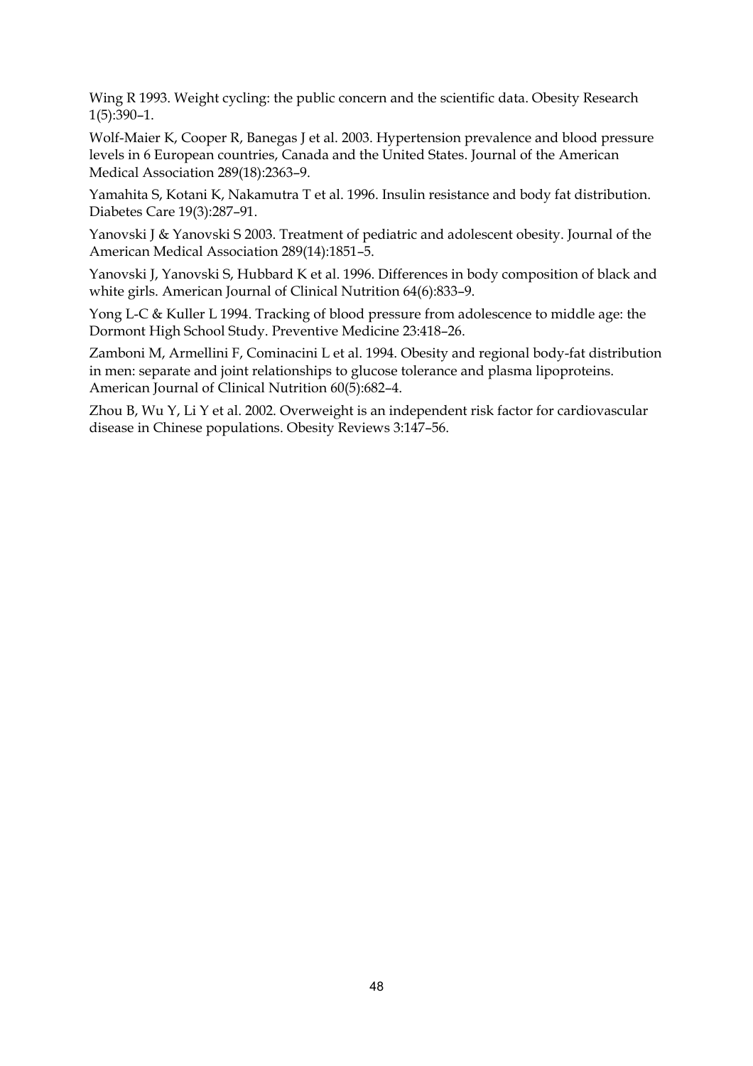Wing R 1993. Weight cycling: the public concern and the scientific data. Obesity Research 1(5):390–1.

Wolf-Maier K, Cooper R, Banegas J et al. 2003. Hypertension prevalence and blood pressure levels in 6 European countries, Canada and the United States. Journal of the American Medical Association 289(18):2363–9.

Yamahita S, Kotani K, Nakamutra T et al. 1996. Insulin resistance and body fat distribution. Diabetes Care 19(3):287–91.

Yanovski J & Yanovski S 2003. Treatment of pediatric and adolescent obesity. Journal of the American Medical Association 289(14):1851–5.

Yanovski J, Yanovski S, Hubbard K et al. 1996. Differences in body composition of black and white girls. American Journal of Clinical Nutrition 64(6):833–9.

Yong L-C & Kuller L 1994. Tracking of blood pressure from adolescence to middle age: the Dormont High School Study. Preventive Medicine 23:418–26.

Zamboni M, Armellini F, Cominacini L et al. 1994. Obesity and regional body-fat distribution in men: separate and joint relationships to glucose tolerance and plasma lipoproteins. American Journal of Clinical Nutrition 60(5):682–4.

Zhou B, Wu Y, Li Y et al. 2002. Overweight is an independent risk factor for cardiovascular disease in Chinese populations. Obesity Reviews 3:147–56.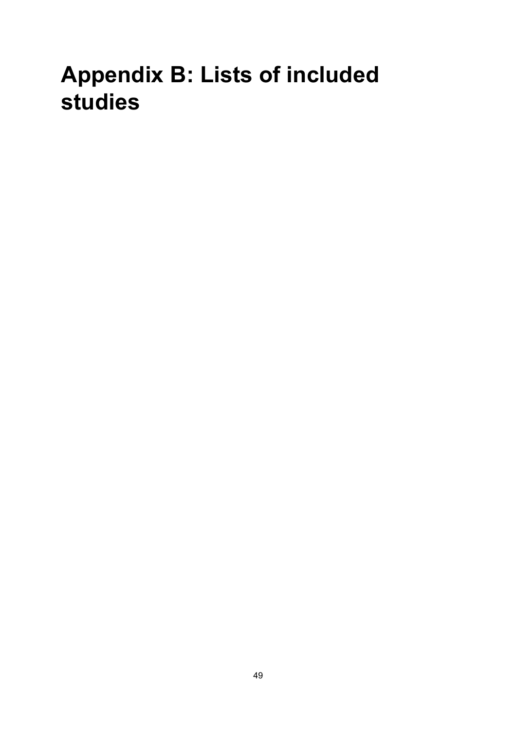# Appendix B: Lists of included studies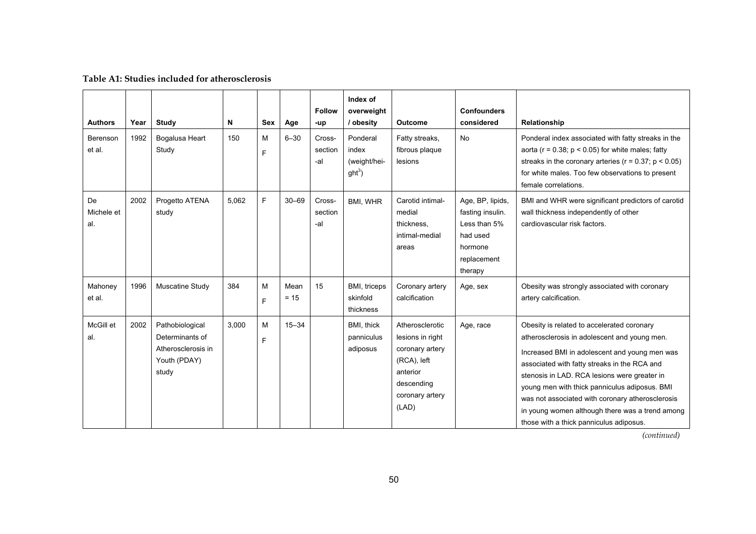**Table A1: Studies included for atherosclerosis**

| Authors | Year | Study | N | Sex | Age | Follow-up | Index of overweight / obesity | Outcome | Confounders considered | Relationship |
|---|---|---|---|---|---|---|---|---|---|---|
| Berenson et al. | 1992 | Bogalusa Heart Study | 150 | M F | 6–30 | Cross-sectional | Ponderal index (weight/height$^3$) | Fatty streaks, fibrous plaque lesions | No | Ponderal index associated with fatty streaks in the aorta ($r = 0.38$; $p < 0.05$) for white males; fatty streaks in the coronary arteries ($r = 0.37$; $p < 0.05$) for white males. Too few observations to present female correlations. |
| De Michele et al. | 2002 | Progetto ATENA study | 5,062 | F | 30–69 | Cross-sectional | BMI, WHR | Carotid intimal-medial thickness, intimal-medial areas | Age, BP, lipids, fasting insulin. Less than 5% had used hormone replacement therapy | BMI and WHR were significant predictors of carotid wall thickness independently of other cardiovascular risk factors. |
| Mahoney et al. | 1996 | Muscatine Study | 384 | M F | Mean = 15 | 15 | BMI, triceps skinfold thickness | Coronary artery calcification | Age, sex | Obesity was strongly associated with coronary artery calcification. |
| McGill et al. | 2002 | Pathobiological Determinants of Atherosclerosis in Youth (PDAY) study | 3,000 | M F | 15–34 | | BMI, thick panniculus adiposus | Atherosclerotic lesions in right coronary artery (RCA), left anterior descending coronary artery (LAD) | Age, race | Obesity is related to accelerated coronary atherosclerosis in adolescent and young men. Increased BMI in adolescent and young men was associated with fatty streaks in the RCA and stenosis in LAD. RCA lesions were greater in young men with thick panniculus adiposus. BMI was not associated with coronary atherosclerosis in young women although there was a trend among those with a thick panniculus adiposus. |

*(continued)*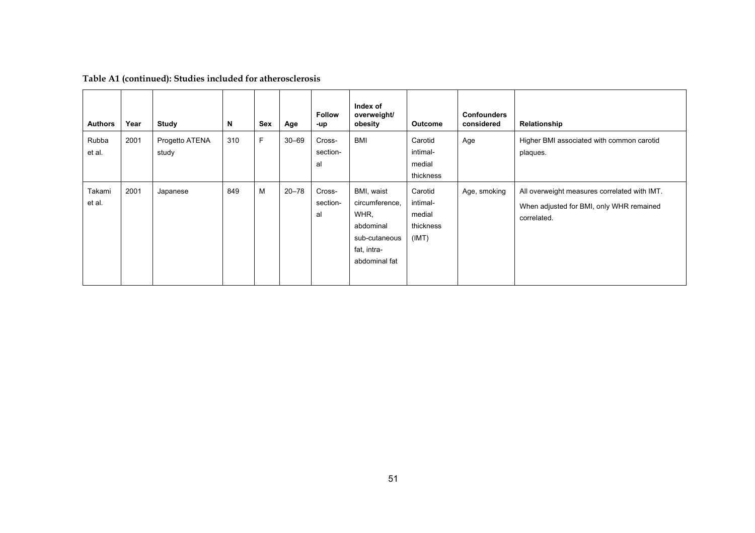**Table A1 (continued): Studies included for atherosclerosis**

| Authors | Year | Study | N | Sex | Age | Follow-up | Index of overweight/ obesity | Outcome | Confounders considered | Relationship |
|---|---|---|---|---|---|---|---|---|---|---|
| Rubba et al. | 2001 | Progetto ATENA study | 310 | F | 30–69 | Cross-sectional | BMI | Carotid intimal-medial thickness | Age | Higher BMI associated with common carotid plaques. |
| Takami et al. | 2001 | Japanese | 849 | M | 20–78 | Cross-sectional | BMI, waist circumference, WHR, abdominal sub-cutaneous fat, intra-abdominal fat | Carotid intimal-medial thickness (IMT) | Age, smoking | All overweight measures correlated with IMT. When adjusted for BMI, only WHR remained correlated. |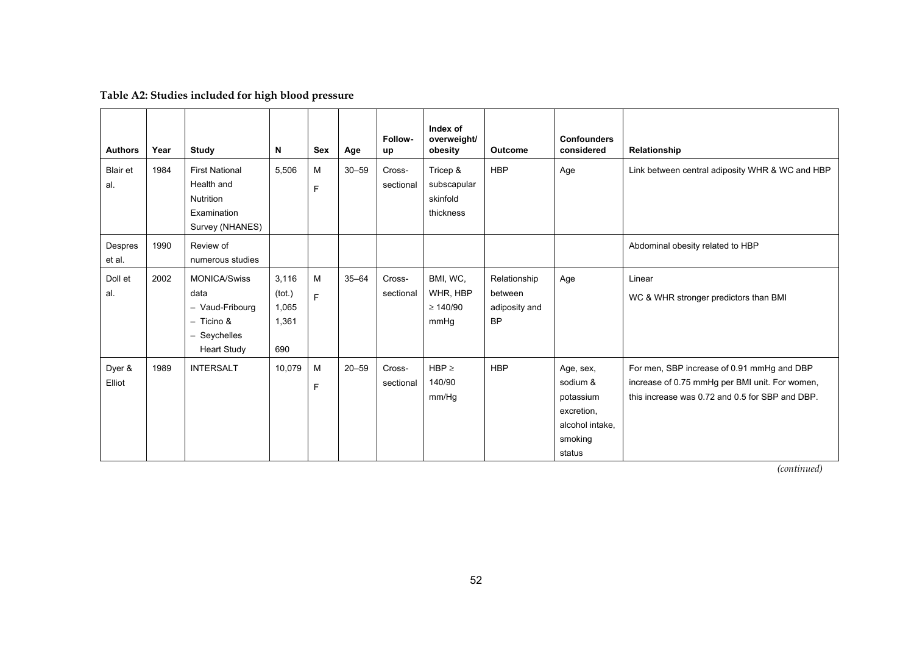**Table A2: Studies included for high blood pressure**

| Authors | Year | Study | N | Sex | Age | Follow-up | Index of overweight/ obesity | Outcome | Confounders considered | Relationship |
|---|---|---|---|---|---|---|---|---|---|---|
| Blair et al. | 1984 | First National Health and Nutrition Examination Survey (NHANES) | 5,506 | M F | 30–59 | Cross-sectional | Tricep & subscapular skinfold thickness | HBP | Age | Link between central adiposity WHR & WC and HBP |
| Despres et al. | 1990 | Review of numerous studies | | | | | | | | Abdominal obesity related to HBP |
| Doll et al. | 2002 | MONICA/Swiss data – Vaud-Fribourg – Ticino & – Seychelles Heart Study | 3,116 (tot.) 1,065 1,361 690 | M F | 35–64 | Cross-sectional | BMI, WC, WHR, HBP ≥ 140/90 mmHg | Relationship between adiposity and BP | Age | Linear WC & WHR stronger predictors than BMI |
| Dyer & Elliot | 1989 | INTERSALT | 10,079 | M F | 20–59 | Cross-sectional | HBP ≥ 140/90 mm/Hg | HBP | Age, sex, sodium & potassium excretion, alcohol intake, smoking status | For men, SBP increase of 0.91 mmHg and DBP increase of 0.75 mmHg per BMI unit. For women, this increase was 0.72 and 0.5 for SBP and DBP. |

*(continued)*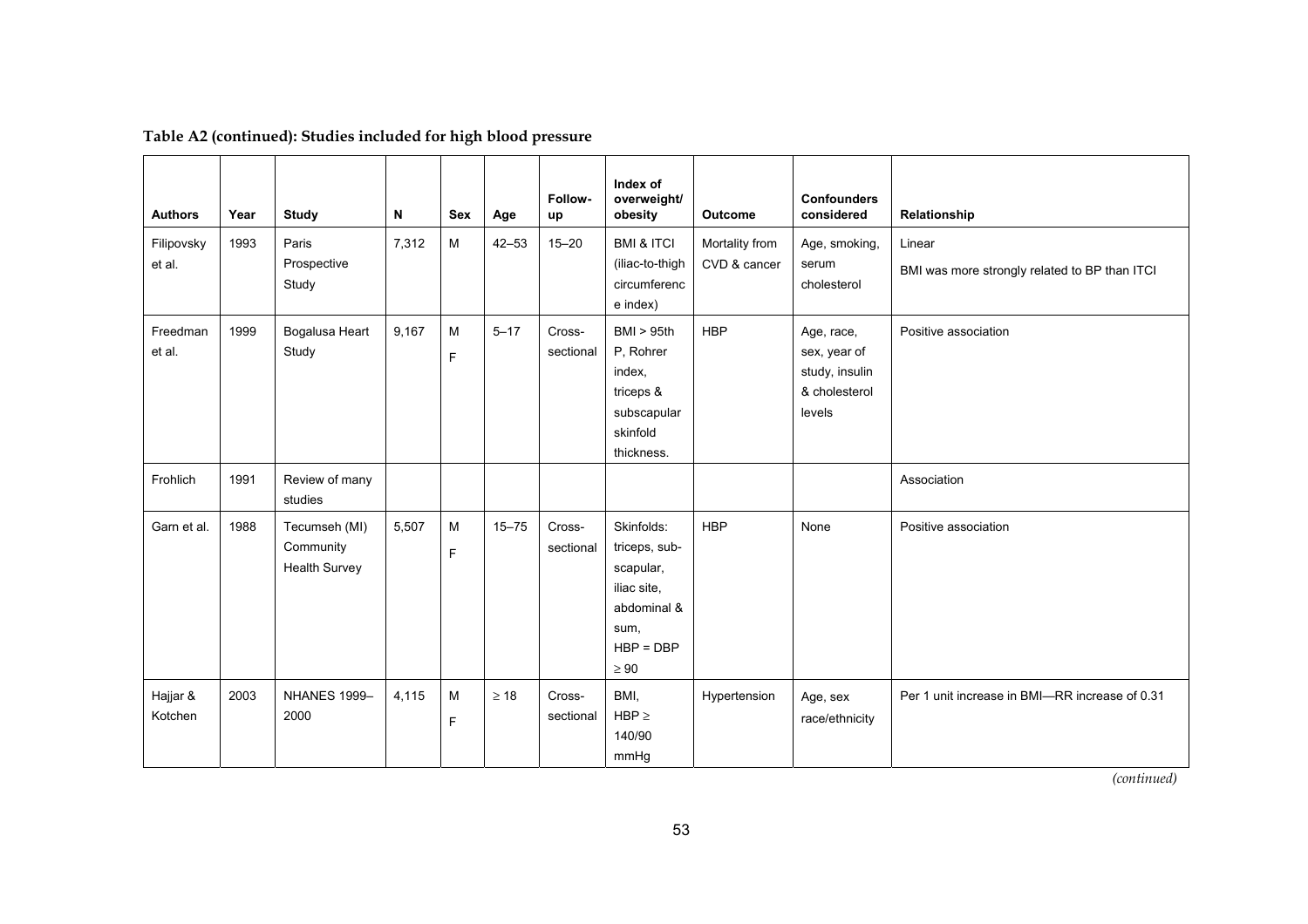**Table A2 (continued): Studies included for high blood pressure**

| Authors | Year | Study | N | Sex | Age | Follow-up | Index of overweight/ obesity | Outcome | Confounders considered | Relationship |
|---|---|---|---|---|---|---|---|---|---|---|
| Filipovsky et al. | 1993 | Paris Prospective Study | 7,312 | M | 42–53 | 15–20 | BMI & ITCI (iliac-to-thigh circumference index) | Mortality from CVD & cancer | Age, smoking, serum cholesterol | Linear<br>BMI was more strongly related to BP than ITCI |
| Freedman et al. | 1999 | Bogalusa Heart Study | 9,167 | M<br>F | 5–17 | Cross-sectional | BMI > 95th P, Rohrer index, triceps & subscapular skinfold thickness. | HBP | Age, race, sex, year of study, insulin & cholesterol levels | Positive association |
| Frohlich | 1991 | Review of many studies | | | | | | | | Association |
| Garn et al. | 1988 | Tecumseh (MI) Community Health Survey | 5,507 | M<br>F | 15–75 | Cross-sectional | Skinfolds: triceps, sub-scapular, iliac site, abdominal & sum, HBP = DBP ≥ 90 | HBP | None | Positive association |
| Hajjar & Kotchen | 2003 | NHANES 1999–2000 | 4,115 | M<br>F | ≥ 18 | Cross-sectional | BMI, HBP ≥ 140/90 mmHg | Hypertension | Age, sex race/ethnicity | Per 1 unit increase in BMI—RR increase of 0.31 |

*(continued)*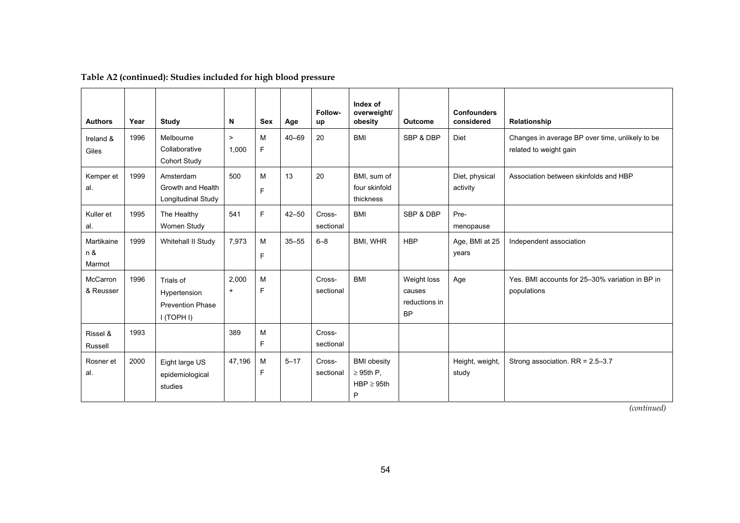**Table A2 (continued): Studies included for high blood pressure**

| Authors | Year | Study | N | Sex | Age | Follow-up | Index of overweight/ obesity | Outcome | Confounders considered | Relationship |
|---|---|---|---|---|---|---|---|---|---|---|
| Ireland & Giles | 1996 | Melbourne Collaborative Cohort Study | > 1,000 | M F | 40–69 | 20 | BMI | SBP & DBP | Diet | Changes in average BP over time, unlikely to be related to weight gain |
| Kemper et al. | 1999 | Amsterdam Growth and Health Longitudinal Study | 500 | M F | 13 | 20 | BMI, sum of four skinfold thickness | | Diet, physical activity | Association between skinfolds and HBP |
| Kuller et al. | 1995 | The Healthy Women Study | 541 | F | 42–50 | Cross-sectional | BMI | SBP & DBP | Pre-menopause | |
| Martikainen & Marmot | 1999 | Whitehall II Study | 7,973 | M F | 35–55 | 6–8 | BMI, WHR | HBP | Age, BMI at 25 years | Independent association |
| McCarron & Reusser | 1996 | Trials of Hypertension Prevention Phase I (TOPH I) | 2,000 + | M F | | Cross-sectional | BMI | Weight loss causes reductions in BP | Age | Yes. BMI accounts for 25–30% variation in BP in populations |
| Rissel & Russell | 1993 | | 389 | M F | | Cross-sectional | | | | |
| Rosner et al. | 2000 | Eight large US epidemiological studies | 47,196 | M F | 5–17 | Cross-sectional | BMI obesity ≥ 95th P, HBP ≥ 95th P | | Height, weight, study | Strong association. RR = 2.5–3.7 |

*(continued)*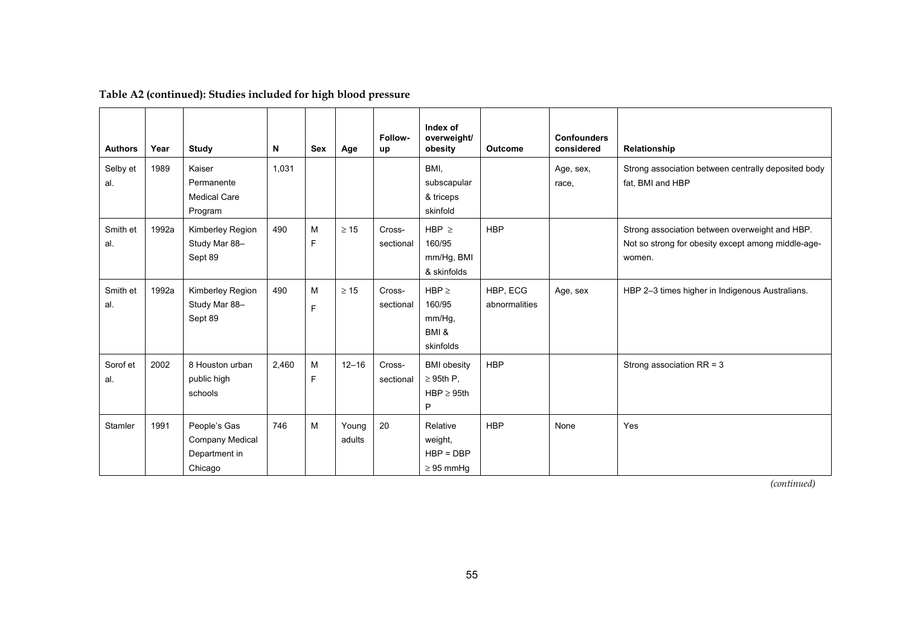**Table A2 (continued): Studies included for high blood pressure**

| Authors | Year | Study | N | Sex | Age | Follow-up | Index of overweight/ obesity | Outcome | Confounders considered | Relationship |
|---|---|---|---|---|---|---|---|---|---|---|
| Selby et al. | 1989 | Kaiser Permanente Medical Care Program | 1,031 | | | | BMI, subscapular & triceps skinfold | | Age, sex, race, | Strong association between centrally deposited body fat, BMI and HBP |
| Smith et al. | 1992a | Kimberley Region Study Mar 88–Sept 89 | 490 | M F | ≥ 15 | Cross-sectional | HBP ≥ 160/95 mm/Hg, BMI & skinfolds | HBP | | Strong association between overweight and HBP. Not so strong for obesity except among middle-age-women. |
| Smith et al. | 1992a | Kimberley Region Study Mar 88–Sept 89 | 490 | M F | ≥ 15 | Cross-sectional | HBP ≥ 160/95 mm/Hg, BMI & skinfolds | HBP, ECG abnormalities | Age, sex | HBP 2–3 times higher in Indigenous Australians. |
| Sorof et al. | 2002 | 8 Houston urban public high schools | 2,460 | M F | 12–16 | Cross-sectional | BMI obesity ≥ 95th P, HBP ≥ 95th P | HBP | | Strong association RR = 3 |
| Stamler | 1991 | People's Gas Company Medical Department in Chicago | 746 | M | Young adults | 20 | Relative weight, HBP = DBP ≥ 95 mmHg | HBP | None | Yes |

*(continued)*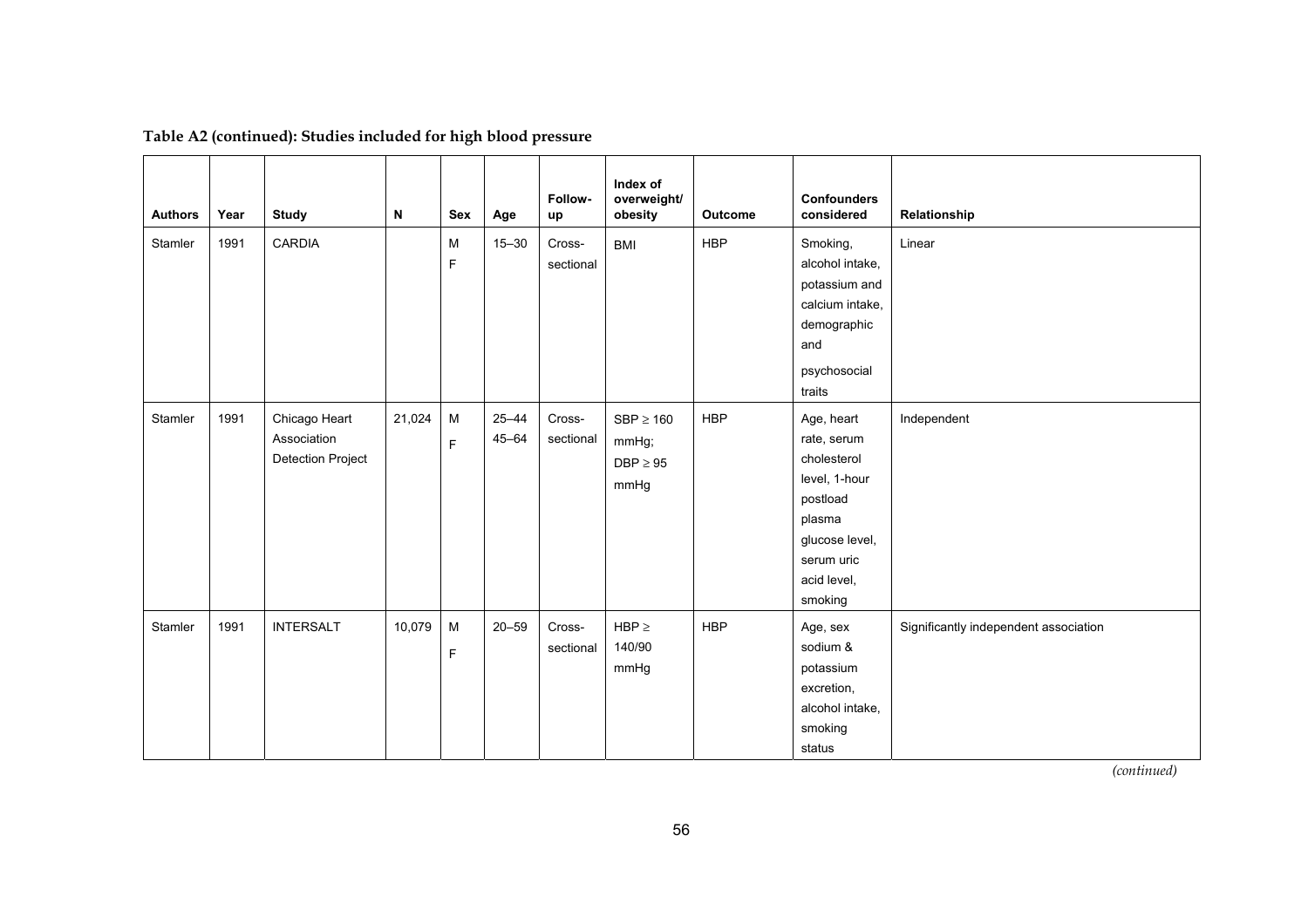**Table A2 (continued): Studies included for high blood pressure**

| Authors | Year | Study | N | Sex | Age | Follow-up | Index of overweight/ obesity | Outcome | Confounders considered | Relationship |
|---|---|---|---|---|---|---|---|---|---|---|
| Stamler | 1991 | CARDIA | | M F | 15–30 | Cross-sectional | BMI | HBP | Smoking, alcohol intake, potassium and calcium intake, demographic and psychosocial traits | Linear |
| Stamler | 1991 | Chicago Heart Association Detection Project | 21,024 | M F | 25–44 45–64 | Cross-sectional | SBP ≥ 160 mmHg; DBP ≥ 95 mmHg | HBP | Age, heart rate, serum cholesterol level, 1-hour postload plasma glucose level, serum uric acid level, smoking | Independent |
| Stamler | 1991 | INTERSALT | 10,079 | M F | 20–59 | Cross-sectional | HBP ≥ 140/90 mmHg | HBP | Age, sex sodium & potassium excretion, alcohol intake, smoking status | Significantly independent association |

*(continued)*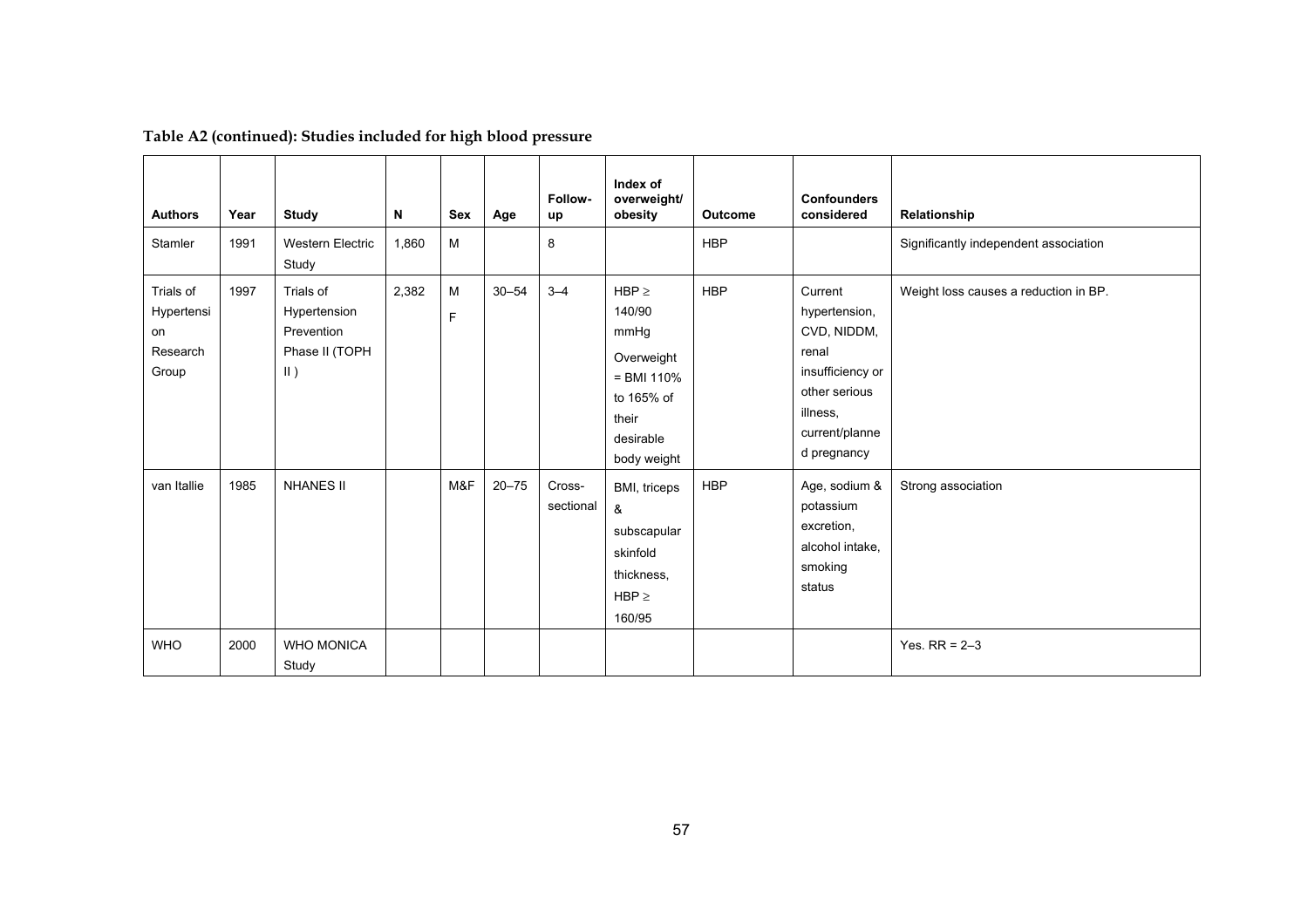**Table A2 (continued): Studies included for high blood pressure**

| Authors | Year | Study | N | Sex | Age | Follow-up | Index of overweight/ obesity | Outcome | Confounders considered | Relationship |
|---|---|---|---|---|---|---|---|---|---|---|
| Stamler | 1991 | Western Electric Study | 1,860 | M | | 8 | | HBP | | Significantly independent association |
| Trials of Hypertension Research Group | 1997 | Trials of Hypertension Prevention Phase II (TOPH II ) | 2,382 | M F | 30–54 | 3–4 | HBP ≥ 140/90 mmHg Overweight = BMI 110% to 165% of their desirable body weight | HBP | Current hypertension, CVD, NIDDM, renal insufficiency or other serious illness, current/planned pregnancy | Weight loss causes a reduction in BP. |
| van Itallie | 1985 | NHANES II | | M&F | 20–75 | Cross-sectional | BMI, triceps & subscapular skinfold thickness, HBP ≥ 160/95 | HBP | Age, sodium & potassium excretion, alcohol intake, smoking status | Strong association |
| WHO | 2000 | WHO MONICA Study | | | | | | | | Yes. RR = 2–3 |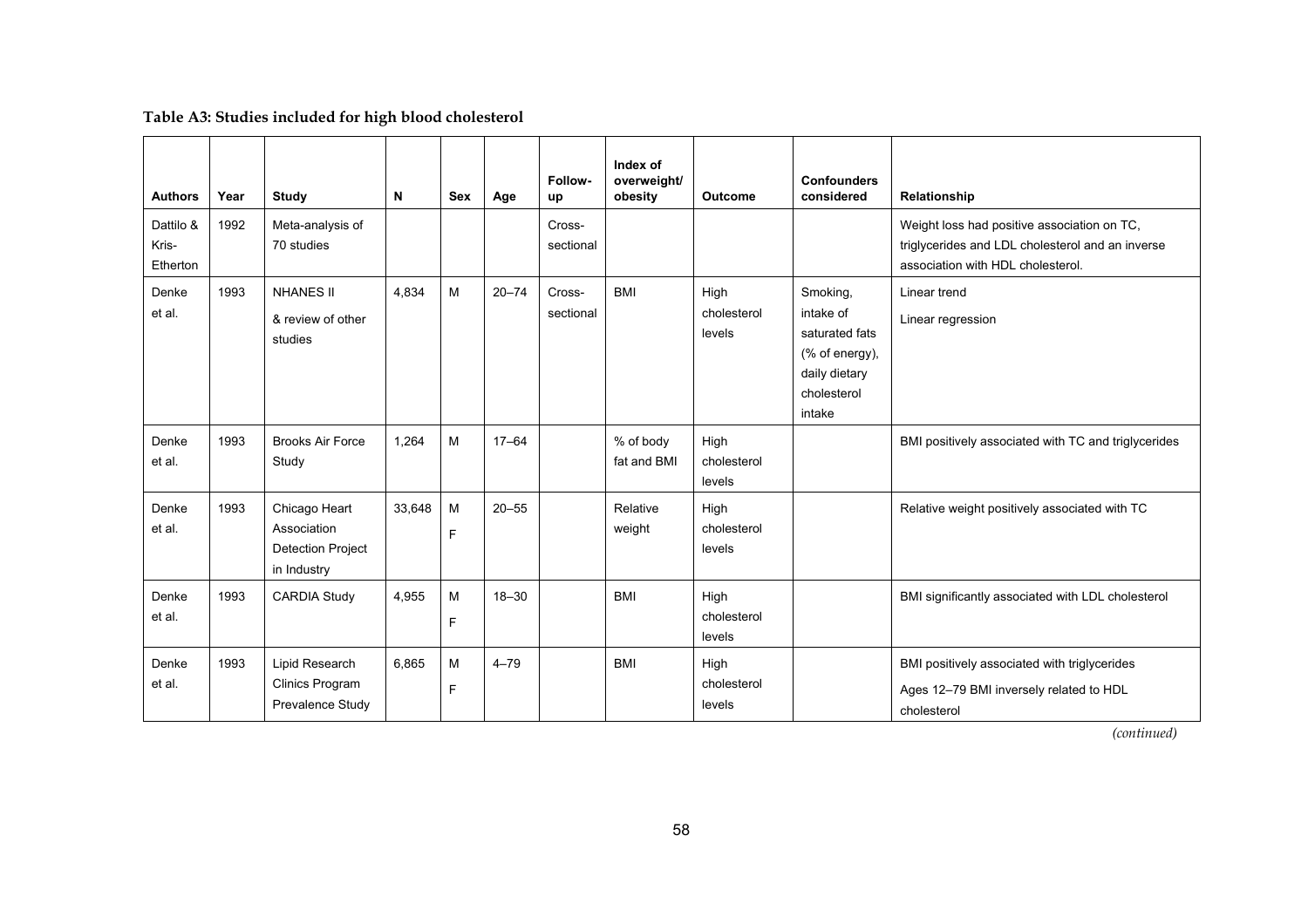**Table A3: Studies included for high blood cholesterol**

| Authors | Year | Study | N | Sex | Age | Follow-up | Index of overweight/ obesity | Outcome | Confounders considered | Relationship |
|---|---|---|---|---|---|---|---|---|---|---|
| Dattilo & Kris-Etherton | 1992 | Meta-analysis of 70 studies | | | | Cross-sectional | | | | Weight loss had positive association on TC, triglycerides and LDL cholesterol and an inverse association with HDL cholesterol. |
| Denke et al. | 1993 | NHANES II & review of other studies | 4,834 | M | 20–74 | Cross-sectional | BMI | High cholesterol levels | Smoking, intake of saturated fats (% of energy), daily dietary cholesterol intake | Linear trend<br>Linear regression |
| Denke et al. | 1993 | Brooks Air Force Study | 1,264 | M | 17–64 | | % of body fat and BMI | High cholesterol levels | | BMI positively associated with TC and triglycerides |
| Denke et al. | 1993 | Chicago Heart Association Detection Project in Industry | 33,648 | M<br>F | 20–55 | | Relative weight | High cholesterol levels | | Relative weight positively associated with TC |
| Denke et al. | 1993 | CARDIA Study | 4,955 | M<br>F | 18–30 | | BMI | High cholesterol levels | | BMI significantly associated with LDL cholesterol |
| Denke et al. | 1993 | Lipid Research Clinics Program Prevalence Study | 6,865 | M<br>F | 4–79 | | BMI | High cholesterol levels | | BMI positively associated with triglycerides<br>Ages 12–79 BMI inversely related to HDL cholesterol |

*(continued)*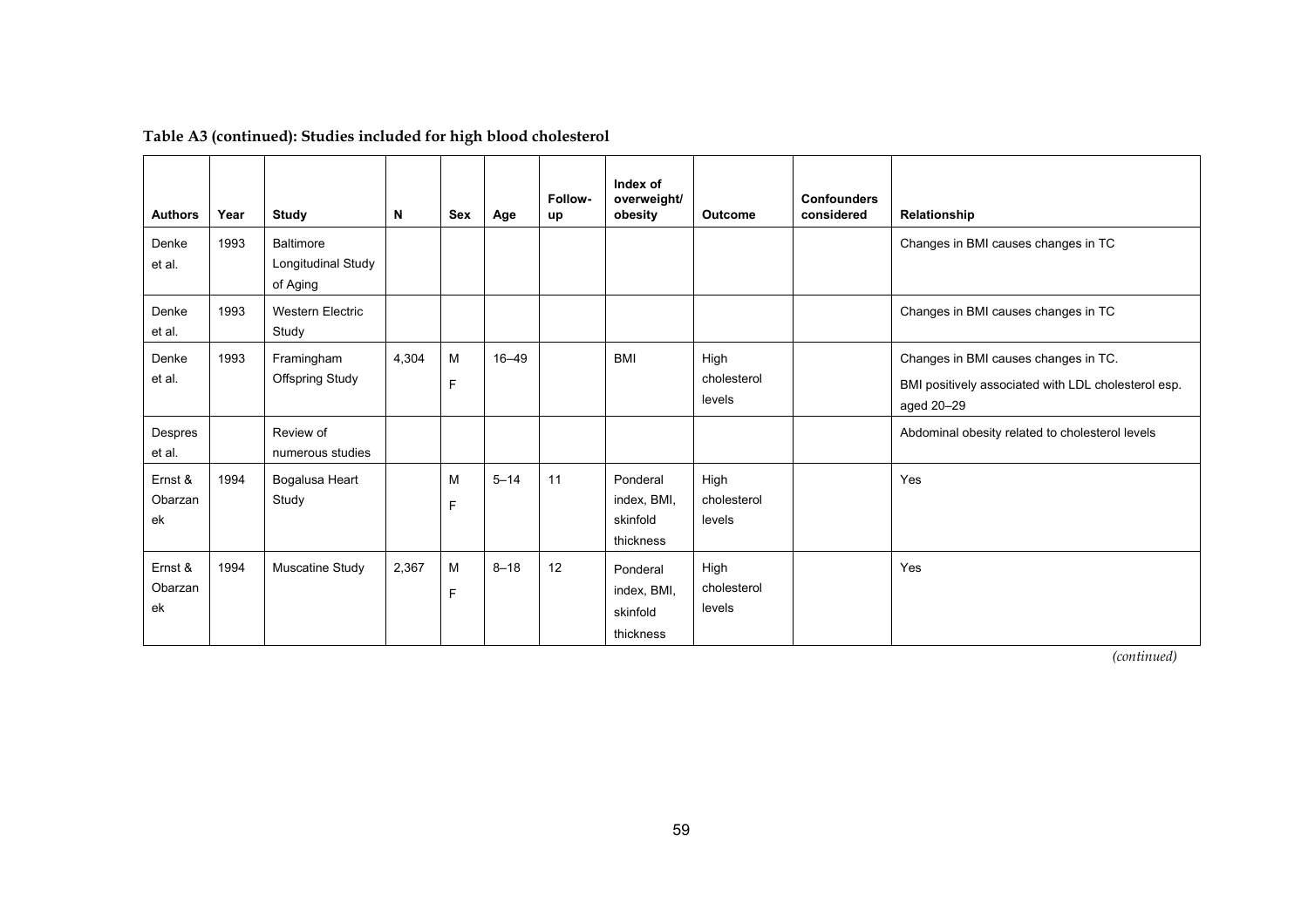**Table A3 (continued): Studies included for high blood cholesterol**

| Authors | Year | Study | N | Sex | Age | Follow-up | Index of overweight/ obesity | Outcome | Confounders considered | Relationship |
|---|---|---|---|---|---|---|---|---|---|---|
| Denke et al. | 1993 | Baltimore Longitudinal Study of Aging | | | | | | | | Changes in BMI causes changes in TC |
| Denke et al. | 1993 | Western Electric Study | | | | | | | | Changes in BMI causes changes in TC |
| Denke et al. | 1993 | Framingham Offspring Study | 4,304 | M F | 16–49 | | BMI | High cholesterol levels | | Changes in BMI causes changes in TC. BMI positively associated with LDL cholesterol esp. aged 20–29 |
| Despres et al. | | Review of numerous studies | | | | | | | | Abdominal obesity related to cholesterol levels |
| Ernst & Obarzanek | 1994 | Bogalusa Heart Study | | M F | 5–14 | 11 | Ponderal index, BMI, skinfold thickness | High cholesterol levels | | Yes |
| Ernst & Obarzanek | 1994 | Muscatine Study | 2,367 | M F | 8–18 | 12 | Ponderal index, BMI, skinfold thickness | High cholesterol levels | | Yes |

*(continued)*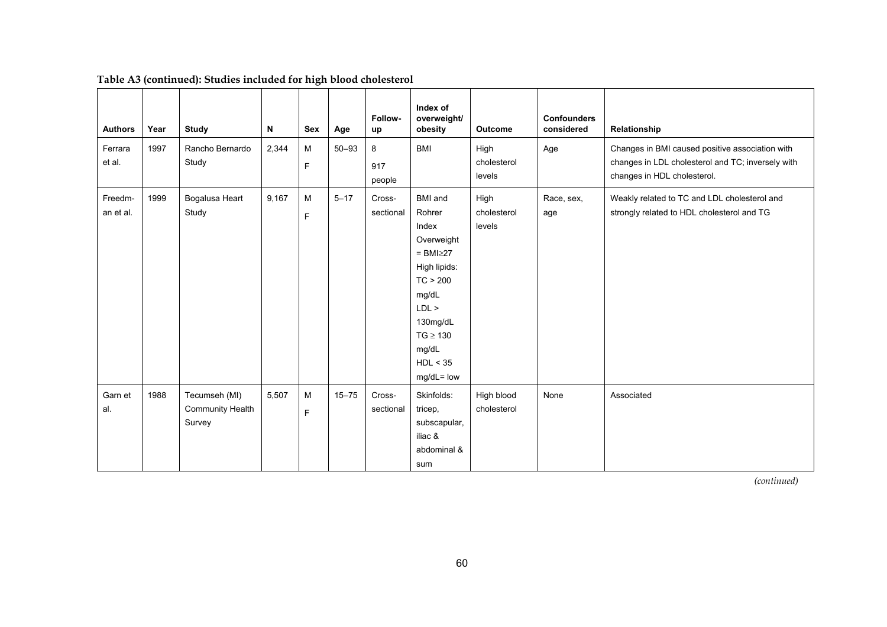**Table A3 (continued): Studies included for high blood cholesterol**

| Authors | Year | Study | N | Sex | Age | Follow-up | Index of overweight/ obesity | Outcome | Confounders considered | Relationship |
|---|---|---|---|---|---|---|---|---|---|---|
| Ferrara et al. | 1997 | Rancho Bernardo Study | 2,344 | M F | 50–93 | 8 917 people | BMI | High cholesterol levels | Age | Changes in BMI caused positive association with changes in LDL cholesterol and TC; inversely with changes in HDL cholesterol. |
| Freedm-an et al. | 1999 | Bogalusa Heart Study | 9,167 | M F | 5–17 | Cross-sectional | BMI and Rohrer Index Overweight = BMI≥27 High lipids: TC > 200 mg/dL LDL > 130mg/dL TG ≥ 130 mg/dL HDL < 35 mg/dL= low | High cholesterol levels | Race, sex, age | Weakly related to TC and LDL cholesterol and strongly related to HDL cholesterol and TG |
| Garn et al. | 1988 | Tecumseh (MI) Community Health Survey | 5,507 | M F | 15–75 | Cross-sectional | Skinfolds: tricep, subscapular, iliac & abdominal & sum | High blood cholesterol | None | Associated |

*(continued)*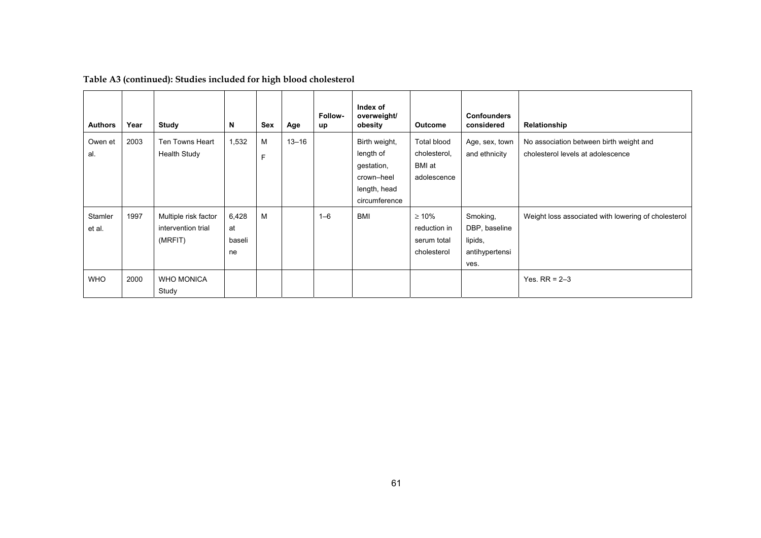**Table A3 (continued): Studies included for high blood cholesterol**

| Authors | Year | Study | N | Sex | Age | Follow-up | Index of overweight/ obesity | Outcome | Confounders considered | Relationship |
|---|---|---|---|---|---|---|---|---|---|---|
| Owen et al. | 2003 | Ten Towns Heart Health Study | 1,532 | M F | 13–16 | | Birth weight, length of gestation, crown–heel length, head circumference | Total blood cholesterol, BMI at adolescence | Age, sex, town and ethnicity | No association between birth weight and cholesterol levels at adolescence |
| Stamler et al. | 1997 | Multiple risk factor intervention trial (MRFIT) | 6,428 at baseline | M | | 1–6 | BMI | ≥ 10% reduction in serum total cholesterol | Smoking, DBP, baseline lipids, antihypertensives. | Weight loss associated with lowering of cholesterol |
| WHO | 2000 | WHO MONICA Study | | | | | | | | Yes. RR = 2–3 |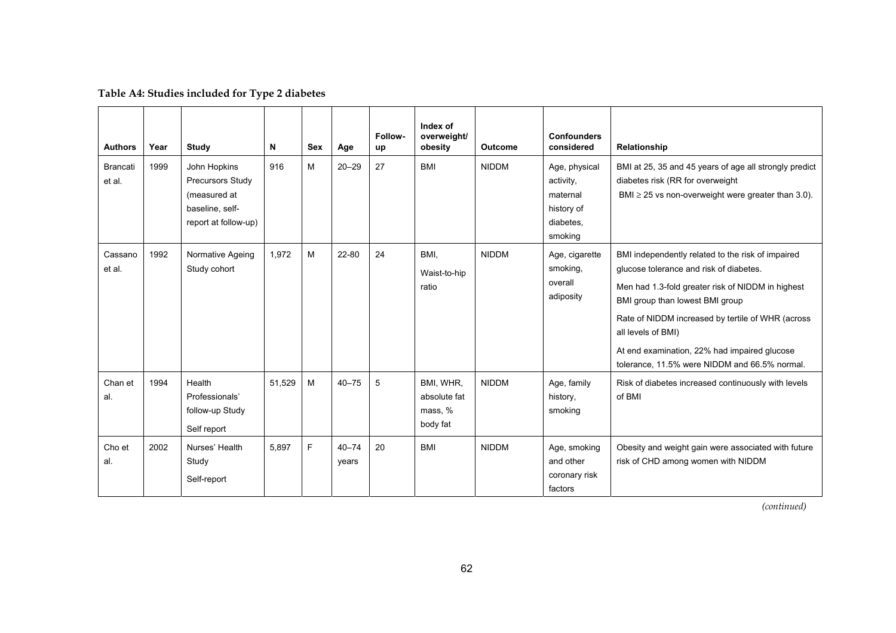**Table A4: Studies included for Type 2 diabetes**

| Authors | Year | Study | N | Sex | Age | Follow-up | Index of overweight/ obesity | Outcome | Confounders considered | Relationship |
|---|---|---|---|---|---|---|---|---|---|---|
| Brancati et al. | 1999 | John Hopkins Precursors Study (measured at baseline, self-report at follow-up) | 916 | M | 20–29 | 27 | BMI | NIDDM | Age, physical activity, maternal history of diabetes, smoking | BMI at 25, 35 and 45 years of age all strongly predict diabetes risk (RR for overweight BMI ≥ 25 vs non-overweight were greater than 3.0). |
| Cassano et al. | 1992 | Normative Ageing Study cohort | 1,972 | M | 22-80 | 24 | BMI, Waist-to-hip ratio | NIDDM | Age, cigarette smoking, overall adiposity | BMI independently related to the risk of impaired glucose tolerance and risk of diabetes. Men had 1.3-fold greater risk of NIDDM in highest BMI group than lowest BMI group Rate of NIDDM increased by tertile of WHR (across all levels of BMI) At end examination, 22% had impaired glucose tolerance, 11.5% were NIDDM and 66.5% normal. |
| Chan et al. | 1994 | Health Professionals' follow-up Study Self report | 51,529 | M | 40–75 | 5 | BMI, WHR, absolute fat mass, % body fat | NIDDM | Age, family history, smoking | Risk of diabetes increased continuously with levels of BMI |
| Cho et al. | 2002 | Nurses' Health Study Self-report | 5,897 | F | 40–74 years | 20 | BMI | NIDDM | Age, smoking and other coronary risk factors | Obesity and weight gain were associated with future risk of CHD among women with NIDDM |

*(continued)*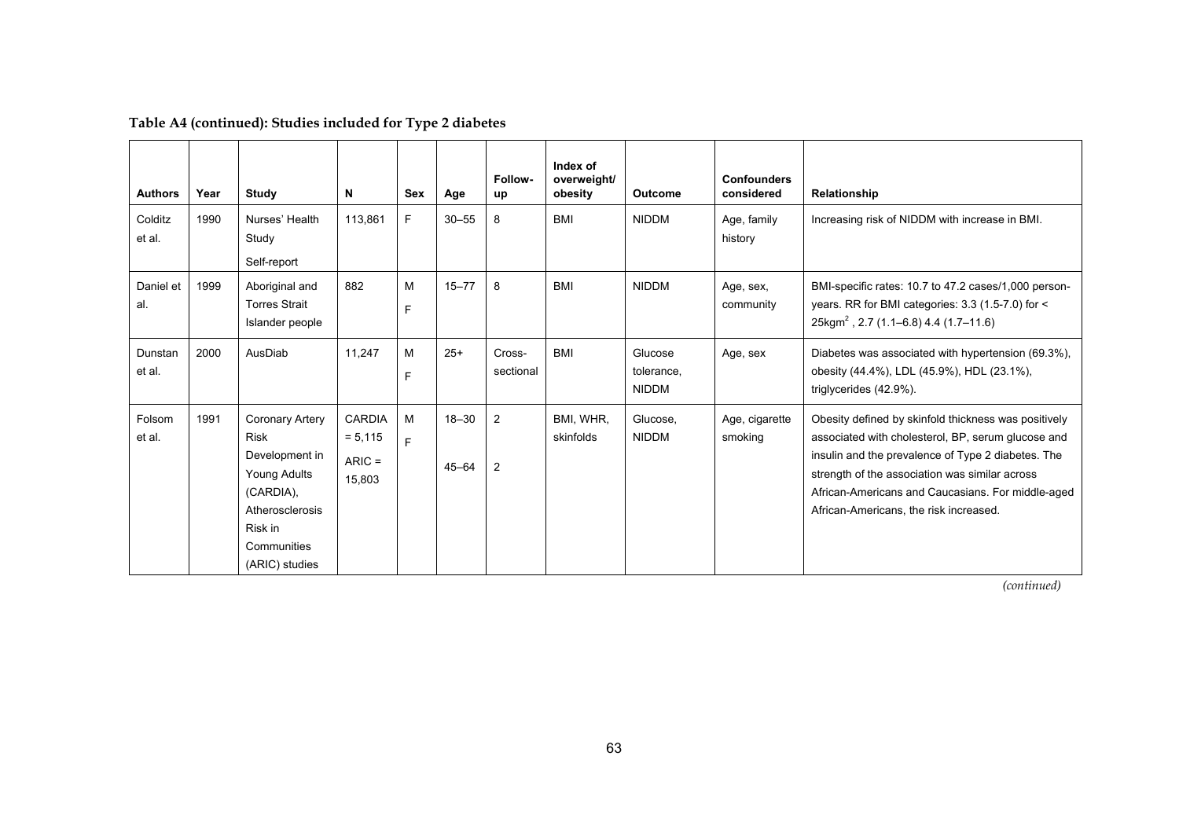**Table A4 (continued): Studies included for Type 2 diabetes**

| Authors | Year | Study | N | Sex | Age | Follow-up | Index of overweight/ obesity | Outcome | Confounders considered | Relationship |
|---|---|---|---|---|---|---|---|---|---|---|
| Colditz et al. | 1990 | Nurses' Health Study Self-report | 113,861 | F | 30–55 | 8 | BMI | NIDDM | Age, family history | Increasing risk of NIDDM with increase in BMI. |
| Daniel et al. | 1999 | Aboriginal and Torres Strait Islander people | 882 | M F | 15–77 | 8 | BMI | NIDDM | Age, sex, community | BMI-specific rates: 10.7 to 47.2 cases/1,000 person-years. RR for BMI categories: 3.3 (1.5-7.0) for < 25kgm$^2$ , 2.7 (1.1–6.8) 4.4 (1.7–11.6) |
| Dunstan et al. | 2000 | AusDiab | 11,247 | M F | 25+ | Cross-sectional | BMI | Glucose tolerance, NIDDM | Age, sex | Diabetes was associated with hypertension (69.3%), obesity (44.4%), LDL (45.9%), HDL (23.1%), triglycerides (42.9%). |
| Folsom et al. | 1991 | Coronary Artery Risk Development in Young Adults (CARDIA), Atherosclerosis Risk in Communities (ARIC) studies | CARDIA = 5,115 ARIC = 15,803 | M F | 18–30 45–64 | 2 2 | BMI, WHR, skinfolds | Glucose, NIDDM | Age, cigarette smoking | Obesity defined by skinfold thickness was positively associated with cholesterol, BP, serum glucose and insulin and the prevalence of Type 2 diabetes. The strength of the association was similar across African-Americans and Caucasians. For middle-aged African-Americans, the risk increased. |

*(continued)*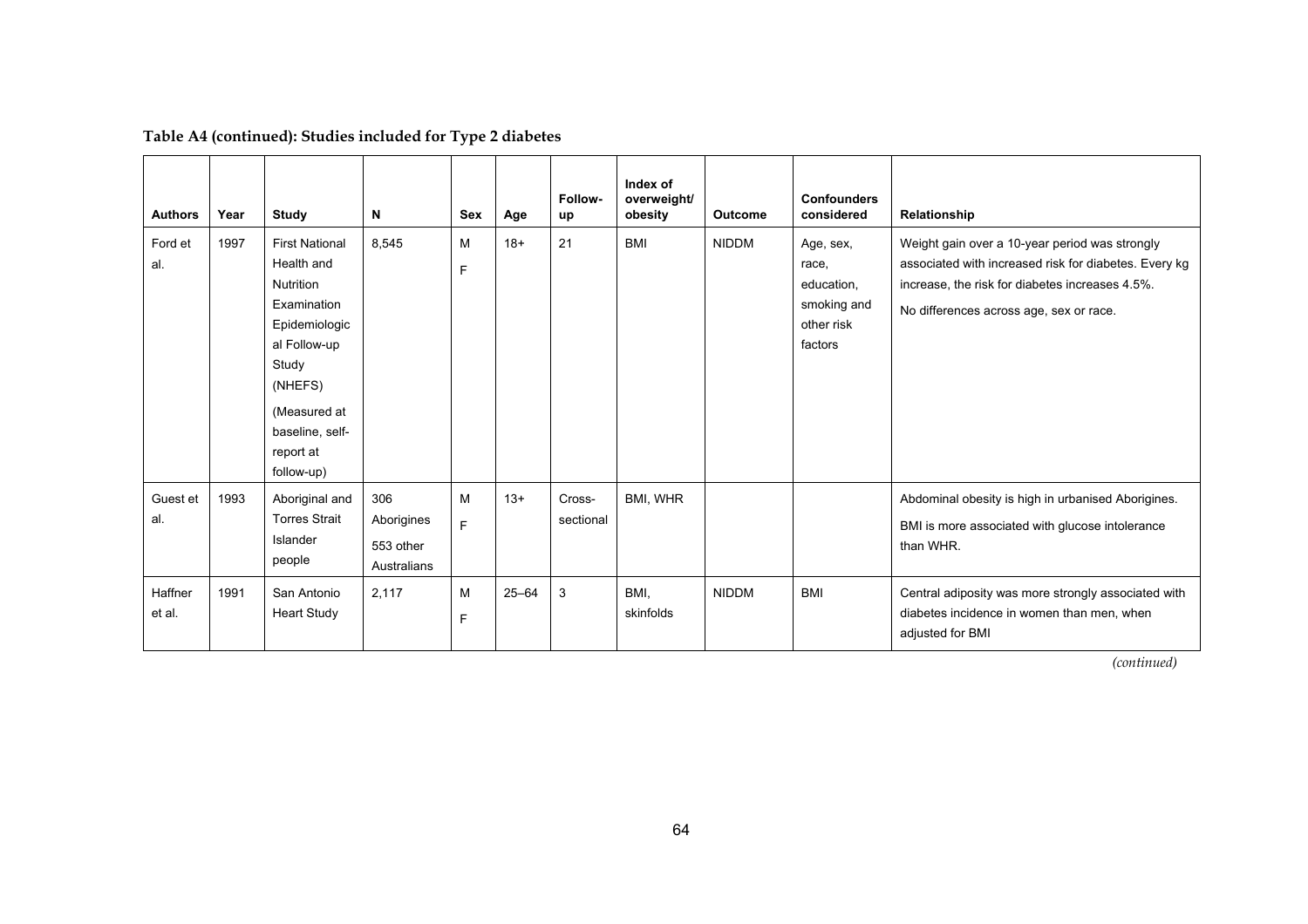**Table A4 (continued): Studies included for Type 2 diabetes**

| Authors | Year | Study | N | Sex | Age | Follow-up | Index of overweight/ obesity | Outcome | Confounders considered | Relationship |
|---|---|---|---|---|---|---|---|---|---|---|
| Ford et al. | 1997 | First National Health and Nutrition Examination Epidemiological Follow-up Study (NHEFS) (Measured at baseline, self-report at follow-up) | 8,545 | M F | 18+ | 21 | BMI | NIDDM | Age, sex, race, education, smoking and other risk factors | Weight gain over a 10-year period was strongly associated with increased risk for diabetes. Every kg increase, the risk for diabetes increases 4.5%. No differences across age, sex or race. |
| Guest et al. | 1993 | Aboriginal and Torres Strait Islander people | 306 Aborigines 553 other Australians | M F | 13+ | Cross-sectional | BMI, WHR | | | Abdominal obesity is high in urbanised Aborigines. BMI is more associated with glucose intolerance than WHR. |
| Haffner et al. | 1991 | San Antonio Heart Study | 2,117 | M F | 25–64 | 3 | BMI, skinfolds | NIDDM | BMI | Central adiposity was more strongly associated with diabetes incidence in women than men, when adjusted for BMI |

*(continued)*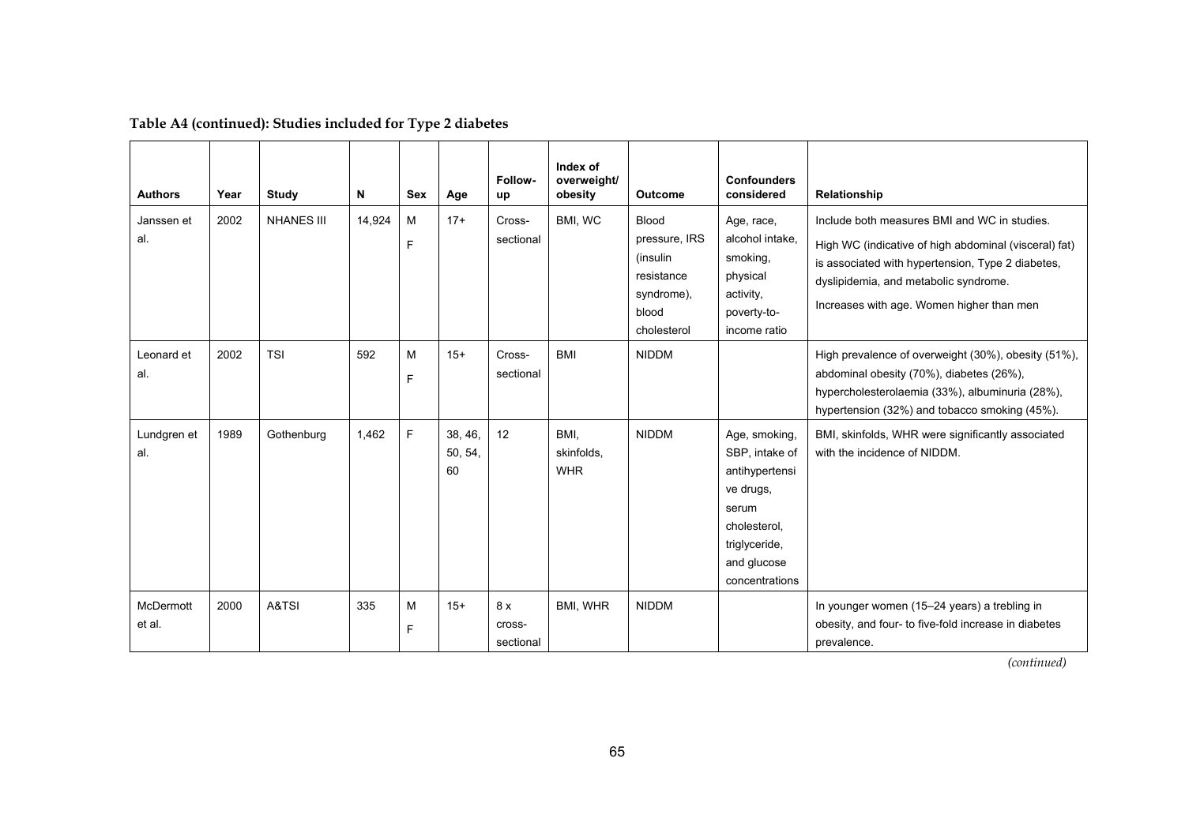**Table A4 (continued): Studies included for Type 2 diabetes**

| Authors | Year | Study | N | Sex | Age | Follow-up | Index of overweight/ obesity | Outcome | Confounders considered | Relationship |
|---|---|---|---|---|---|---|---|---|---|---|
| Janssen et al. | 2002 | NHANES III | 14,924 | M F | 17+ | Cross-sectional | BMI, WC | Blood pressure, IRS (insulin resistance syndrome), blood cholesterol | Age, race, alcohol intake, smoking, physical activity, poverty-to-income ratio | Include both measures BMI and WC in studies. High WC (indicative of high abdominal (visceral) fat) is associated with hypertension, Type 2 diabetes, dyslipidemia, and metabolic syndrome. Increases with age. Women higher than men |
| Leonard et al. | 2002 | TSI | 592 | M F | 15+ | Cross-sectional | BMI | NIDDM | | High prevalence of overweight (30%), obesity (51%), abdominal obesity (70%), diabetes (26%), hypercholesterolaemia (33%), albuminuria (28%), hypertension (32%) and tobacco smoking (45%). |
| Lundgren et al. | 1989 | Gothenburg | 1,462 | F | 38, 46, 50, 54, 60 | 12 | BMI, skinfolds, WHR | NIDDM | Age, smoking, SBP, intake of antihypertensive drugs, serum cholesterol, triglyceride, and glucose concentrations | BMI, skinfolds, WHR were significantly associated with the incidence of NIDDM. |
| McDermott et al. | 2000 | A&TSI | 335 | M F | 15+ | 8 x cross-sectional | BMI, WHR | NIDDM | | In younger women (15–24 years) a trebling in obesity, and four- to five-fold increase in diabetes prevalence. |

*(continued)*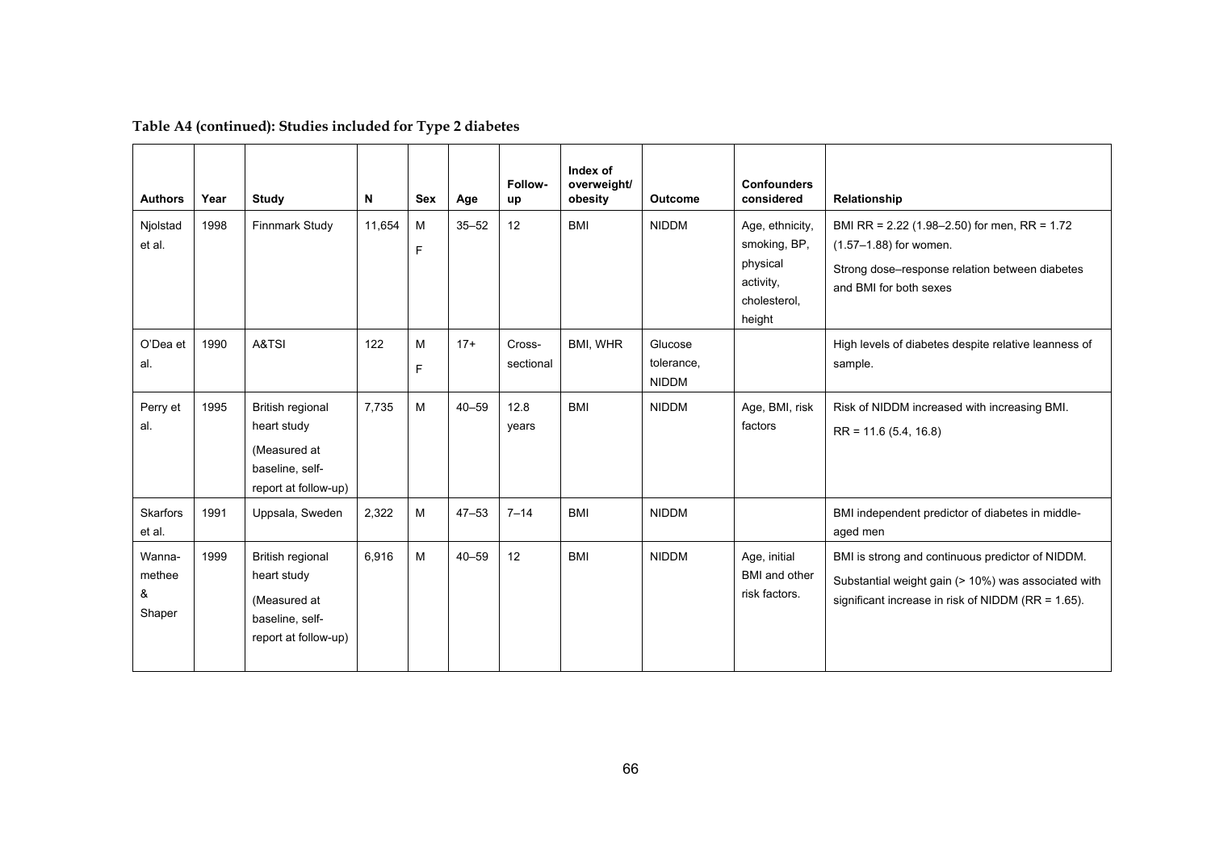**Table A4 (continued): Studies included for Type 2 diabetes**

| Authors | Year | Study | N | Sex | Age | Follow-up | Index of overweight/ obesity | Outcome | Confounders considered | Relationship |
|---|---|---|---|---|---|---|---|---|---|---|
| Njolstad et al. | 1998 | Finnmark Study | 11,654 | M F | 35–52 | 12 | BMI | NIDDM | Age, ethnicity, smoking, BP, physical activity, cholesterol, height | BMI RR = 2.22 (1.98–2.50) for men, RR = 1.72 (1.57–1.88) for women. Strong dose–response relation between diabetes and BMI for both sexes |
| O'Dea et al. | 1990 | A&TSI | 122 | M F | 17+ | Cross-sectional | BMI, WHR | Glucose tolerance, NIDDM | | High levels of diabetes despite relative leanness of sample. |
| Perry et al. | 1995 | British regional heart study (Measured at baseline, self-report at follow-up) | 7,735 | M | 40–59 | 12.8 years | BMI | NIDDM | Age, BMI, risk factors | Risk of NIDDM increased with increasing BMI. RR = 11.6 (5.4, 16.8) |
| Skarfors et al. | 1991 | Uppsala, Sweden | 2,322 | M | 47–53 | 7–14 | BMI | NIDDM | | BMI independent predictor of diabetes in middle-aged men |
| Wanna-methee & Shaper | 1999 | British regional heart study (Measured at baseline, self-report at follow-up) | 6,916 | M | 40–59 | 12 | BMI | NIDDM | Age, initial BMI and other risk factors. | BMI is strong and continuous predictor of NIDDM. Substantial weight gain (> 10%) was associated with significant increase in risk of NIDDM (RR = 1.65). |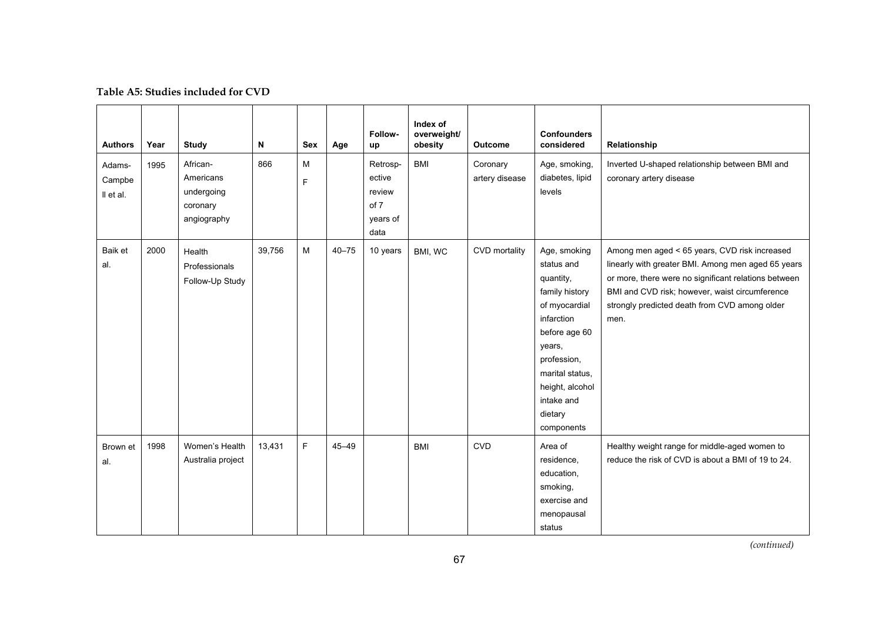**Table A5: Studies included for CVD**

| Authors | Year | Study | N | Sex | Age | Follow-up | Index of overweight/ obesity | Outcome | Confounders considered | Relationship |
|---|---|---|---|---|---|---|---|---|---|---|
| Adams-Campbell et al. | 1995 | African-Americans undergoing coronary angiography | 866 | M F | | Retrospective review of 7 years of data | BMI | Coronary artery disease | Age, smoking, diabetes, lipid levels | Inverted U-shaped relationship between BMI and coronary artery disease |
| Baik et al. | 2000 | Health Professionals Follow-Up Study | 39,756 | M | 40–75 | 10 years | BMI, WC | CVD mortality | Age, smoking status and quantity, family history of myocardial infarction before age 60 years, profession, marital status, height, alcohol intake and dietary components | Among men aged < 65 years, CVD risk increased linearly with greater BMI. Among men aged 65 years or more, there were no significant relations between BMI and CVD risk; however, waist circumference strongly predicted death from CVD among older men. |
| Brown et al. | 1998 | Women's Health Australia project | 13,431 | F | 45–49 | | BMI | CVD | Area of residence, education, smoking, exercise and menopausal status | Healthy weight range for middle-aged women to reduce the risk of CVD is about a BMI of 19 to 24. |

*(continued)*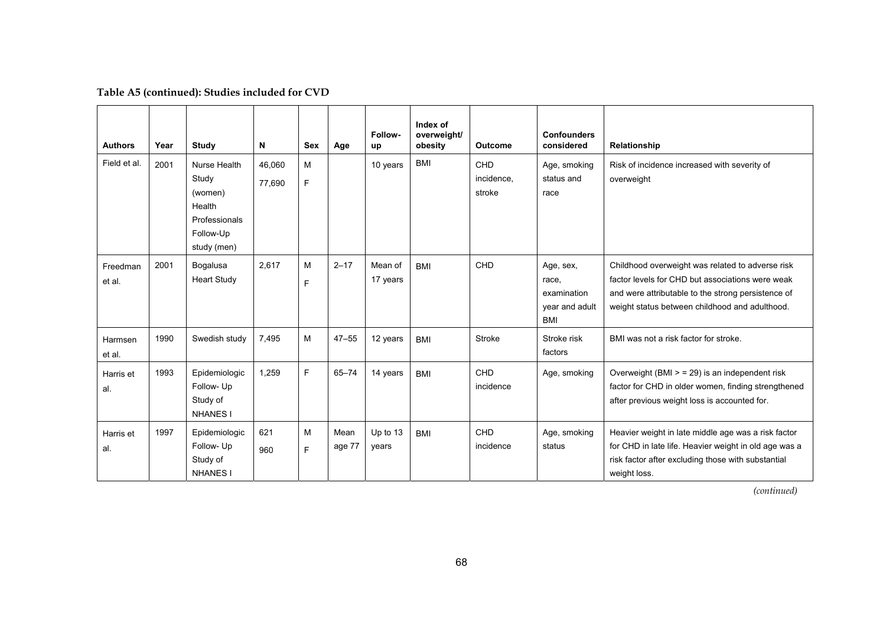**Table A5 (continued): Studies included for CVD**

| Authors | Year | Study | N | Sex | Age | Follow-up | Index of overweight/ obesity | Outcome | Confounders considered | Relationship |
|---|---|---|---|---|---|---|---|---|---|---|
| Field et al. | 2001 | Nurse Health Study (women) Health Professionals Follow-Up study (men) | 46,060<br>77,690 | M<br>F | | 10 years | BMI | CHD incidence, stroke | Age, smoking status and race | Risk of incidence increased with severity of overweight |
| Freedman et al. | 2001 | Bogalusa Heart Study | 2,617 | M<br>F | 2–17 | Mean of 17 years | BMI | CHD | Age, sex, race, examination year and adult BMI | Childhood overweight was related to adverse risk factor levels for CHD but associations were weak and were attributable to the strong persistence of weight status between childhood and adulthood. |
| Harmsen et al. | 1990 | Swedish study | 7,495 | M | 47–55 | 12 years | BMI | Stroke | Stroke risk factors | BMI was not a risk factor for stroke. |
| Harris et al. | 1993 | Epidemiologic Follow- Up Study of NHANES I | 1,259 | F | 65–74 | 14 years | BMI | CHD incidence | Age, smoking | Overweight (BMI > = 29) is an independent risk factor for CHD in older women, finding strengthened after previous weight loss is accounted for. |
| Harris et al. | 1997 | Epidemiologic Follow- Up Study of NHANES I | 621<br>960 | M<br>F | Mean age 77 | Up to 13 years | BMI | CHD incidence | Age, smoking status | Heavier weight in late middle age was a risk factor for CHD in late life. Heavier weight in old age was a risk factor after excluding those with substantial weight loss. |

*(continued)*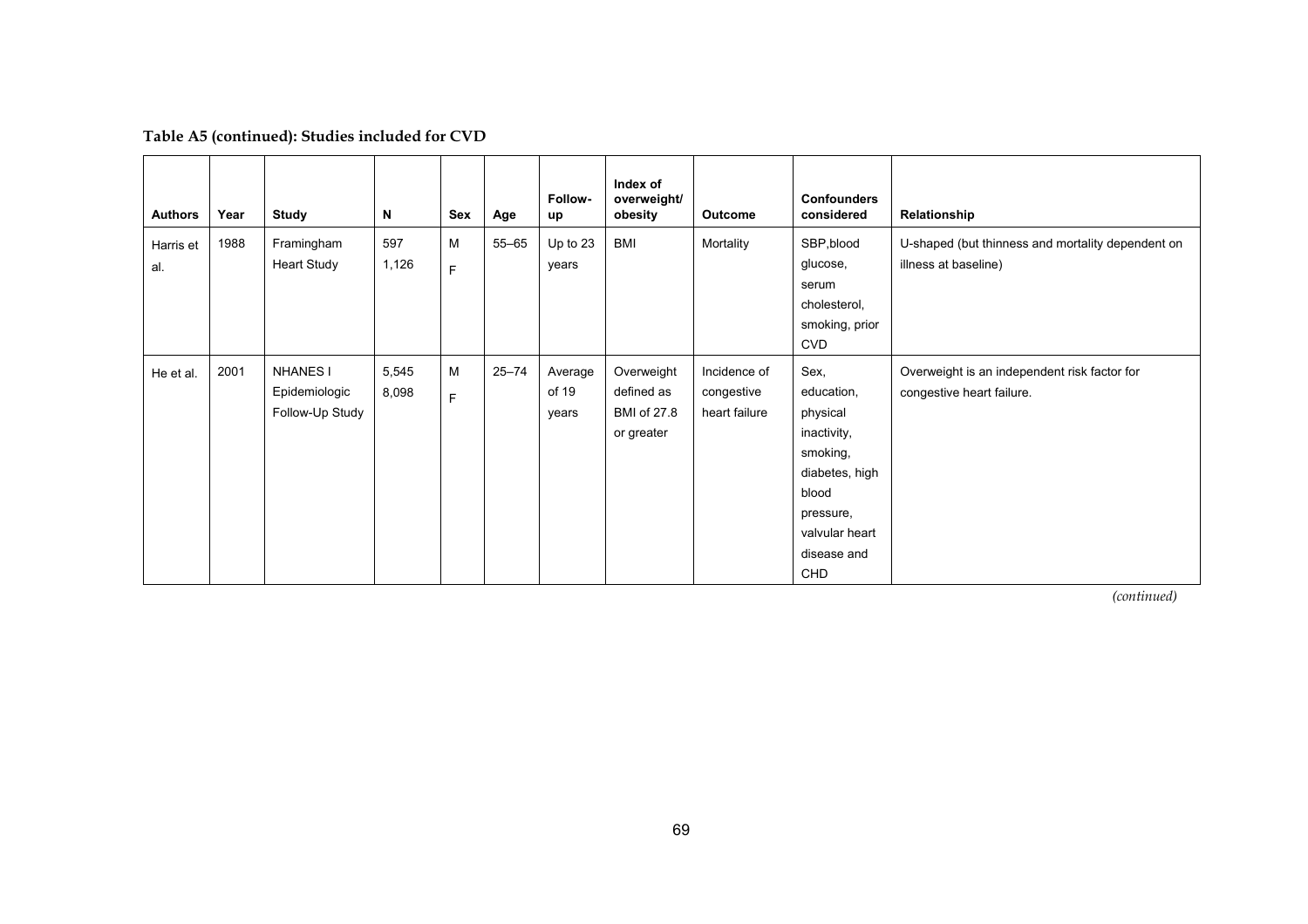**Table A5 (continued): Studies included for CVD**

| Authors | Year | Study | N | Sex | Age | Follow-up | Index of overweight/ obesity | Outcome | Confounders considered | Relationship |
|---|---|---|---|---|---|---|---|---|---|---|
| Harris et al. | 1988 | Framingham Heart Study | 597<br>1,126 | M<br>F | 55–65 | Up to 23 years | BMI | Mortality | SBP,blood glucose, serum cholesterol, smoking, prior CVD | U-shaped (but thinness and mortality dependent on illness at baseline) |
| He et al. | 2001 | NHANES I Epidemiologic Follow-Up Study | 5,545<br>8,098 | M<br>F | 25–74 | Average of 19 years | Overweight defined as BMI of 27.8 or greater | Incidence of congestive heart failure | Sex, education, physical inactivity, smoking, diabetes, high blood pressure, valvular heart disease and CHD | Overweight is an independent risk factor for congestive heart failure. |

*(continued)*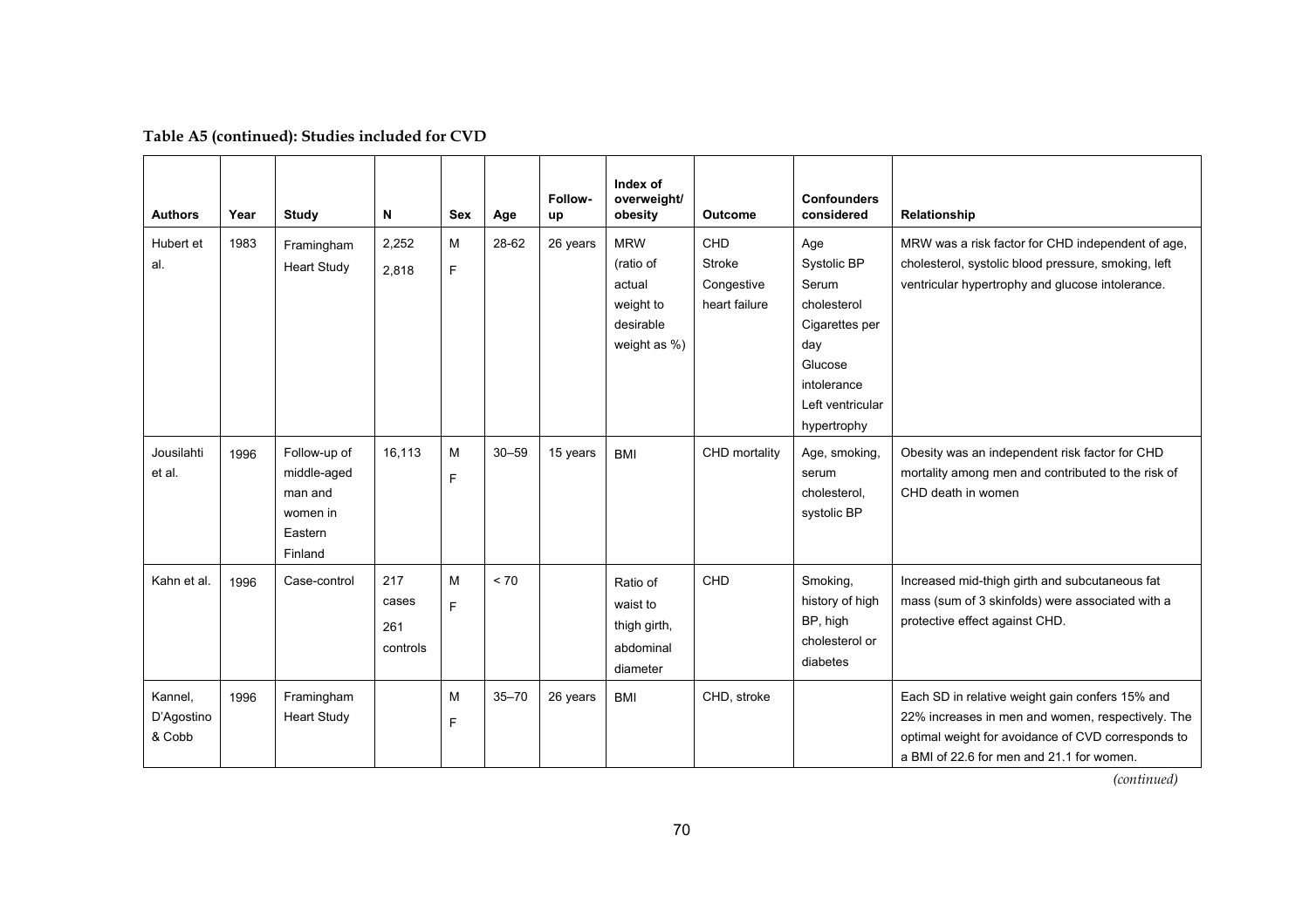**Table A5 (continued): Studies included for CVD**

| Authors | Year | Study | N | Sex | Age | Follow-up | Index of overweight/ obesity | Outcome | Confounders considered | Relationship |
|---|---|---|---|---|---|---|---|---|---|---|
| Hubert et al. | 1983 | Framingham Heart Study | 2,252<br>2,818 | M<br>F | 28-62 | 26 years | MRW (ratio of actual weight to desirable weight as %) | CHD<br>Stroke<br>Congestive heart failure | Age<br>Systolic BP<br>Serum cholesterol<br>Cigarettes per day<br>Glucose intolerance<br>Left ventricular hypertrophy | MRW was a risk factor for CHD independent of age, cholesterol, systolic blood pressure, smoking, left ventricular hypertrophy and glucose intolerance. |
| Jousilahti et al. | 1996 | Follow-up of middle-aged man and women in Eastern Finland | 16,113 | M<br>F | 30–59 | 15 years | BMI | CHD mortality | Age, smoking, serum cholesterol, systolic BP | Obesity was an independent risk factor for CHD mortality among men and contributed to the risk of CHD death in women |
| Kahn et al. | 1996 | Case-control | 217 cases<br>261 controls | M<br>F | < 70 | | Ratio of waist to thigh girth, abdominal diameter | CHD | Smoking, history of high BP, high cholesterol or diabetes | Increased mid-thigh girth and subcutaneous fat mass (sum of 3 skinfolds) were associated with a protective effect against CHD. |
| Kannel, D'Agostino & Cobb | 1996 | Framingham Heart Study | | M<br>F | 35–70 | 26 years | BMI | CHD, stroke | | Each SD in relative weight gain confers 15% and 22% increases in men and women, respectively. The optimal weight for avoidance of CVD corresponds to a BMI of 22.6 for men and 21.1 for women. |

*(continued)*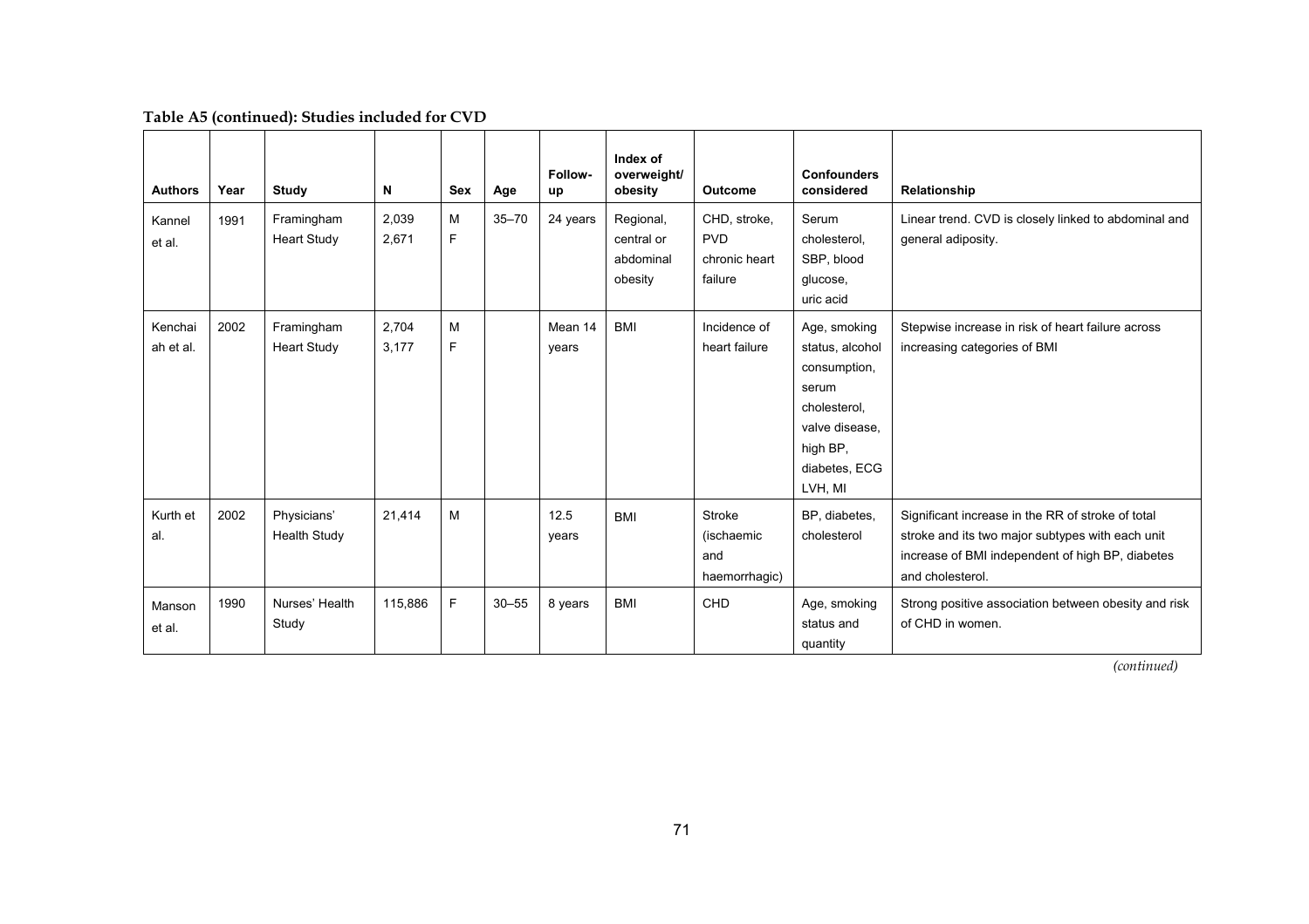**Table A5 (continued): Studies included for CVD**

| Authors | Year | Study | N | Sex | Age | Follow-up | Index of overweight/ obesity | Outcome | Confounders considered | Relationship |
|---|---|---|---|---|---|---|---|---|---|---|
| Kannel et al. | 1991 | Framingham Heart Study | 2,039<br>2,671 | M<br>F | 35–70 | 24 years | Regional, central or abdominal obesity | CHD, stroke, PVD chronic heart failure | Serum cholesterol, SBP, blood glucose, uric acid | Linear trend. CVD is closely linked to abdominal and general adiposity. |
| Kenchaiah et al. | 2002 | Framingham Heart Study | 2,704<br>3,177 | M<br>F | | Mean 14 years | BMI | Incidence of heart failure | Age, smoking status, alcohol consumption, serum cholesterol, valve disease, high BP, diabetes, ECG LVH, MI | Stepwise increase in risk of heart failure across increasing categories of BMI |
| Kurth et al. | 2002 | Physicians' Health Study | 21,414 | M | | 12.5 years | BMI | Stroke (ischaemic and haemorrhagic) | BP, diabetes, cholesterol | Significant increase in the RR of stroke of total stroke and its two major subtypes with each unit increase of BMI independent of high BP, diabetes and cholesterol. |
| Manson et al. | 1990 | Nurses' Health Study | 115,886 | F | 30–55 | 8 years | BMI | CHD | Age, smoking status and quantity | Strong positive association between obesity and risk of CHD in women. |

*(continued)*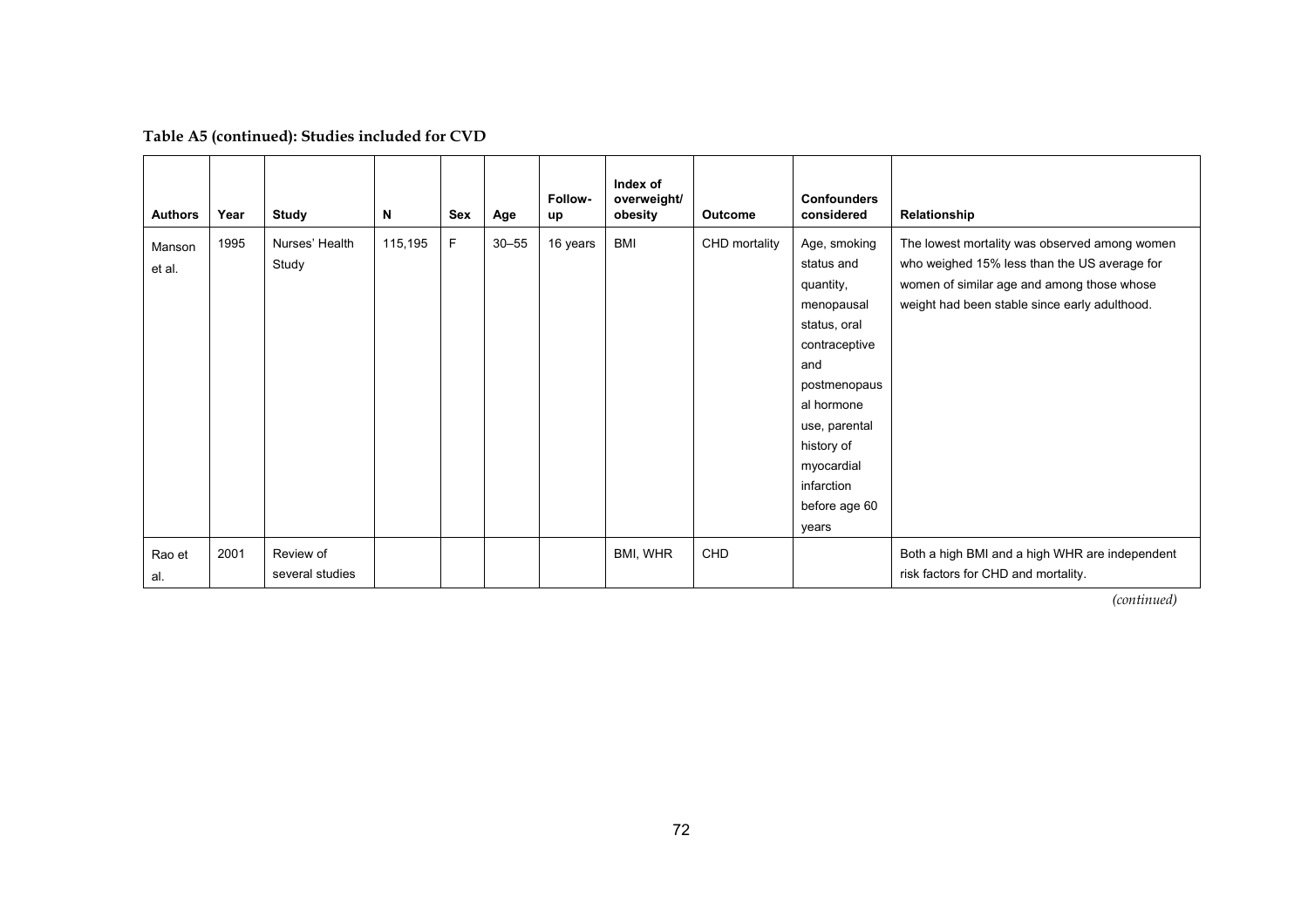**Table A5 (continued): Studies included for CVD**

| Authors | Year | Study | N | Sex | Age | Follow-up | Index of overweight/ obesity | Outcome | Confounders considered | Relationship |
|---|---|---|---|---|---|---|---|---|---|---|
| Manson et al. | 1995 | Nurses' Health Study | 115,195 | F | 30–55 | 16 years | BMI | CHD mortality | Age, smoking status and quantity, menopausal status, oral contraceptive and postmenopausal hormone use, parental history of myocardial infarction before age 60 years | The lowest mortality was observed among women who weighed 15% less than the US average for women of similar age and among those whose weight had been stable since early adulthood. |
| Rao et al. | 2001 | Review of several studies | | | | | BMI, WHR | CHD | | Both a high BMI and a high WHR are independent risk factors for CHD and mortality. |

*(continued)*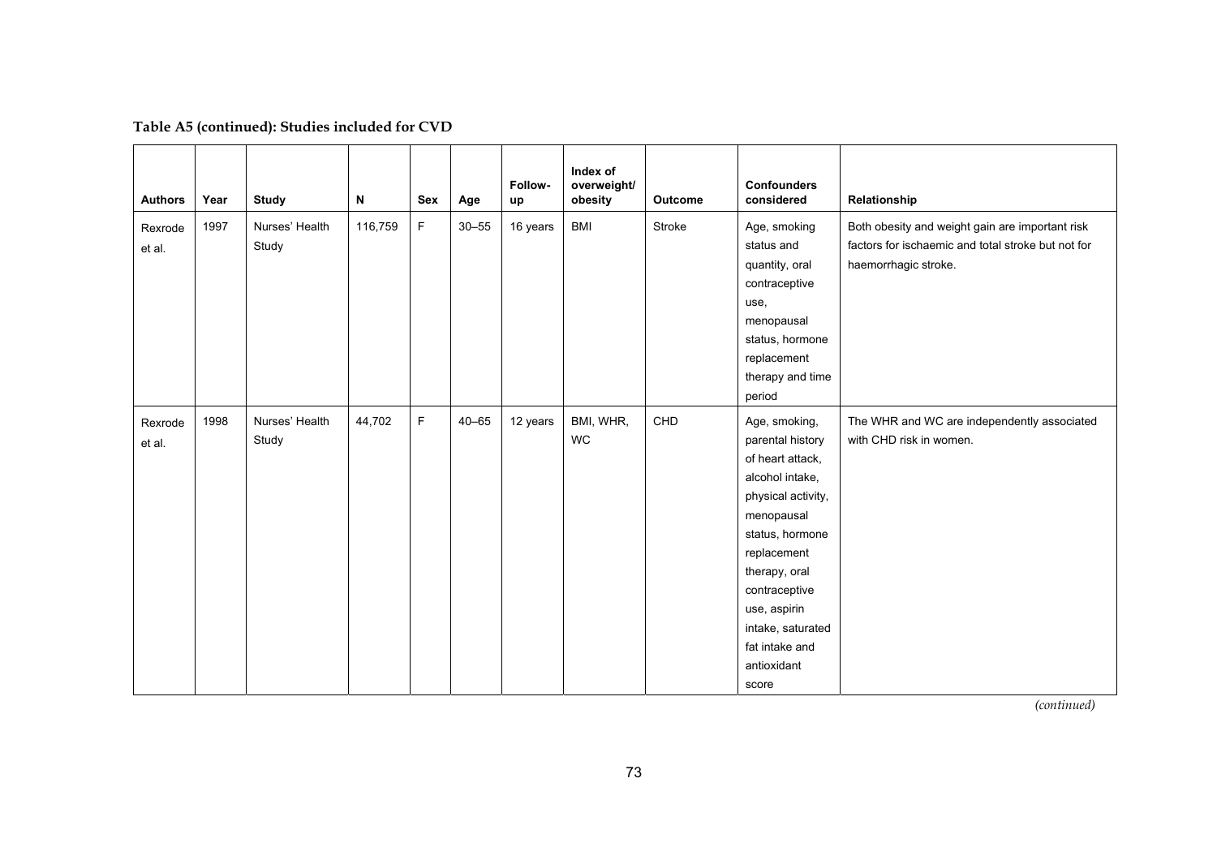**Table A5 (continued): Studies included for CVD**

| Authors | Year | Study | N | Sex | Age | Follow-up | Index of overweight/ obesity | Outcome | Confounders considered | Relationship |
|---|---|---|---|---|---|---|---|---|---|---|
| Rexrode et al. | 1997 | Nurses' Health Study | 116,759 | F | 30–55 | 16 years | BMI | Stroke | Age, smoking status and quantity, oral contraceptive use, menopausal status, hormone replacement therapy and time period | Both obesity and weight gain are important risk factors for ischaemic and total stroke but not for haemorrhagic stroke. |
| Rexrode et al. | 1998 | Nurses' Health Study | 44,702 | F | 40–65 | 12 years | BMI, WHR, WC | CHD | Age, smoking, parental history of heart attack, alcohol intake, physical activity, menopausal status, hormone replacement therapy, oral contraceptive use, aspirin intake, saturated fat intake and antioxidant score | The WHR and WC are independently associated with CHD risk in women. |

*(continued)*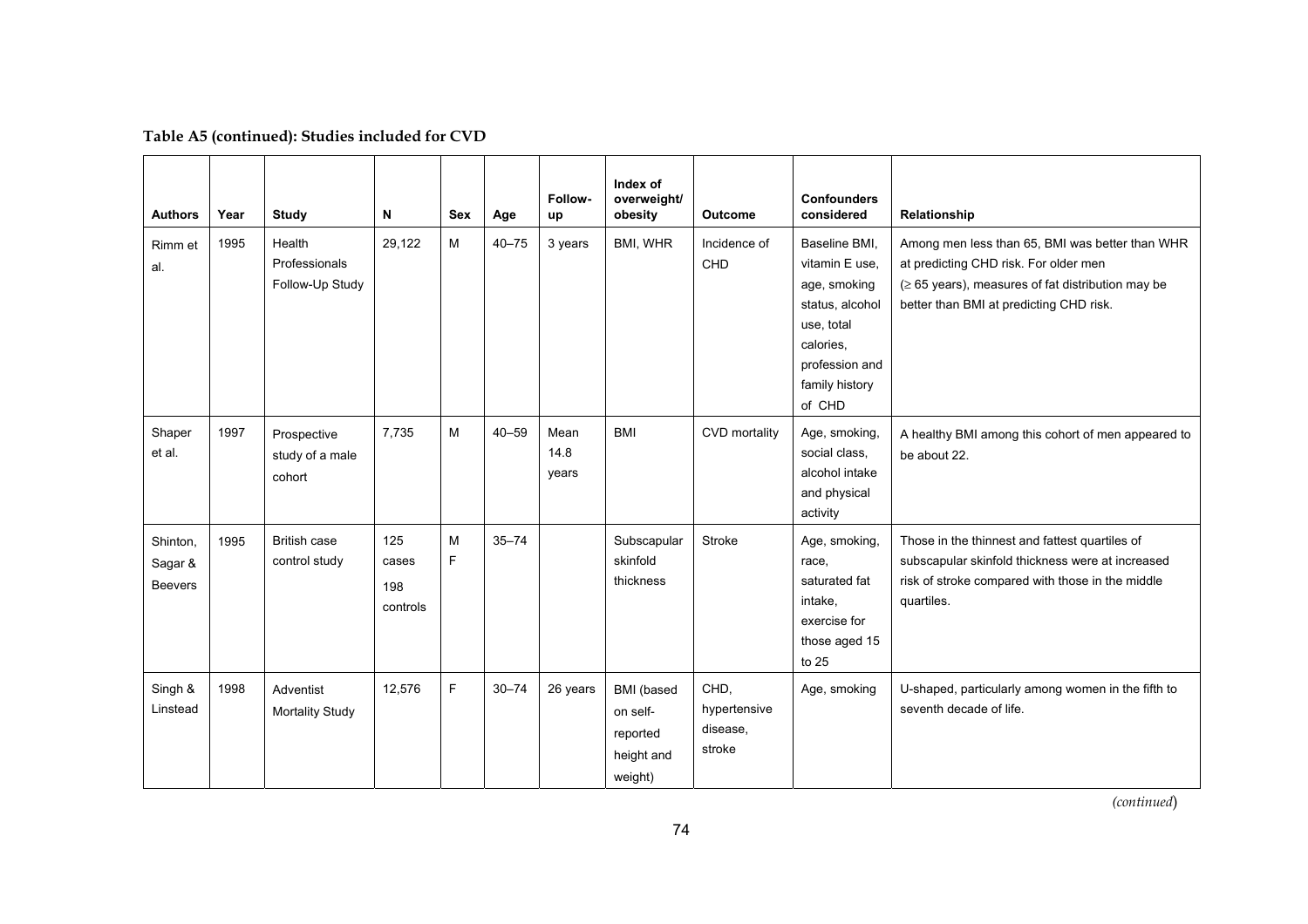**Table A5 (continued): Studies included for CVD**

| Authors | Year | Study | N | Sex | Age | Follow-up | Index of overweight/ obesity | Outcome | Confounders considered | Relationship |
|---|---|---|---|---|---|---|---|---|---|---|
| Rimm et al. | 1995 | Health Professionals Follow-Up Study | 29,122 | M | 40–75 | 3 years | BMI, WHR | Incidence of CHD | Baseline BMI, vitamin E use, age, smoking status, alcohol use, total calories, profession and family history of CHD | Among men less than 65, BMI was better than WHR at predicting CHD risk. For older men ($\geq$ 65 years), measures of fat distribution may be better than BMI at predicting CHD risk. |
| Shaper et al. | 1997 | Prospective study of a male cohort | 7,735 | M | 40–59 | Mean 14.8 years | BMI | CVD mortality | Age, smoking, social class, alcohol intake and physical activity | A healthy BMI among this cohort of men appeared to be about 22. |
| Shinton, Sagar & Beevers | 1995 | British case control study | 125 cases 198 controls | M F | 35–74 | | Subscapular skinfold thickness | Stroke | Age, smoking, race, saturated fat intake, exercise for those aged 15 to 25 | Those in the thinnest and fattest quartiles of subscapular skinfold thickness were at increased risk of stroke compared with those in the middle quartiles. |
| Singh & Linstead | 1998 | Adventist Mortality Study | 12,576 | F | 30–74 | 26 years | BMI (based on self-reported height and weight) | CHD, hypertensive disease, stroke | Age, smoking | U-shaped, particularly among women in the fifth to seventh decade of life. |

*(continued)*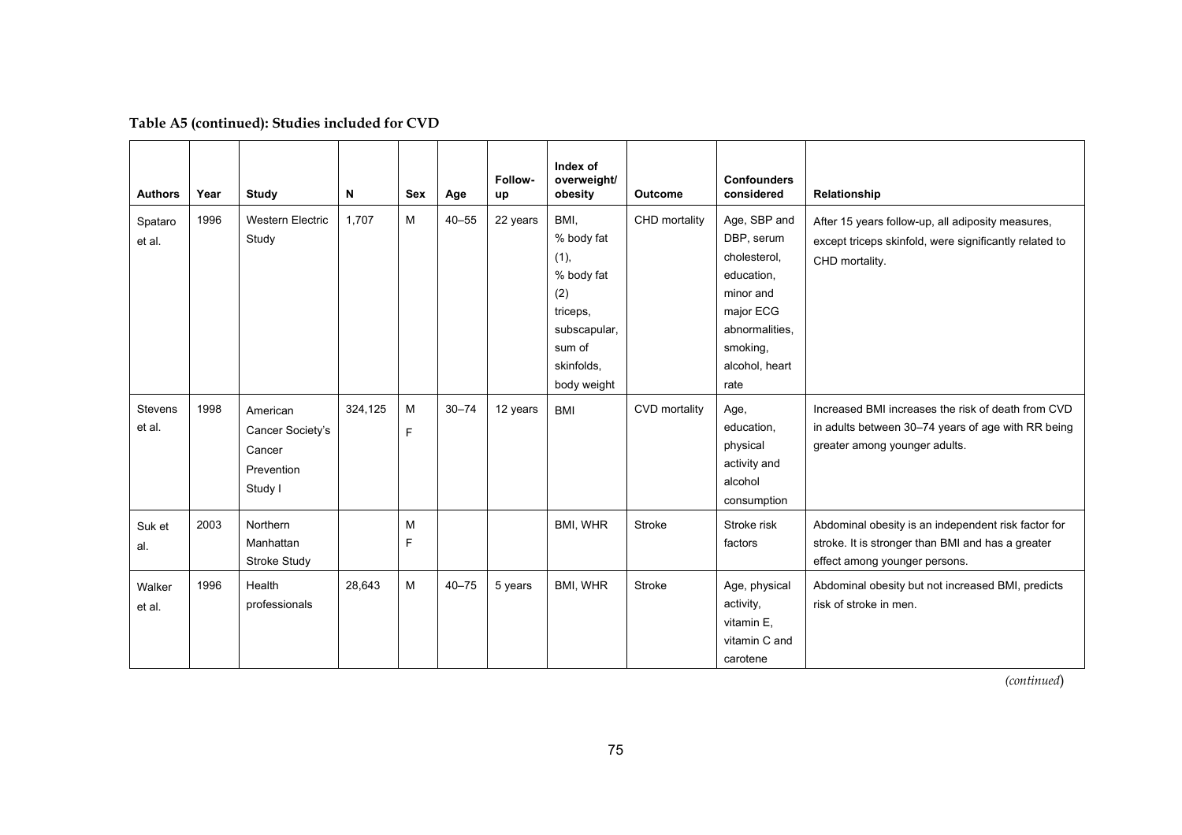**Table A5 (continued): Studies included for CVD**

| Authors | Year | Study | N | Sex | Age | Follow-up | Index of overweight/ obesity | Outcome | Confounders considered | Relationship |
|---|---|---|---|---|---|---|---|---|---|---|
| Spataro et al. | 1996 | Western Electric Study | 1,707 | M | 40–55 | 22 years | BMI, % body fat (1), % body fat (2) triceps, subscapular, sum of skinfolds, body weight | CHD mortality | Age, SBP and DBP, serum cholesterol, education, minor and major ECG abnormalities, smoking, alcohol, heart rate | After 15 years follow-up, all adiposity measures, except triceps skinfold, were significantly related to CHD mortality. |
| Stevens et al. | 1998 | American Cancer Society's Cancer Prevention Study I | 324,125 | M F | 30–74 | 12 years | BMI | CVD mortality | Age, education, physical activity and alcohol consumption | Increased BMI increases the risk of death from CVD in adults between 30–74 years of age with RR being greater among younger adults. |
| Suk et al. | 2003 | Northern Manhattan Stroke Study | | M F | | | BMI, WHR | Stroke | Stroke risk factors | Abdominal obesity is an independent risk factor for stroke. It is stronger than BMI and has a greater effect among younger persons. |
| Walker et al. | 1996 | Health professionals | 28,643 | M | 40–75 | 5 years | BMI, WHR | Stroke | Age, physical activity, vitamin E, vitamin C and carotene | Abdominal obesity but not increased BMI, predicts risk of stroke in men. |

*(continued)*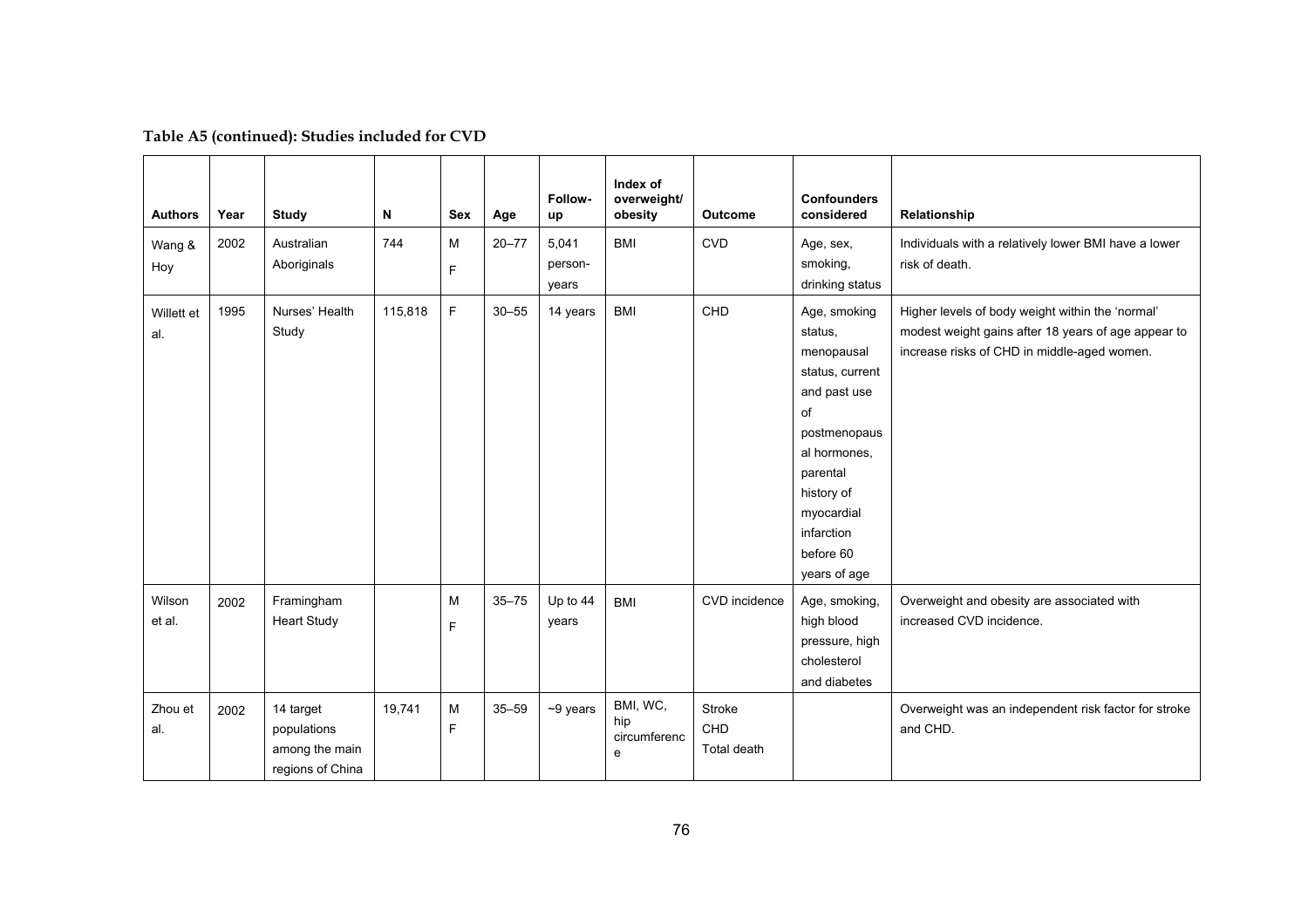**Table A5 (continued): Studies included for CVD**

| Authors | Year | Study | N | Sex | Age | Follow-up | Index of overweight/ obesity | Outcome | Confounders considered | Relationship |
|---|---|---|---|---|---|---|---|---|---|---|
| Wang & Hoy | 2002 | Australian Aboriginals | 744 | M F | 20–77 | 5,041 person-years | BMI | CVD | Age, sex, smoking, drinking status | Individuals with a relatively lower BMI have a lower risk of death. |
| Willett et al. | 1995 | Nurses' Health Study | 115,818 | F | 30–55 | 14 years | BMI | CHD | Age, smoking status, menopausal status, current and past use of postmenopausal hormones, parental history of myocardial infarction before 60 years of age | Higher levels of body weight within the 'normal' modest weight gains after 18 years of age appear to increase risks of CHD in middle-aged women. |
| Wilson et al. | 2002 | Framingham Heart Study | | M F | 35–75 | Up to 44 years | BMI | CVD incidence | Age, smoking, high blood pressure, high cholesterol and diabetes | Overweight and obesity are associated with increased CVD incidence. |
| Zhou et al. | 2002 | 14 target populations among the main regions of China | 19,741 | M F | 35–59 | ~9 years | BMI, WC, hip circumference | Stroke CHD Total death | | Overweight was an independent risk factor for stroke and CHD. |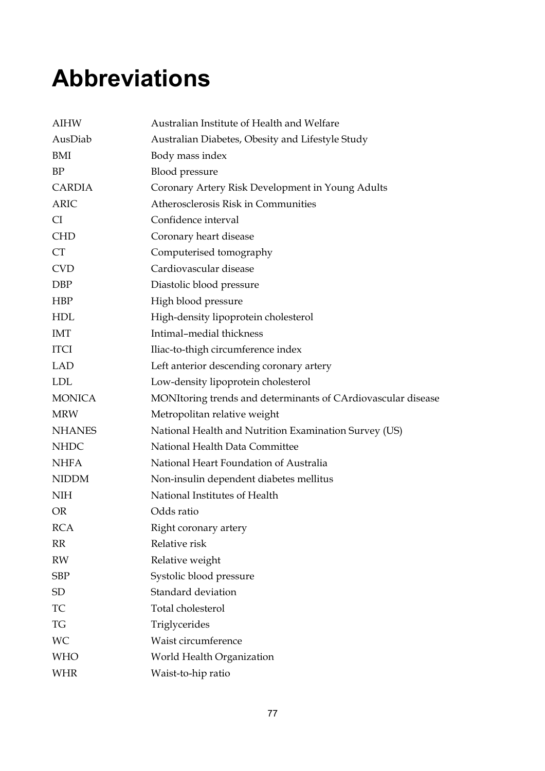# Abbreviations

| | |
|---|---|
| AIHW | Australian Institute of Health and Welfare |
| AusDiab | Australian Diabetes, Obesity and Lifestyle Study |
| BMI | Body mass index |
| BP | Blood pressure |
| CARDIA | Coronary Artery Risk Development in Young Adults |
| ARIC | Atherosclerosis Risk in Communities |
| CI | Confidence interval |
| CHD | Coronary heart disease |
| CT | Computerised tomography |
| CVD | Cardiovascular disease |
| DBP | Diastolic blood pressure |
| HBP | High blood pressure |
| HDL | High-density lipoprotein cholesterol |
| IMT | Intimal–medial thickness |
| ITCI | Iliac-to-thigh circumference index |
| LAD | Left anterior descending coronary artery |
| LDL | Low-density lipoprotein cholesterol |
| MONICA | MONItoring trends and determinants of CArdiovascular disease |
| MRW | Metropolitan relative weight |
| NHANES | National Health and Nutrition Examination Survey (US) |
| NHDC | National Health Data Committee |
| NHFA | National Heart Foundation of Australia |
| NIDDM | Non-insulin dependent diabetes mellitus |
| NIH | National Institutes of Health |
| OR | Odds ratio |
| RCA | Right coronary artery |
| RR | Relative risk |
| RW | Relative weight |
| SBP | Systolic blood pressure |
| SD | Standard deviation |
| TC | Total cholesterol |
| TG | Triglycerides |
| WC | Waist circumference |
| WHO | World Health Organization |
| WHR | Waist-to-hip ratio |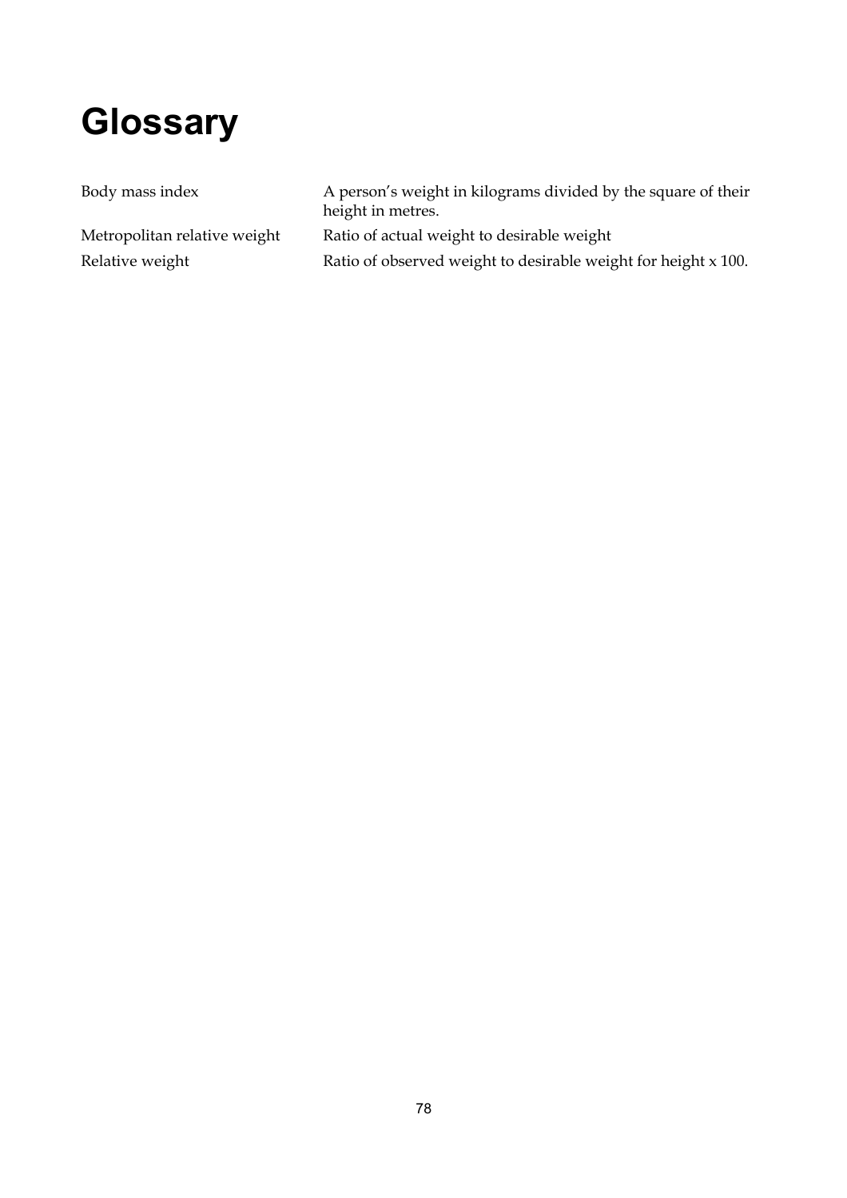# Glossary

| | |
|---|---|
| Body mass index | A person's weight in kilograms divided by the square of their height in metres. |
| Metropolitan relative weight | Ratio of actual weight to desirable weight |
| Relative weight | Ratio of observed weight to desirable weight for height x 100. |